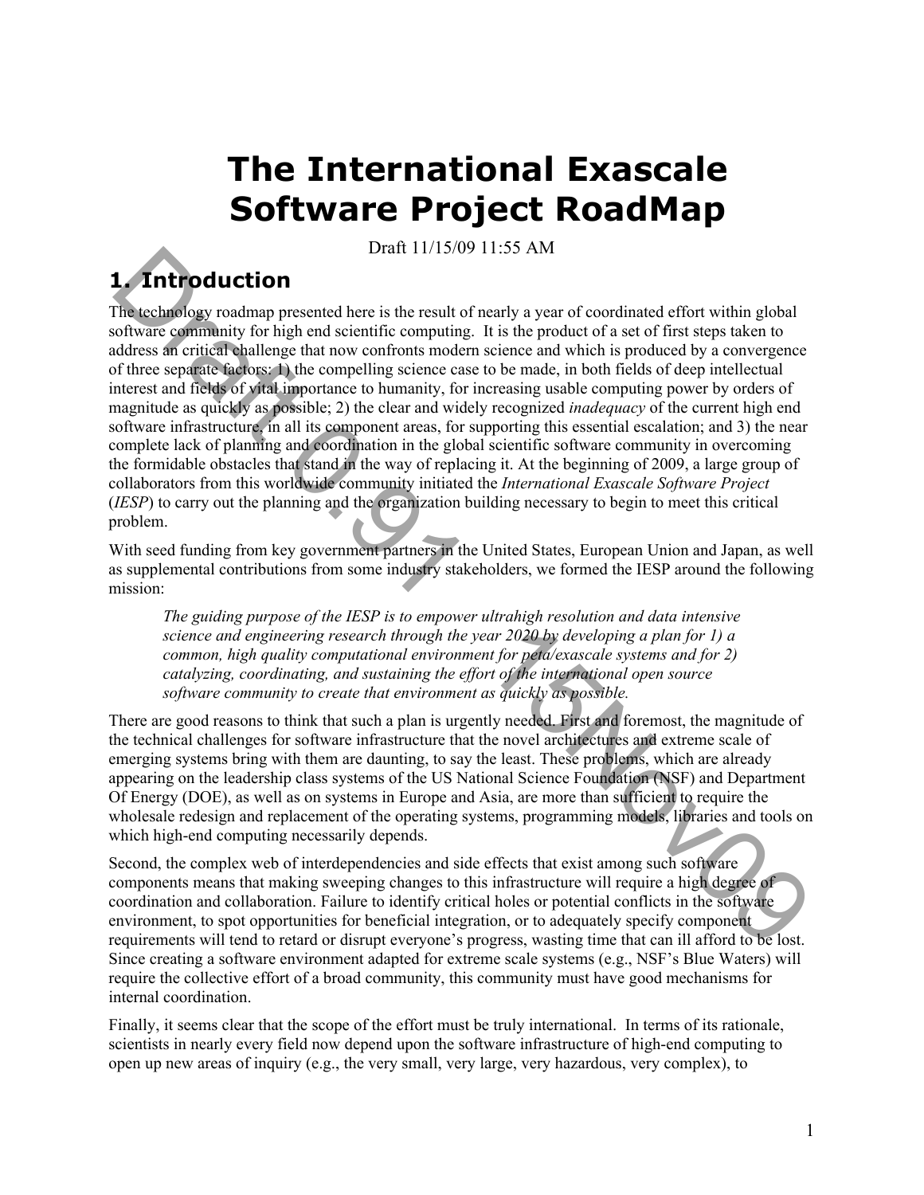# The International Exascale Software Project RoadMap

Draft 11/15/09 11:55 AM

## 1. Introduction

The technology roadmap presented here is the result of nearly a year of coordinated effort within global software community for high end scientific computing. It is the product of a set of first steps taken to address an critical challenge that now confronts modern science and which is produced by a convergence of three separate factors: 1) the compelling science case to be made, in both fields of deep intellectual interest and fields of vital importance to humanity, for increasing usable computing power by orders of magnitude as quickly as possible; 2) the clear and widely recognized *inadequacy* of the current high end software infrastructure, in all its component areas, for supporting this essential escalation; and 3) the near complete lack of planning and coordination in the global scientific software community in overcoming the formidable obstacles that stand in the way of replacing it. At the beginning of 2009, a large group of collaborators from this worldwide community initiated the *International Exascale Software Project* (*IESP*) to carry out the planning and the organization building necessary to begin to meet this critical problem.

With seed funding from key government partners in the United States, European Union and Japan, as well as supplemental contributions from some industry stakeholders, we formed the IESP around the following mission:

> *The guiding purpose of the IESP is to empower ultrahigh resolution and data intensive science and engineering research through the year 2020 by developing a plan for 1) a common, high quality computational environment for peta/exascale systems and for 2) catalyzing, coordinating, and sustaining the effort of the international open source software community to create that environment as quickly as possible.*

There are good reasons to think that such a plan is urgently needed. First and foremost, the magnitude of the technical challenges for software infrastructure that the novel architectures and extreme scale of emerging systems bring with them are daunting, to say the least. These problems, which are already appearing on the leadership class systems of the US National Science Foundation (NSF) and Department Of Energy (DOE), as well as on systems in Europe and Asia, are more than sufficient to require the wholesale redesign and replacement of the operating systems, programming models, libraries and tools on which high-end computing necessarily depends.

Second, the complex web of interdependencies and side effects that exist among such software components means that making sweeping changes to this infrastructure will require a high degree of coordination and collaboration. Failure to identify critical holes or potential conflicts in the software environment, to spot opportunities for beneficial integration, or to adequately specify component requirements will tend to retard or disrupt everyone's progress, wasting time that can ill afford to be lost. Since creating a software environment adapted for extreme scale systems (e.g., NSF's Blue Waters) will require the collective effort of a broad community, this community must have good mechanisms for internal coordination.

Finally, it seems clear that the scope of the effort must be truly international. In terms of its rationale, scientists in nearly every field now depend upon the software infrastructure of high-end computing to open up new areas of inquiry (e.g., the very small, very large, very hazardous, very complex), to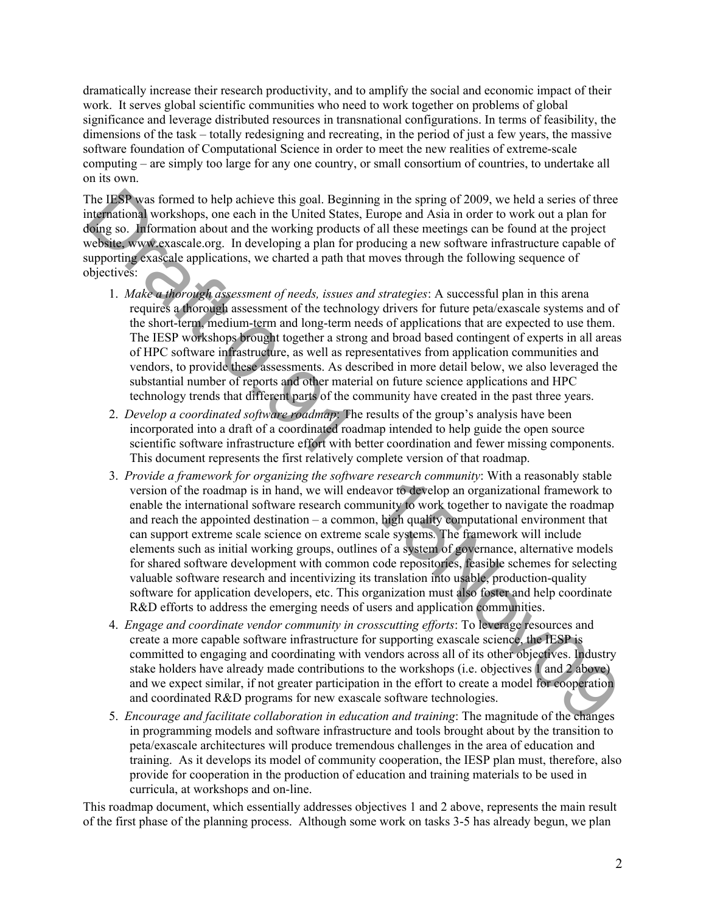dramatically increase their research productivity, and to amplify the social and economic impact of their work. It serves global scientific communities who need to work together on problems of global significance and leverage distributed resources in transnational configurations. In terms of feasibility, the dimensions of the task – totally redesigning and recreating, in the period of just a few years, the massive software foundation of Computational Science in order to meet the new realities of extreme-scale computing – are simply too large for any one country, or small consortium of countries, to undertake all on its own.

The IESP was formed to help achieve this goal. Beginning in the spring of 2009, we held a series of three international workshops, one each in the United States, Europe and Asia in order to work out a plan for doing so. Information about and the working products of all these meetings can be found at the project website, www.exascale.org. In developing a plan for producing a new software infrastructure capable of supporting exascale applications, we charted a path that moves through the following sequence of objectives:

1. *Make a thorough assessment of needs, issues and strategies*: A successful plan in this arena requires a thorough assessment of the technology drivers for future peta/exascale systems and of the short-term, medium-term and long-term needs of applications that are expected to use them. The IESP workshops brought together a strong and broad based contingent of experts in all areas of HPC software infrastructure, as well as representatives from application communities and vendors, to provide these assessments. As described in more detail below, we also leveraged the substantial number of reports and other material on future science applications and HPC technology trends that different parts of the community have created in the past three years.
2. *Develop a coordinated software roadmap*: The results of the group's analysis have been incorporated into a draft of a coordinated roadmap intended to help guide the open source scientific software infrastructure effort with better coordination and fewer missing components. This document represents the first relatively complete version of that roadmap.
3. *Provide a framework for organizing the software research community*: With a reasonably stable version of the roadmap is in hand, we will endeavor to develop an organizational framework to enable the international software research community to work together to navigate the roadmap and reach the appointed destination – a common, high quality computational environment that can support extreme scale science on extreme scale systems. The framework will include elements such as initial working groups, outlines of a system of governance, alternative models for shared software development with common code repositories, feasible schemes for selecting valuable software research and incentivizing its translation into usable, production-quality software for application developers, etc. This organization must also foster and help coordinate R&D efforts to address the emerging needs of users and application communities.
4. *Engage and coordinate vendor community in crosscutting efforts*: To leverage resources and create a more capable software infrastructure for supporting exascale science, the IESP is committed to engaging and coordinating with vendors across all of its other objectives. Industry stake holders have already made contributions to the workshops (i.e. objectives 1 and 2 above) and we expect similar, if not greater participation in the effort to create a model for cooperation and coordinated R&D programs for new exascale software technologies.
5. *Encourage and facilitate collaboration in education and training*: The magnitude of the changes in programming models and software infrastructure and tools brought about by the transition to peta/exascale architectures will produce tremendous challenges in the area of education and training. As it develops its model of community cooperation, the IESP plan must, therefore, also provide for cooperation in the production of education and training materials to be used in curricula, at workshops and on-line.

This roadmap document, which essentially addresses objectives 1 and 2 above, represents the main result of the first phase of the planning process. Although some work on tasks 3-5 has already begun, we plan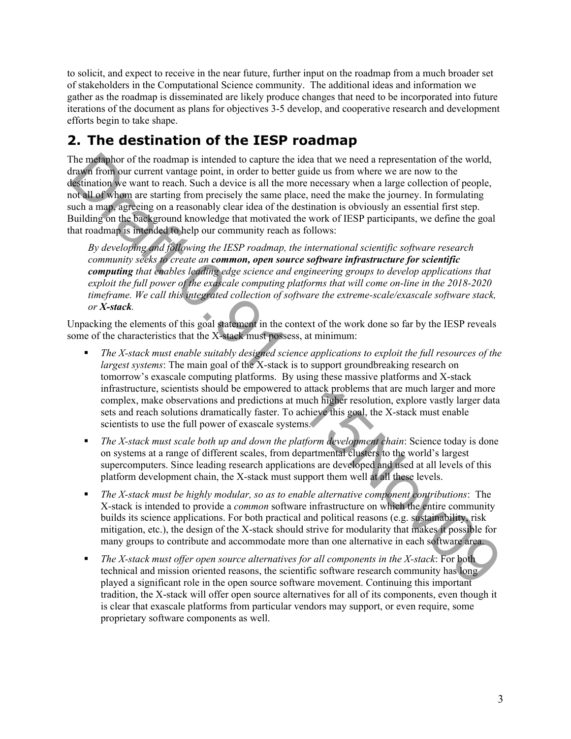to solicit, and expect to receive in the near future, further input on the roadmap from a much broader set of stakeholders in the Computational Science community. The additional ideas and information we gather as the roadmap is disseminated are likely produce changes that need to be incorporated into future iterations of the document as plans for objectives 3-5 develop, and cooperative research and development efforts begin to take shape.

## 2. The destination of the IESP roadmap

The metaphor of the roadmap is intended to capture the idea that we need a representation of the world, drawn from our current vantage point, in order to better guide us from where we are now to the destination we want to reach. Such a device is all the more necessary when a large collection of people, not all of whom are starting from precisely the same place, need the make the journey. In formulating such a map, agreeing on a reasonably clear idea of the destination is obviously an essential first step. Building on the background knowledge that motivated the work of IESP participants, we define the goal that roadmap is intended to help our community reach as follows:

> *By developing and following the IESP roadmap, the international scientific software research community seeks to create an* ***common, open source software infrastructure for scientific computing*** *that enables leading edge science and engineering groups to develop applications that exploit the full power of the exascale computing platforms that will come on-line in the 2018-2020 timeframe. We call this integrated collection of software the extreme-scale/exascale software stack, or* ***X-stack****.*

Unpacking the elements of this goal statement in the context of the work done so far by the IESP reveals some of the characteristics that the X-stack must possess, at minimum:

- *The X-stack must enable suitably designed science applications to exploit the full resources of the largest systems*: The main goal of the X-stack is to support groundbreaking research on tomorrow's exascale computing platforms. By using these massive platforms and X-stack infrastructure, scientists should be empowered to attack problems that are much larger and more complex, make observations and predictions at much higher resolution, explore vastly larger data sets and reach solutions dramatically faster. To achieve this goal, the X-stack must enable scientists to use the full power of exascale systems.
- *The X-stack must scale both up and down the platform development chain*: Science today is done on systems at a range of different scales, from departmental clusters to the world's largest supercomputers. Since leading research applications are developed and used at all levels of this platform development chain, the X-stack must support them well at all these levels.
- *The X-stack must be highly modular, so as to enable alternative component contributions*: The X-stack is intended to provide a *common* software infrastructure on which the entire community builds its science applications. For both practical and political reasons (e.g. sustainability, risk mitigation, etc.), the design of the X-stack should strive for modularity that makes it possible for many groups to contribute and accommodate more than one alternative in each software area.
- *The X-stack must offer open source alternatives for all components in the X-stack*: For both technical and mission oriented reasons, the scientific software research community has long played a significant role in the open source software movement. Continuing this important tradition, the X-stack will offer open source alternatives for all of its components, even though it is clear that exascale platforms from particular vendors may support, or even require, some proprietary software components as well.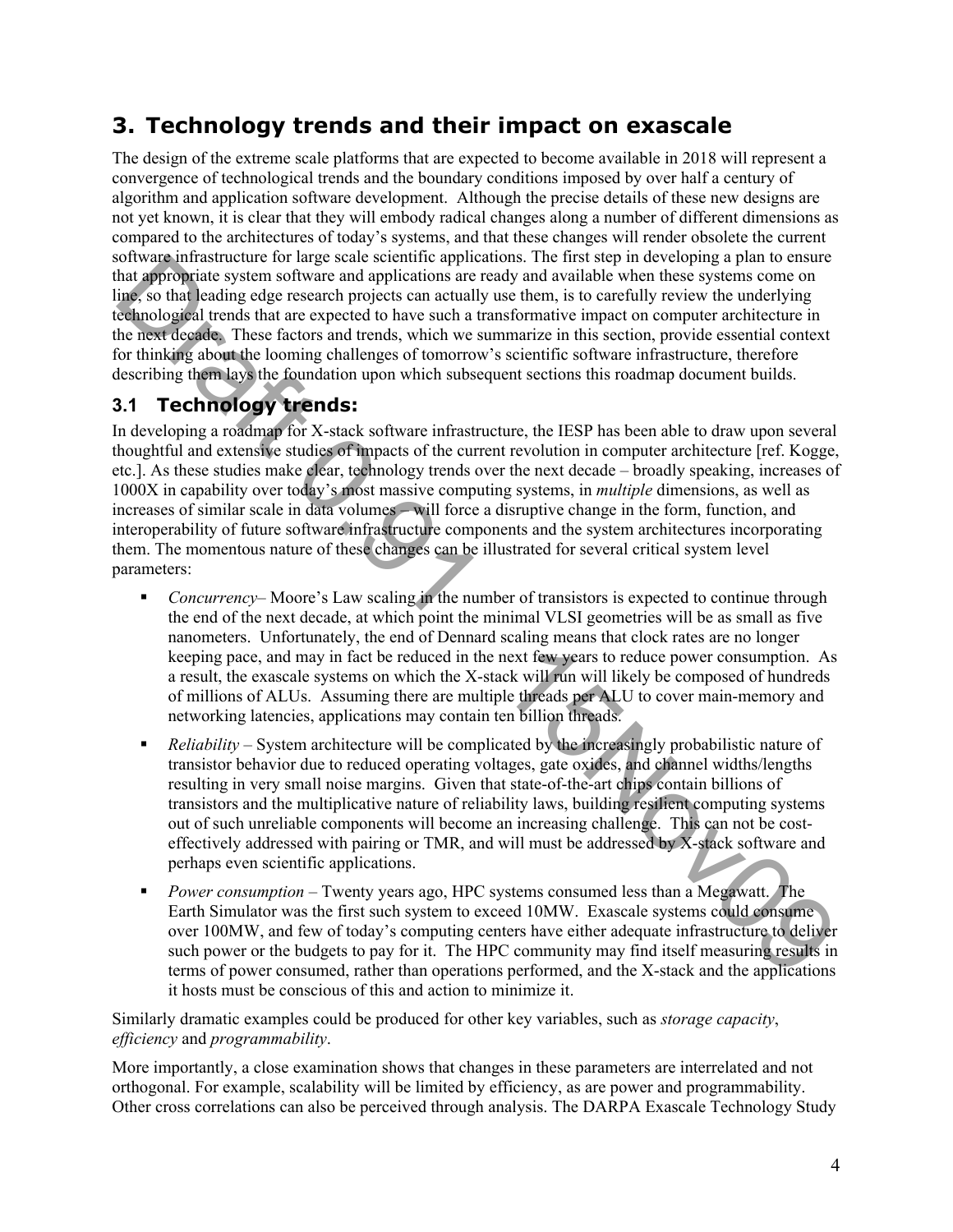# 3. Technology trends and their impact on exascale

The design of the extreme scale platforms that are expected to become available in 2018 will represent a convergence of technological trends and the boundary conditions imposed by over half a century of algorithm and application software development. Although the precise details of these new designs are not yet known, it is clear that they will embody radical changes along a number of different dimensions as compared to the architectures of today's systems, and that these changes will render obsolete the current software infrastructure for large scale scientific applications. The first step in developing a plan to ensure that appropriate system software and applications are ready and available when these systems come on line, so that leading edge research projects can actually use them, is to carefully review the underlying technological trends that are expected to have such a transformative impact on computer architecture in the next decade. These factors and trends, which we summarize in this section, provide essential context for thinking about the looming challenges of tomorrow's scientific software infrastructure, therefore describing them lays the foundation upon which subsequent sections this roadmap document builds.

## 3.1 Technology trends:

In developing a roadmap for X-stack software infrastructure, the IESP has been able to draw upon several thoughtful and extensive studies of impacts of the current revolution in computer architecture [ref. Kogge, etc.]. As these studies make clear, technology trends over the next decade – broadly speaking, increases of 1000X in capability over today's most massive computing systems, in *multiple* dimensions, as well as increases of similar scale in data volumes – will force a disruptive change in the form, function, and interoperability of future software infrastructure components and the system architectures incorporating them. The momentous nature of these changes can be illustrated for several critical system level parameters:

- *Concurrency*– Moore's Law scaling in the number of transistors is expected to continue through the end of the next decade, at which point the minimal VLSI geometries will be as small as five nanometers. Unfortunately, the end of Dennard scaling means that clock rates are no longer keeping pace, and may in fact be reduced in the next few years to reduce power consumption. As a result, the exascale systems on which the X-stack will run will likely be composed of hundreds of millions of ALUs. Assuming there are multiple threads per ALU to cover main-memory and networking latencies, applications may contain ten billion threads.
- *Reliability* – System architecture will be complicated by the increasingly probabilistic nature of transistor behavior due to reduced operating voltages, gate oxides, and channel widths/lengths resulting in very small noise margins. Given that state-of-the-art chips contain billions of transistors and the multiplicative nature of reliability laws, building resilient computing systems out of such unreliable components will become an increasing challenge. This can not be cost-effectively addressed with pairing or TMR, and will must be addressed by X-stack software and perhaps even scientific applications.
- *Power consumption* – Twenty years ago, HPC systems consumed less than a Megawatt. The Earth Simulator was the first such system to exceed 10MW. Exascale systems could consume over 100MW, and few of today's computing centers have either adequate infrastructure to deliver such power or the budgets to pay for it. The HPC community may find itself measuring results in terms of power consumed, rather than operations performed, and the X-stack and the applications it hosts must be conscious of this and action to minimize it.

Similarly dramatic examples could be produced for other key variables, such as *storage capacity*, *efficiency* and *programmability*.

More importantly, a close examination shows that changes in these parameters are interrelated and not orthogonal. For example, scalability will be limited by efficiency, as are power and programmability. Other cross correlations can also be perceived through analysis. The DARPA Exascale Technology Study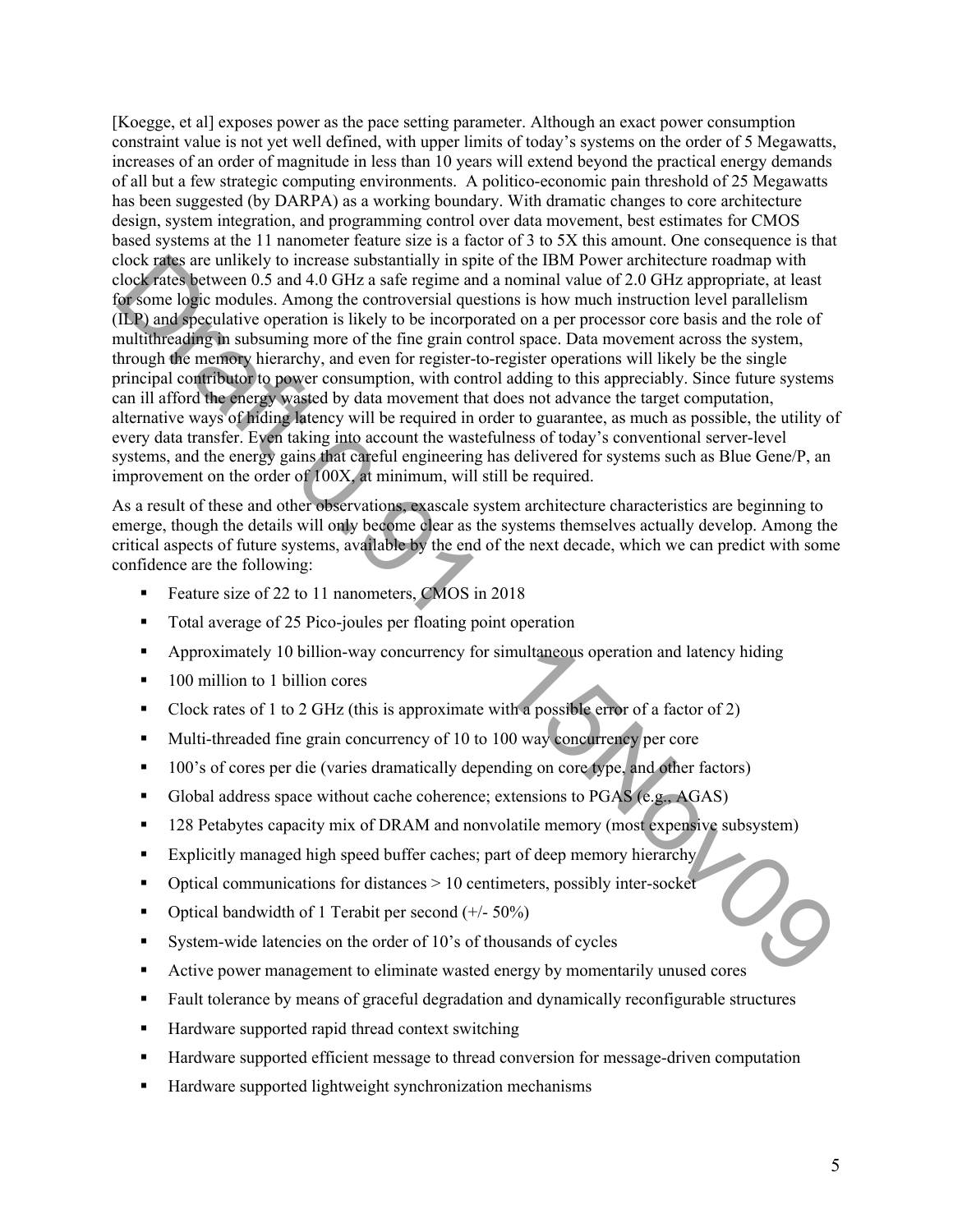[Koegge, et al] exposes power as the pace setting parameter. Although an exact power consumption constraint value is not yet well defined, with upper limits of today's systems on the order of 5 Megawatts, increases of an order of magnitude in less than 10 years will extend beyond the practical energy demands of all but a few strategic computing environments. A politico-economic pain threshold of 25 Megawatts has been suggested (by DARPA) as a working boundary. With dramatic changes to core architecture design, system integration, and programming control over data movement, best estimates for CMOS based systems at the 11 nanometer feature size is a factor of 3 to 5X this amount. One consequence is that clock rates are unlikely to increase substantially in spite of the IBM Power architecture roadmap with clock rates between 0.5 and 4.0 GHz a safe regime and a nominal value of 2.0 GHz appropriate, at least for some logic modules. Among the controversial questions is how much instruction level parallelism (ILP) and speculative operation is likely to be incorporated on a per processor core basis and the role of multithreading in subsuming more of the fine grain control space. Data movement across the system, through the memory hierarchy, and even for register-to-register operations will likely be the single principal contributor to power consumption, with control adding to this appreciably. Since future systems can ill afford the energy wasted by data movement that does not advance the target computation, alternative ways of hiding latency will be required in order to guarantee, as much as possible, the utility of every data transfer. Even taking into account the wastefulness of today's conventional server-level systems, and the energy gains that careful engineering has delivered for systems such as Blue Gene/P, an improvement on the order of 100X, at minimum, will still be required.

As a result of these and other observations, exascale system architecture characteristics are beginning to emerge, though the details will only become clear as the systems themselves actually develop. Among the critical aspects of future systems, available by the end of the next decade, which we can predict with some confidence are the following:

- Feature size of 22 to 11 nanometers, CMOS in 2018
- Total average of 25 Pico-joules per floating point operation
- Approximately 10 billion-way concurrency for simultaneous operation and latency hiding
- 100 million to 1 billion cores
- Clock rates of 1 to 2 GHz (this is approximate with a possible error of a factor of 2)
- Multi-threaded fine grain concurrency of 10 to 100 way concurrency per core
- 100's of cores per die (varies dramatically depending on core type, and other factors)
- Global address space without cache coherence; extensions to PGAS (e.g., AGAS)
- 128 Petabytes capacity mix of DRAM and nonvolatile memory (most expensive subsystem)
- Explicitly managed high speed buffer caches; part of deep memory hierarchy
- Optical communications for distances > 10 centimeters, possibly inter-socket
- Optical bandwidth of 1 Terabit per second (+/- 50%)
- System-wide latencies on the order of 10's of thousands of cycles
- Active power management to eliminate wasted energy by momentarily unused cores
- Fault tolerance by means of graceful degradation and dynamically reconfigurable structures
- Hardware supported rapid thread context switching
- Hardware supported efficient message to thread conversion for message-driven computation
- Hardware supported lightweight synchronization mechanisms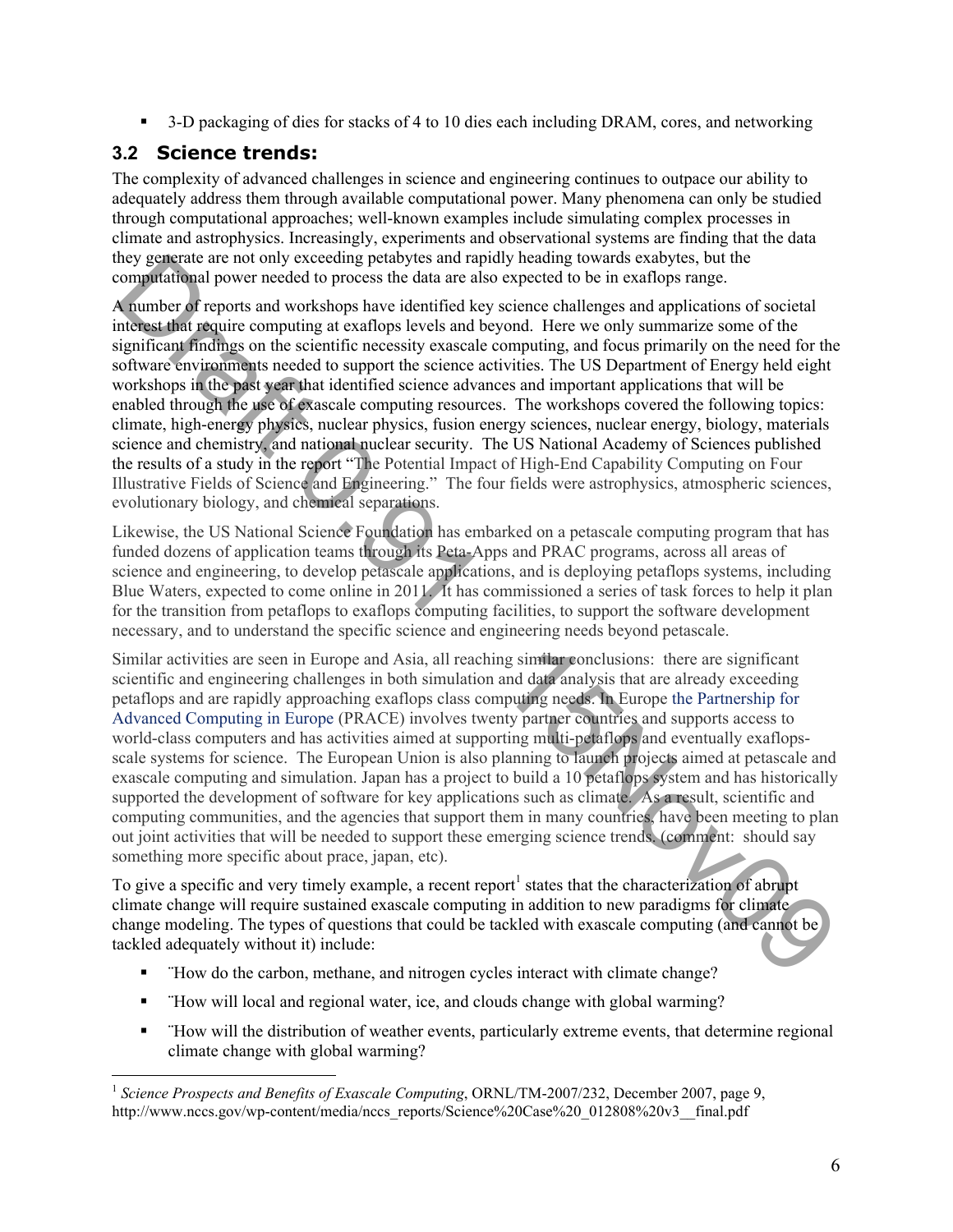- 3-D packaging of dies for stacks of 4 to 10 dies each including DRAM, cores, and networking

## 3.2 Science trends:

The complexity of advanced challenges in science and engineering continues to outpace our ability to adequately address them through available computational power. Many phenomena can only be studied through computational approaches; well-known examples include simulating complex processes in climate and astrophysics. Increasingly, experiments and observational systems are finding that the data they generate are not only exceeding petabytes and rapidly heading towards exabytes, but the computational power needed to process the data are also expected to be in exaflops range.

A number of reports and workshops have identified key science challenges and applications of societal interest that require computing at exaflops levels and beyond. Here we only summarize some of the significant findings on the scientific necessity exascale computing, and focus primarily on the need for the software environments needed to support the science activities. The US Department of Energy held eight workshops in the past year that identified science advances and important applications that will be enabled through the use of exascale computing resources. The workshops covered the following topics: climate, high-energy physics, nuclear physics, fusion energy sciences, nuclear energy, biology, materials science and chemistry, and national nuclear security. The US National Academy of Sciences published the results of a study in the report "The Potential Impact of High-End Capability Computing on Four Illustrative Fields of Science and Engineering." The four fields were astrophysics, atmospheric sciences, evolutionary biology, and chemical separations.

Likewise, the US National Science Foundation has embarked on a petascale computing program that has funded dozens of application teams through its Peta-Apps and PRAC programs, across all areas of science and engineering, to develop petascale applications, and is deploying petaflops systems, including Blue Waters, expected to come online in 2011. It has commissioned a series of task forces to help it plan for the transition from petaflops to exaflops computing facilities, to support the software development necessary, and to understand the specific science and engineering needs beyond petascale.

Similar activities are seen in Europe and Asia, all reaching similar conclusions: there are significant scientific and engineering challenges in both simulation and data analysis that are already exceeding petaflops and are rapidly approaching exaflops class computing needs. In Europe the Partnership for Advanced Computing in Europe (PRACE) involves twenty partner countries and supports access to world-class computers and has activities aimed at supporting multi-petaflops and eventually exaflops-scale systems for science. The European Union is also planning to launch projects aimed at petascale and exascale computing and simulation. Japan has a project to build a 10 petaflops system and has historically supported the development of software for key applications such as climate. As a result, scientific and computing communities, and the agencies that support them in many countries, have been meeting to plan out joint activities that will be needed to support these emerging science trends. (comment: should say something more specific about prace, japan, etc).

To give a specific and very timely example, a recent report[1] states that the characterization of abrupt climate change will require sustained exascale computing in addition to new paradigms for climate change modeling. The types of questions that could be tackled with exascale computing (and cannot be tackled adequately without it) include:

- ¨How do the carbon, methane, and nitrogen cycles interact with climate change?
- ¨How will local and regional water, ice, and clouds change with global warming?
- ¨How will the distribution of weather events, particularly extreme events, that determine regional climate change with global warming?

---

[1] *Science Prospects and Benefits of Exascale Computing*, ORNL/TM-2007/232, December 2007, page 9, http://www.nccs.gov/wp-content/media/nccs_reports/Science%20Case%20_012808%20v3__final.pdf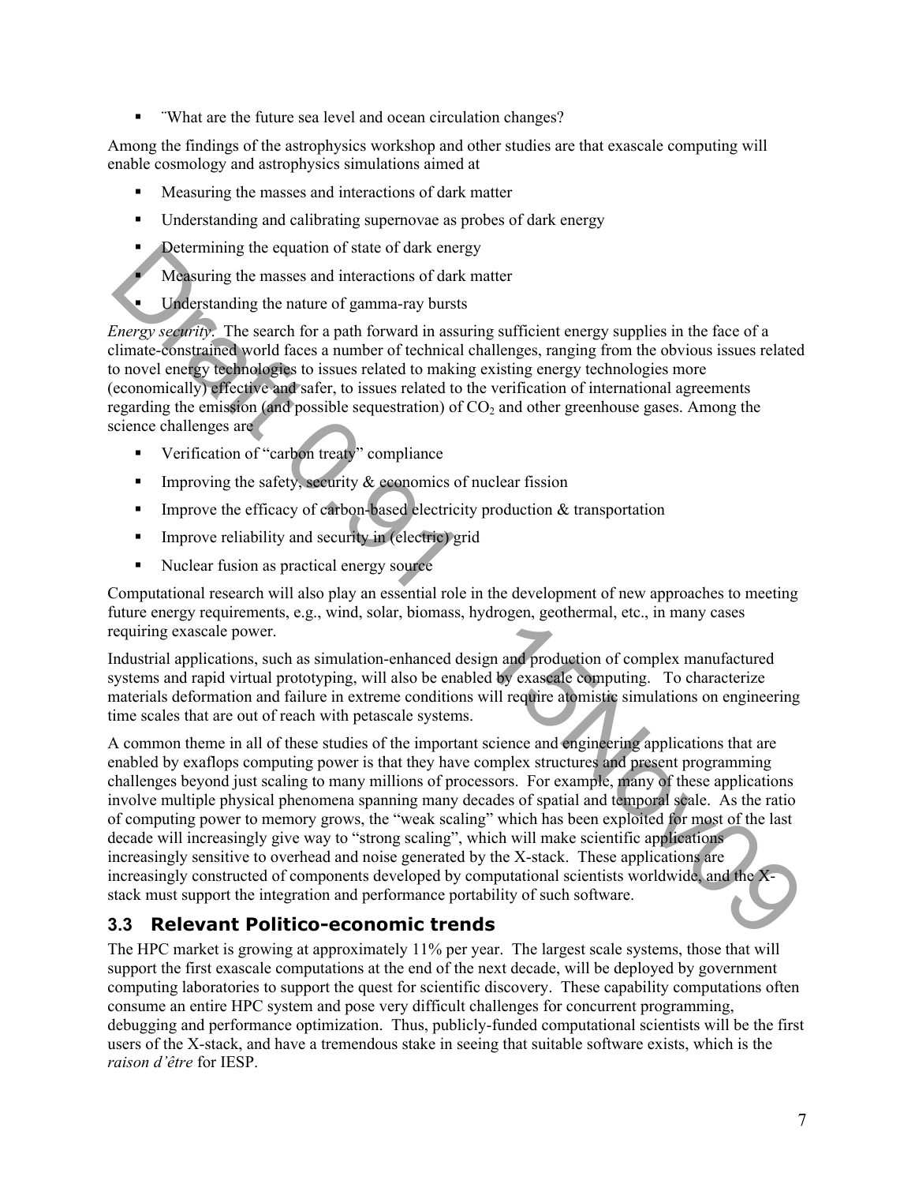- ¨What are the future sea level and ocean circulation changes?

Among the findings of the astrophysics workshop and other studies are that exascale computing will enable cosmology and astrophysics simulations aimed at

- Measuring the masses and interactions of dark matter
- Understanding and calibrating supernovae as probes of dark energy
- Determining the equation of state of dark energy
- Measuring the masses and interactions of dark matter
- Understanding the nature of gamma-ray bursts

*Energy security*. The search for a path forward in assuring sufficient energy supplies in the face of a climate-constrained world faces a number of technical challenges, ranging from the obvious issues related to novel energy technologies to issues related to making existing energy technologies more (economically) effective and safer, to issues related to the verification of international agreements regarding the emission (and possible sequestration) of $CO_2$ and other greenhouse gases. Among the science challenges are

- Verification of "carbon treaty" compliance
- Improving the safety, security & economics of nuclear fission
- Improve the efficacy of carbon-based electricity production & transportation
- Improve reliability and security in (electric) grid
- Nuclear fusion as practical energy source

Computational research will also play an essential role in the development of new approaches to meeting future energy requirements, e.g., wind, solar, biomass, hydrogen, geothermal, etc., in many cases requiring exascale power.

Industrial applications, such as simulation-enhanced design and production of complex manufactured systems and rapid virtual prototyping, will also be enabled by exascale computing. To characterize materials deformation and failure in extreme conditions will require atomistic simulations on engineering time scales that are out of reach with petascale systems.

A common theme in all of these studies of the important science and engineering applications that are enabled by exaflops computing power is that they have complex structures and present programming challenges beyond just scaling to many millions of processors. For example, many of these applications involve multiple physical phenomena spanning many decades of spatial and temporal scale. As the ratio of computing power to memory grows, the "weak scaling" which has been exploited for most of the last decade will increasingly give way to "strong scaling", which will make scientific applications increasingly sensitive to overhead and noise generated by the X-stack. These applications are increasingly constructed of components developed by computational scientists worldwide, and the X-stack must support the integration and performance portability of such software.

## 3.3 Relevant Politico-economic trends

The HPC market is growing at approximately 11% per year. The largest scale systems, those that will support the first exascale computations at the end of the next decade, will be deployed by government computing laboratories to support the quest for scientific discovery. These capability computations often consume an entire HPC system and pose very difficult challenges for concurrent programming, debugging and performance optimization. Thus, publicly-funded computational scientists will be the first users of the X-stack, and have a tremendous stake in seeing that suitable software exists, which is the *raison d'être* for IESP.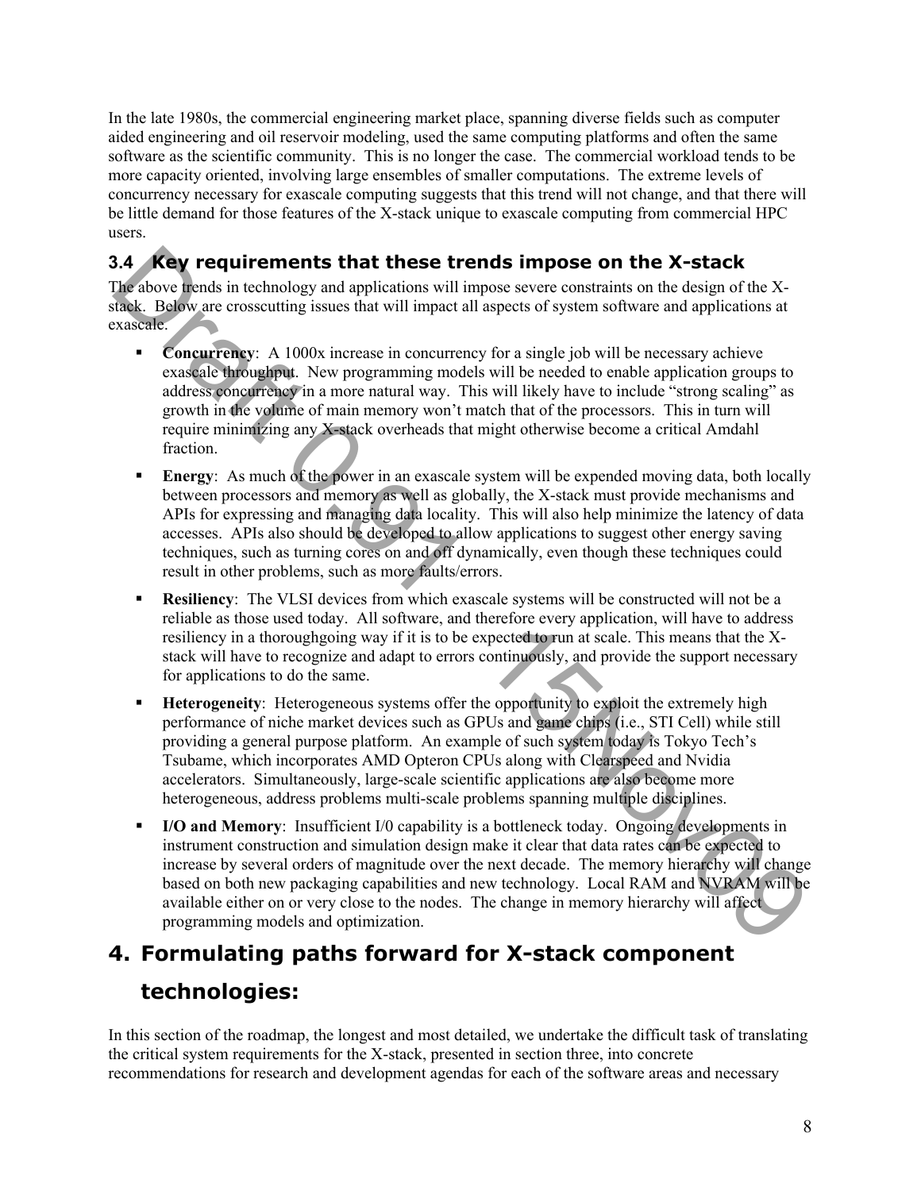In the late 1980s, the commercial engineering market place, spanning diverse fields such as computer aided engineering and oil reservoir modeling, used the same computing platforms and often the same software as the scientific community. This is no longer the case. The commercial workload tends to be more capacity oriented, involving large ensembles of smaller computations. The extreme levels of concurrency necessary for exascale computing suggests that this trend will not change, and that there will be little demand for those features of the X-stack unique to exascale computing from commercial HPC users.

### 3.4 Key requirements that these trends impose on the X-stack

The above trends in technology and applications will impose severe constraints on the design of the X-stack. Below are crosscutting issues that will impact all aspects of system software and applications at exascale.

- **Concurrency**: A 1000x increase in concurrency for a single job will be necessary achieve exascale throughput. New programming models will be needed to enable application groups to address concurrency in a more natural way. This will likely have to include "strong scaling" as growth in the volume of main memory won't match that of the processors. This in turn will require minimizing any X-stack overheads that might otherwise become a critical Amdahl fraction.
- **Energy**: As much of the power in an exascale system will be expended moving data, both locally between processors and memory as well as globally, the X-stack must provide mechanisms and APIs for expressing and managing data locality. This will also help minimize the latency of data accesses. APIs also should be developed to allow applications to suggest other energy saving techniques, such as turning cores on and off dynamically, even though these techniques could result in other problems, such as more faults/errors.
- **Resiliency**: The VLSI devices from which exascale systems will be constructed will not be a reliable as those used today. All software, and therefore every application, will have to address resiliency in a thoroughgoing way if it is to be expected to run at scale. This means that the X-stack will have to recognize and adapt to errors continuously, and provide the support necessary for applications to do the same.
- **Heterogeneity**: Heterogeneous systems offer the opportunity to exploit the extremely high performance of niche market devices such as GPUs and game chips (i.e., STI Cell) while still providing a general purpose platform. An example of such system today is Tokyo Tech's Tsubame, which incorporates AMD Opteron CPUs along with Clearspeed and Nvidia accelerators. Simultaneously, large-scale scientific applications are also become more heterogeneous, address problems multi-scale problems spanning multiple disciplines.
- **I/O and Memory**: Insufficient I/0 capability is a bottleneck today. Ongoing developments in instrument construction and simulation design make it clear that data rates can be expected to increase by several orders of magnitude over the next decade. The memory hierarchy will change based on both new packaging capabilities and new technology. Local RAM and NVRAM will be available either on or very close to the nodes. The change in memory hierarchy will affect programming models and optimization.

## 4. Formulating paths forward for X-stack component technologies:

In this section of the roadmap, the longest and most detailed, we undertake the difficult task of translating the critical system requirements for the X-stack, presented in section three, into concrete recommendations for research and development agendas for each of the software areas and necessary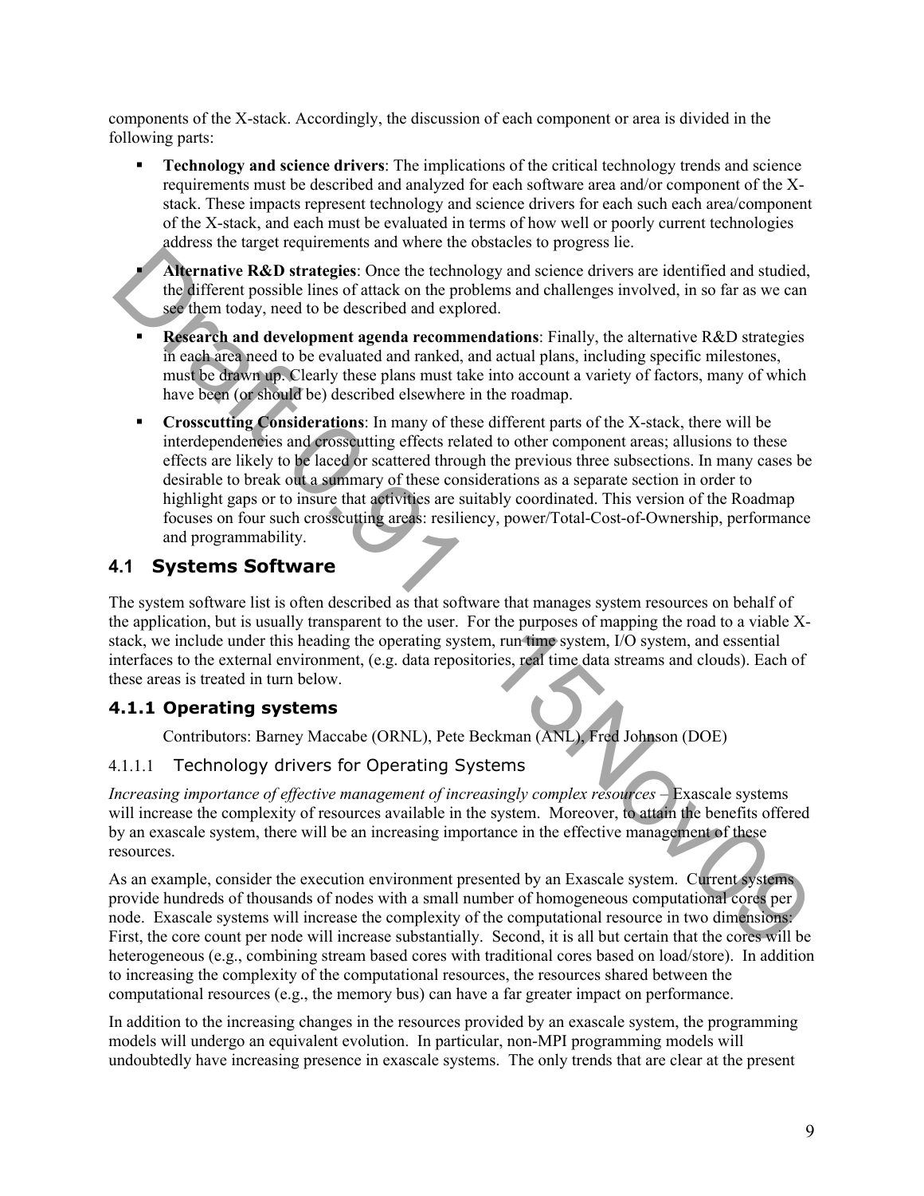components of the X-stack. Accordingly, the discussion of each component or area is divided in the following parts:

- **Technology and science drivers**: The implications of the critical technology trends and science requirements must be described and analyzed for each software area and/or component of the X-stack. These impacts represent technology and science drivers for each such each area/component of the X-stack, and each must be evaluated in terms of how well or poorly current technologies address the target requirements and where the obstacles to progress lie.
- **Alternative R&D strategies**: Once the technology and science drivers are identified and studied, the different possible lines of attack on the problems and challenges involved, in so far as we can see them today, need to be described and explored.
- **Research and development agenda recommendations**: Finally, the alternative R&D strategies in each area need to be evaluated and ranked, and actual plans, including specific milestones, must be drawn up. Clearly these plans must take into account a variety of factors, many of which have been (or should be) described elsewhere in the roadmap.
- **Crosscutting Considerations**: In many of these different parts of the X-stack, there will be interdependencies and crosscutting effects related to other component areas; allusions to these effects are likely to be laced or scattered through the previous three subsections. In many cases be desirable to break out a summary of these considerations as a separate section in order to highlight gaps or to insure that activities are suitably coordinated. This version of the Roadmap focuses on four such crosscutting areas: resiliency, power/Total-Cost-of-Ownership, performance and programmability.

## 4.1 Systems Software

The system software list is often described as that software that manages system resources on behalf of the application, but is usually transparent to the user. For the purposes of mapping the road to a viable X-stack, we include under this heading the operating system, run time system, I/O system, and essential interfaces to the external environment, (e.g. data repositories, real time data streams and clouds). Each of these areas is treated in turn below.

### 4.1.1 Operating systems

Contributors: Barney Maccabe (ORNL), Pete Beckman (ANL), Fred Johnson (DOE)

#### 4.1.1.1 Technology drivers for Operating Systems

*Increasing importance of effective management of increasingly complex resources* – Exascale systems will increase the complexity of resources available in the system. Moreover, to attain the benefits offered by an exascale system, there will be an increasing importance in the effective management of these resources.

As an example, consider the execution environment presented by an Exascale system. Current systems provide hundreds of thousands of nodes with a small number of homogeneous computational cores per node. Exascale systems will increase the complexity of the computational resource in two dimensions: First, the core count per node will increase substantially. Second, it is all but certain that the cores will be heterogeneous (e.g., combining stream based cores with traditional cores based on load/store). In addition to increasing the complexity of the computational resources, the resources shared between the computational resources (e.g., the memory bus) can have a far greater impact on performance.

In addition to the increasing changes in the resources provided by an exascale system, the programming models will undergo an equivalent evolution. In particular, non-MPI programming models will undoubtedly have increasing presence in exascale systems. The only trends that are clear at the present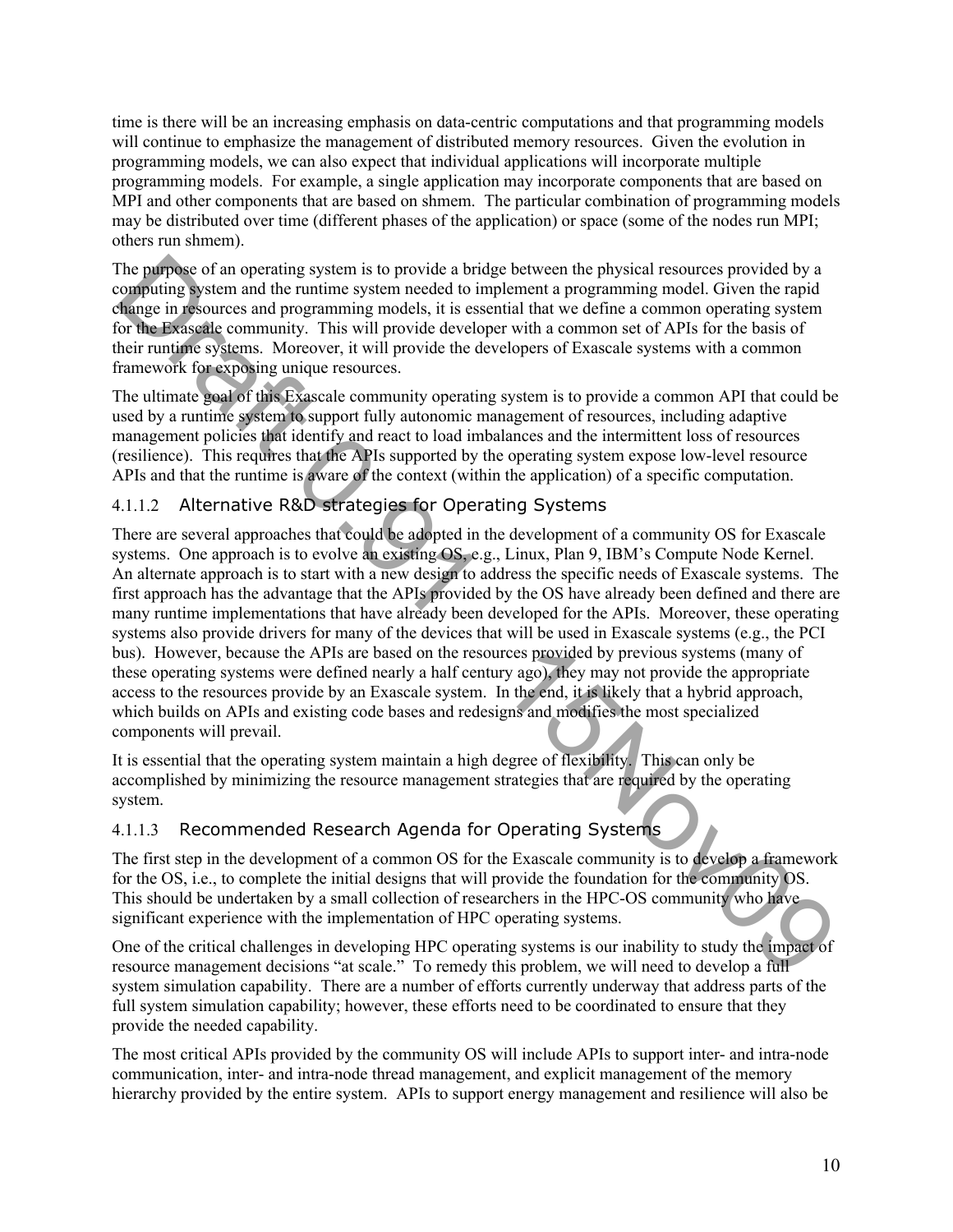time is there will be an increasing emphasis on data-centric computations and that programming models will continue to emphasize the management of distributed memory resources. Given the evolution in programming models, we can also expect that individual applications will incorporate multiple programming models. For example, a single application may incorporate components that are based on MPI and other components that are based on shmem. The particular combination of programming models may be distributed over time (different phases of the application) or space (some of the nodes run MPI; others run shmem).

The purpose of an operating system is to provide a bridge between the physical resources provided by a computing system and the runtime system needed to implement a programming model. Given the rapid change in resources and programming models, it is essential that we define a common operating system for the Exascale community. This will provide developer with a common set of APIs for the basis of their runtime systems. Moreover, it will provide the developers of Exascale systems with a common framework for exposing unique resources.

The ultimate goal of this Exascale community operating system is to provide a common API that could be used by a runtime system to support fully autonomic management of resources, including adaptive management policies that identify and react to load imbalances and the intermittent loss of resources (resilience). This requires that the APIs supported by the operating system expose low-level resource APIs and that the runtime is aware of the context (within the application) of a specific computation.

#### 4.1.1.2 Alternative R&D strategies for Operating Systems

There are several approaches that could be adopted in the development of a community OS for Exascale systems. One approach is to evolve an existing OS, e.g., Linux, Plan 9, IBM's Compute Node Kernel. An alternate approach is to start with a new design to address the specific needs of Exascale systems. The first approach has the advantage that the APIs provided by the OS have already been defined and there are many runtime implementations that have already been developed for the APIs. Moreover, these operating systems also provide drivers for many of the devices that will be used in Exascale systems (e.g., the PCI bus). However, because the APIs are based on the resources provided by previous systems (many of these operating systems were defined nearly a half century ago), they may not provide the appropriate access to the resources provide by an Exascale system. In the end, it is likely that a hybrid approach, which builds on APIs and existing code bases and redesigns and modifies the most specialized components will prevail.

It is essential that the operating system maintain a high degree of flexibility. This can only be accomplished by minimizing the resource management strategies that are required by the operating system.

#### 4.1.1.3 Recommended Research Agenda for Operating Systems

The first step in the development of a common OS for the Exascale community is to develop a framework for the OS, i.e., to complete the initial designs that will provide the foundation for the community OS. This should be undertaken by a small collection of researchers in the HPC-OS community who have significant experience with the implementation of HPC operating systems.

One of the critical challenges in developing HPC operating systems is our inability to study the impact of resource management decisions "at scale." To remedy this problem, we will need to develop a full system simulation capability. There are a number of efforts currently underway that address parts of the full system simulation capability; however, these efforts need to be coordinated to ensure that they provide the needed capability.

The most critical APIs provided by the community OS will include APIs to support inter- and intra-node communication, inter- and intra-node thread management, and explicit management of the memory hierarchy provided by the entire system. APIs to support energy management and resilience will also be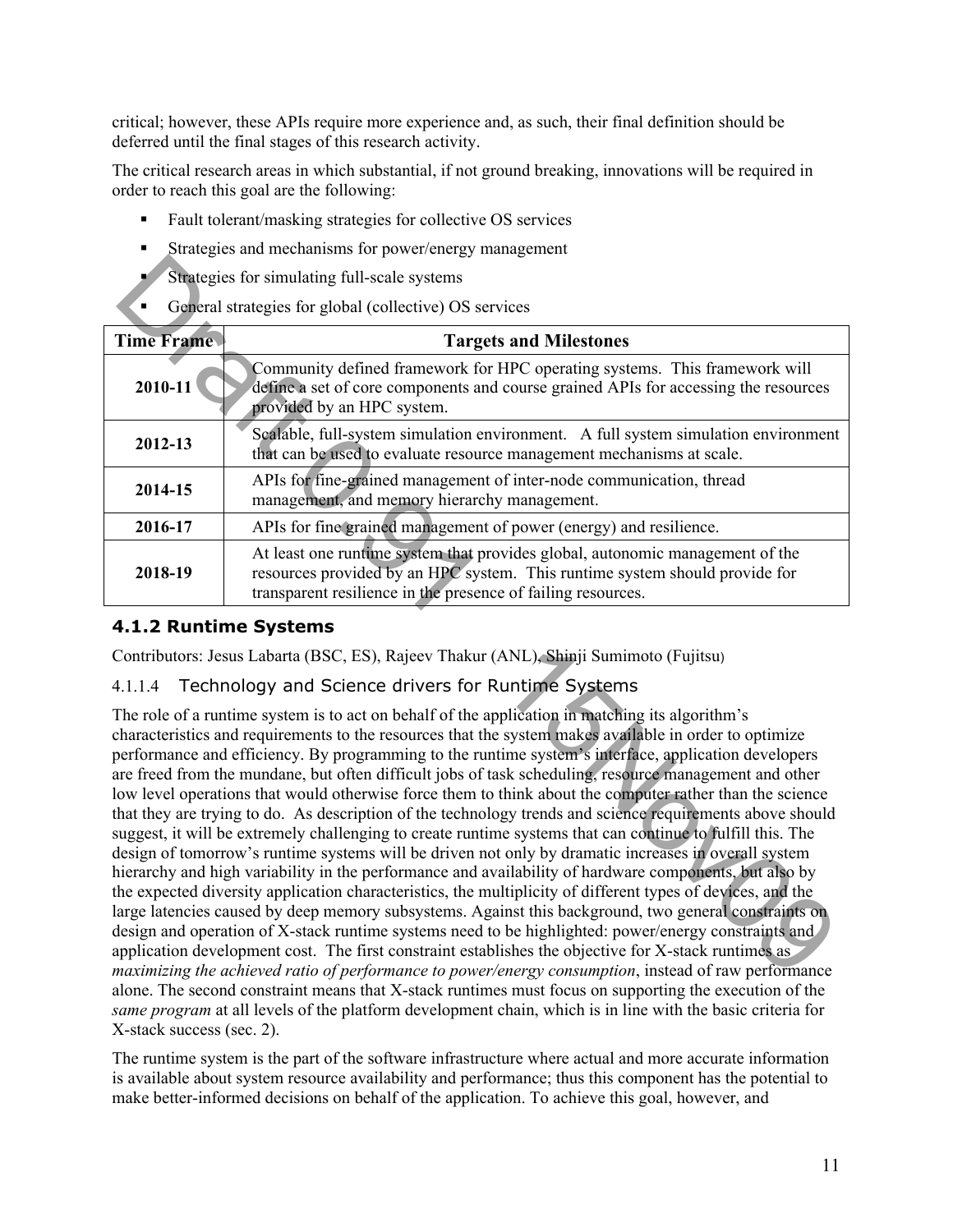critical; however, these APIs require more experience and, as such, their final definition should be deferred until the final stages of this research activity.

The critical research areas in which substantial, if not ground breaking, innovations will be required in order to reach this goal are the following:

- Fault tolerant/masking strategies for collective OS services
- Strategies and mechanisms for power/energy management
- Strategies for simulating full-scale systems
- General strategies for global (collective) OS services

| Time Frame | Targets and Milestones |
|---|---|
| 2010-11 | Community defined framework for HPC operating systems. This framework will define a set of core components and course grained APIs for accessing the resources provided by an HPC system. |
| 2012-13 | Scalable, full-system simulation environment. A full system simulation environment that can be used to evaluate resource management mechanisms at scale. |
| 2014-15 | APIs for fine-grained management of inter-node communication, thread management, and memory hierarchy management. |
| 2016-17 | APIs for fine grained management of power (energy) and resilience. |
| 2018-19 | At least one runtime system that provides global, autonomic management of the resources provided by an HPC system. This runtime system should provide for transparent resilience in the presence of failing resources. |

### 4.1.2 Runtime Systems

Contributors: Jesus Labarta (BSC, ES), Rajeev Thakur (ANL), Shinji Sumimoto (Fujitsu)

#### 4.1.1.4 Technology and Science drivers for Runtime Systems

The role of a runtime system is to act on behalf of the application in matching its algorithm's characteristics and requirements to the resources that the system makes available in order to optimize performance and efficiency. By programming to the runtime system's interface, application developers are freed from the mundane, but often difficult jobs of task scheduling, resource management and other low level operations that would otherwise force them to think about the computer rather than the science that they are trying to do. As description of the technology trends and science requirements above should suggest, it will be extremely challenging to create runtime systems that can continue to fulfill this. The design of tomorrow's runtime systems will be driven not only by dramatic increases in overall system hierarchy and high variability in the performance and availability of hardware components, but also by the expected diversity application characteristics, the multiplicity of different types of devices, and the large latencies caused by deep memory subsystems. Against this background, two general constraints on design and operation of X-stack runtime systems need to be highlighted: power/energy constraints and application development cost. The first constraint establishes the objective for X-stack runtimes as *maximizing the achieved ratio of performance to power/energy consumption*, instead of raw performance alone. The second constraint means that X-stack runtimes must focus on supporting the execution of the *same program* at all levels of the platform development chain, which is in line with the basic criteria for X-stack success (sec. 2).

The runtime system is the part of the software infrastructure where actual and more accurate information is available about system resource availability and performance; thus this component has the potential to make better-informed decisions on behalf of the application. To achieve this goal, however, and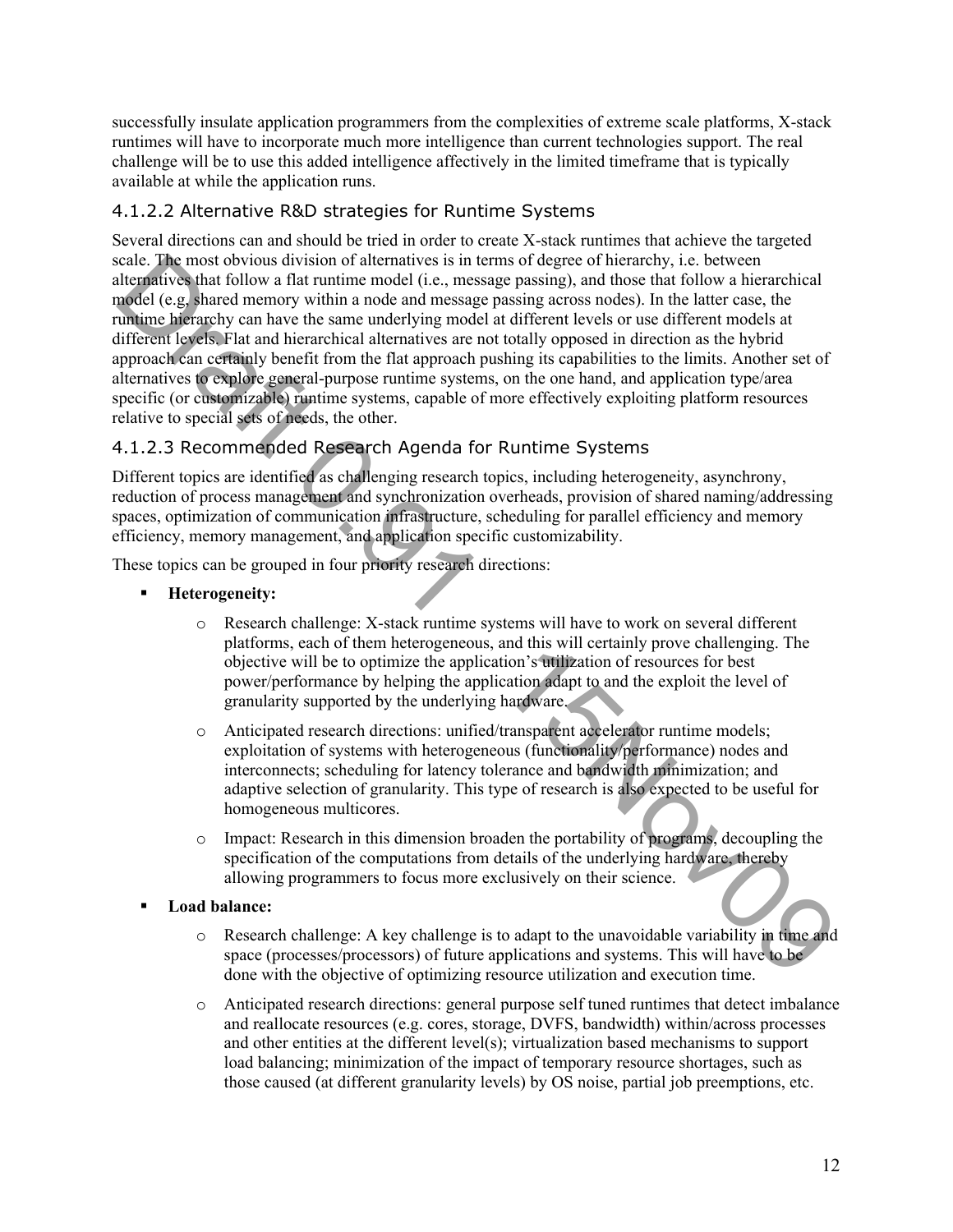successfully insulate application programmers from the complexities of extreme scale platforms, X-stack runtimes will have to incorporate much more intelligence than current technologies support. The real challenge will be to use this added intelligence affectively in the limited timeframe that is typically available at while the application runs.

#### 4.1.2.2 Alternative R&D strategies for Runtime Systems

Several directions can and should be tried in order to create X-stack runtimes that achieve the targeted scale. The most obvious division of alternatives is in terms of degree of hierarchy, i.e. between alternatives that follow a flat runtime model (i.e., message passing), and those that follow a hierarchical model (e.g, shared memory within a node and message passing across nodes). In the latter case, the runtime hierarchy can have the same underlying model at different levels or use different models at different levels. Flat and hierarchical alternatives are not totally opposed in direction as the hybrid approach can certainly benefit from the flat approach pushing its capabilities to the limits. Another set of alternatives to explore general-purpose runtime systems, on the one hand, and application type/area specific (or customizable) runtime systems, capable of more effectively exploiting platform resources relative to special sets of needs, the other.

#### 4.1.2.3 Recommended Research Agenda for Runtime Systems

Different topics are identified as challenging research topics, including heterogeneity, asynchrony, reduction of process management and synchronization overheads, provision of shared naming/addressing spaces, optimization of communication infrastructure, scheduling for parallel efficiency and memory efficiency, memory management, and application specific customizability.

These topics can be grouped in four priority research directions:

- **Heterogeneity:**
  - Research challenge: X-stack runtime systems will have to work on several different platforms, each of them heterogeneous, and this will certainly prove challenging. The objective will be to optimize the application's utilization of resources for best power/performance by helping the application adapt to and the exploit the level of granularity supported by the underlying hardware.
  - Anticipated research directions: unified/transparent accelerator runtime models; exploitation of systems with heterogeneous (functionality/performance) nodes and interconnects; scheduling for latency tolerance and bandwidth minimization; and adaptive selection of granularity. This type of research is also expected to be useful for homogeneous multicores.
  - Impact: Research in this dimension broaden the portability of programs, decoupling the specification of the computations from details of the underlying hardware, thereby allowing programmers to focus more exclusively on their science.
- **Load balance:**
  - Research challenge: A key challenge is to adapt to the unavoidable variability in time and space (processes/processors) of future applications and systems. This will have to be done with the objective of optimizing resource utilization and execution time.
  - Anticipated research directions: general purpose self tuned runtimes that detect imbalance and reallocate resources (e.g. cores, storage, DVFS, bandwidth) within/across processes and other entities at the different level(s); virtualization based mechanisms to support load balancing; minimization of the impact of temporary resource shortages, such as those caused (at different granularity levels) by OS noise, partial job preemptions, etc.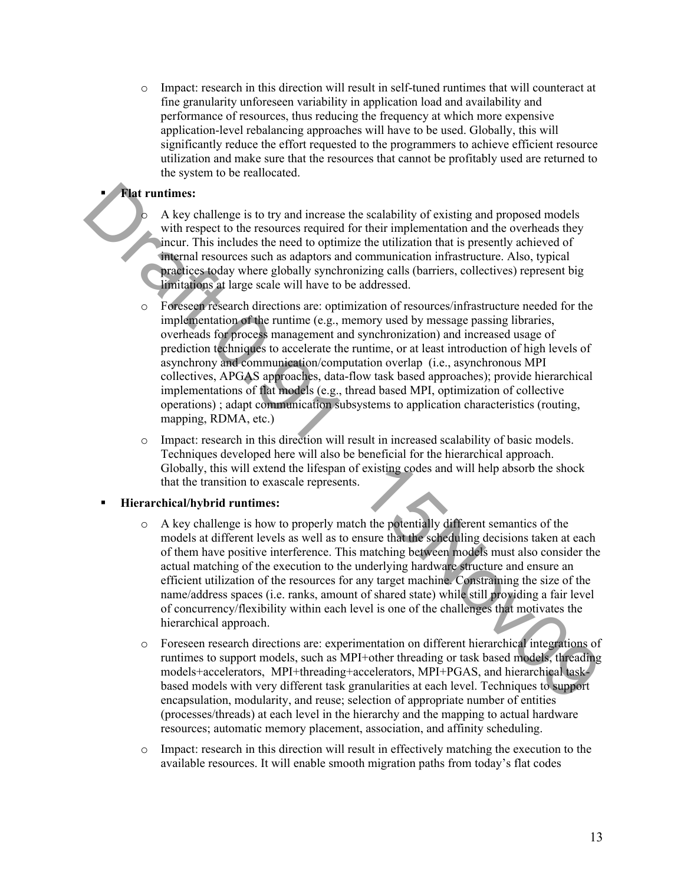- Impact: research in this direction will result in self-tuned runtimes that will counteract at fine granularity unforeseen variability in application load and availability and performance of resources, thus reducing the frequency at which more expensive application-level rebalancing approaches will have to be used. Globally, this will significantly reduce the effort requested to the programmers to achieve efficient resource utilization and make sure that the resources that cannot be profitably used are returned to the system to be reallocated.

- **Flat runtimes:**
  - A key challenge is to try and increase the scalability of existing and proposed models with respect to the resources required for their implementation and the overheads they incur. This includes the need to optimize the utilization that is presently achieved of internal resources such as adaptors and communication infrastructure. Also, typical practices today where globally synchronizing calls (barriers, collectives) represent big limitations at large scale will have to be addressed.
  - Foreseen research directions are: optimization of resources/infrastructure needed for the implementation of the runtime (e.g., memory used by message passing libraries, overheads for process management and synchronization) and increased usage of prediction techniques to accelerate the runtime, or at least introduction of high levels of asynchrony and communication/computation overlap (i.e., asynchronous MPI collectives, APGAS approaches, data-flow task based approaches); provide hierarchical implementations of flat models (e.g., thread based MPI, optimization of collective operations) ; adapt communication subsystems to application characteristics (routing, mapping, RDMA, etc.)
  - Impact: research in this direction will result in increased scalability of basic models. Techniques developed here will also be beneficial for the hierarchical approach. Globally, this will extend the lifespan of existing codes and will help absorb the shock that the transition to exascale represents.

- **Hierarchical/hybrid runtimes:**
  - A key challenge is how to properly match the potentially different semantics of the models at different levels as well as to ensure that the scheduling decisions taken at each of them have positive interference. This matching between models must also consider the actual matching of the execution to the underlying hardware structure and ensure an efficient utilization of the resources for any target machine. Constraining the size of the name/address spaces (i.e. ranks, amount of shared state) while still providing a fair level of concurrency/flexibility within each level is one of the challenges that motivates the hierarchical approach.
  - Foreseen research directions are: experimentation on different hierarchical integrations of runtimes to support models, such as MPI+other threading or task based models, threading models+accelerators, MPI+threading+accelerators, MPI+PGAS, and hierarchical task-based models with very different task granularities at each level. Techniques to support encapsulation, modularity, and reuse; selection of appropriate number of entities (processes/threads) at each level in the hierarchy and the mapping to actual hardware resources; automatic memory placement, association, and affinity scheduling.
  - Impact: research in this direction will result in effectively matching the execution to the available resources. It will enable smooth migration paths from today's flat codes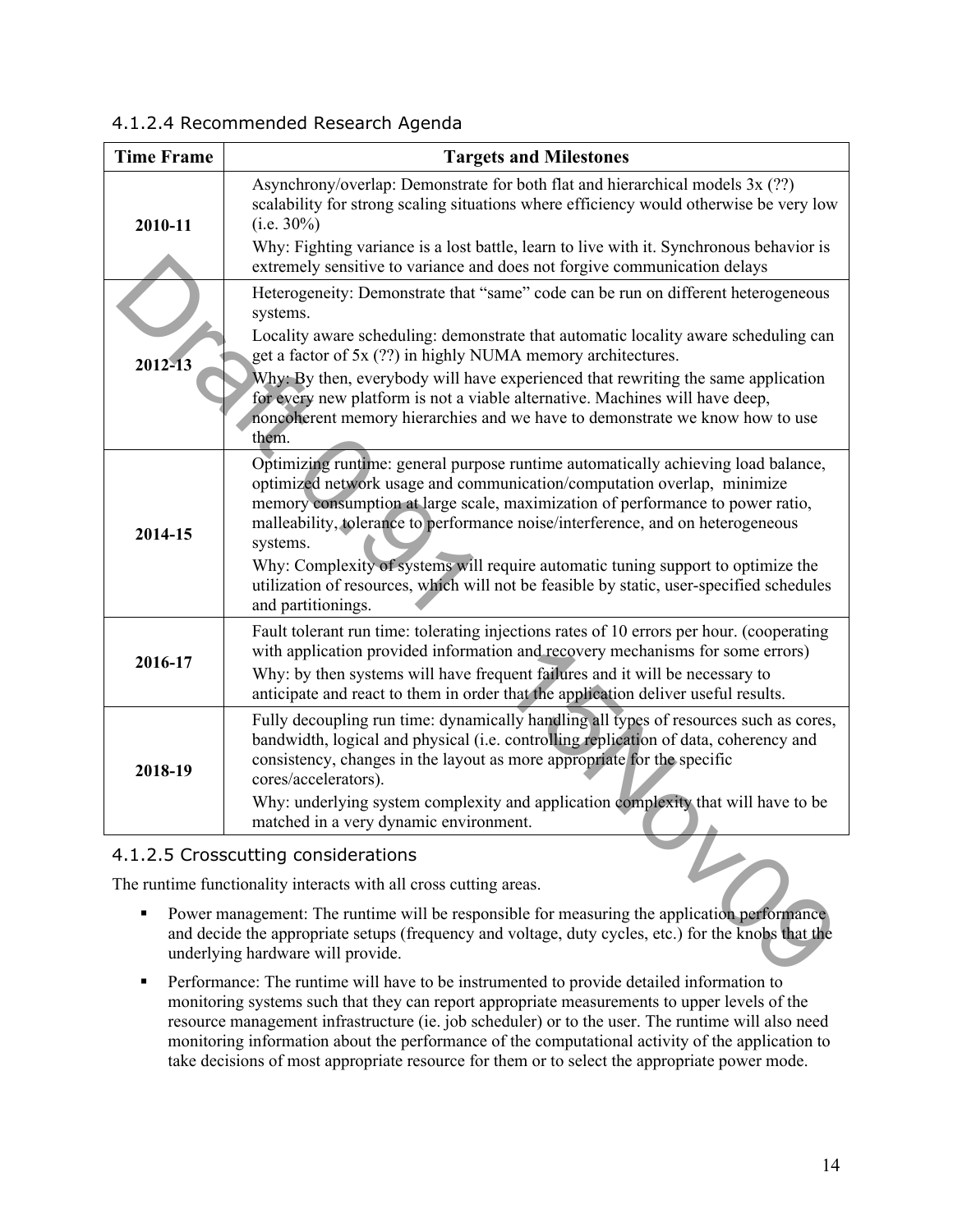#### 4.1.2.4 Recommended Research Agenda

| Time Frame | Targets and Milestones |
|---|---|
| **2010-11** | Asynchrony/overlap: Demonstrate for both flat and hierarchical models 3x (??) scalability for strong scaling situations where efficiency would otherwise be very low (i.e. 30%)<br>Why: Fighting variance is a lost battle, learn to live with it. Synchronous behavior is extremely sensitive to variance and does not forgive communication delays |
| **2012-13** | Heterogeneity: Demonstrate that "same" code can be run on different heterogeneous systems.<br>Locality aware scheduling: demonstrate that automatic locality aware scheduling can get a factor of 5x (??) in highly NUMA memory architectures.<br>Why: By then, everybody will have experienced that rewriting the same application for every new platform is not a viable alternative. Machines will have deep, noncoherent memory hierarchies and we have to demonstrate we know how to use them. |
| **2014-15** | Optimizing runtime: general purpose runtime automatically achieving load balance, optimized network usage and communication/computation overlap, minimize memory consumption at large scale, maximization of performance to power ratio, malleability, tolerance to performance noise/interference, and on heterogeneous systems.<br>Why: Complexity of systems will require automatic tuning support to optimize the utilization of resources, which will not be feasible by static, user-specified schedules and partitionings. |
| **2016-17** | Fault tolerant run time: tolerating injections rates of 10 errors per hour. (cooperating with application provided information and recovery mechanisms for some errors)<br>Why: by then systems will have frequent failures and it will be necessary to anticipate and react to them in order that the application deliver useful results. |
| **2018-19** | Fully decoupling run time: dynamically handling all types of resources such as cores, bandwidth, logical and physical (i.e. controlling replication of data, coherency and consistency, changes in the layout as more appropriate for the specific cores/accelerators).<br>Why: underlying system complexity and application complexity that will have to be matched in a very dynamic environment. |

#### 4.1.2.5 Crosscutting considerations

The runtime functionality interacts with all cross cutting areas.

- Power management: The runtime will be responsible for measuring the application performance and decide the appropriate setups (frequency and voltage, duty cycles, etc.) for the knobs that the underlying hardware will provide.
- Performance: The runtime will have to be instrumented to provide detailed information to monitoring systems such that they can report appropriate measurements to upper levels of the resource management infrastructure (ie. job scheduler) or to the user. The runtime will also need monitoring information about the performance of the computational activity of the application to take decisions of most appropriate resource for them or to select the appropriate power mode.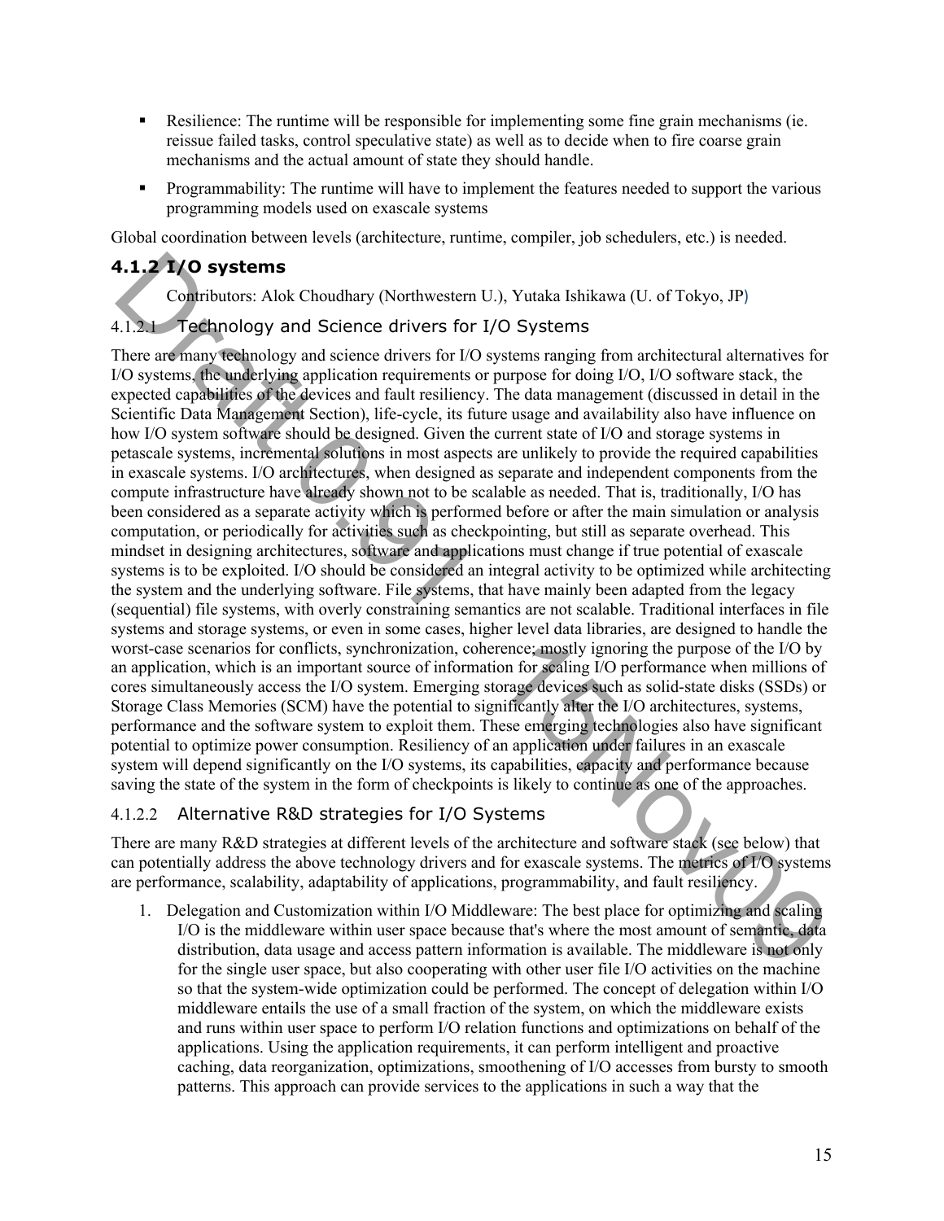- Resilience: The runtime will be responsible for implementing some fine grain mechanisms (ie. reissue failed tasks, control speculative state) as well as to decide when to fire coarse grain mechanisms and the actual amount of state they should handle.
- Programmability: The runtime will have to implement the features needed to support the various programming models used on exascale systems

Global coordination between levels (architecture, runtime, compiler, job schedulers, etc.) is needed.

### 4.1.2 I/O systems

Contributors: Alok Choudhary (Northwestern U.), Yutaka Ishikawa (U. of Tokyo, JP)

#### 4.1.2.1 Technology and Science drivers for I/O Systems

There are many technology and science drivers for I/O systems ranging from architectural alternatives for I/O systems, the underlying application requirements or purpose for doing I/O, I/O software stack, the expected capabilities of the devices and fault resiliency. The data management (discussed in detail in the Scientific Data Management Section), life-cycle, its future usage and availability also have influence on how I/O system software should be designed. Given the current state of I/O and storage systems in petascale systems, incremental solutions in most aspects are unlikely to provide the required capabilities in exascale systems. I/O architectures, when designed as separate and independent components from the compute infrastructure have already shown not to be scalable as needed. That is, traditionally, I/O has been considered as a separate activity which is performed before or after the main simulation or analysis computation, or periodically for activities such as checkpointing, but still as separate overhead. This mindset in designing architectures, software and applications must change if true potential of exascale systems is to be exploited. I/O should be considered an integral activity to be optimized while architecting the system and the underlying software. File systems, that have mainly been adapted from the legacy (sequential) file systems, with overly constraining semantics are not scalable. Traditional interfaces in file systems and storage systems, or even in some cases, higher level data libraries, are designed to handle the worst-case scenarios for conflicts, synchronization, coherence; mostly ignoring the purpose of the I/O by an application, which is an important source of information for scaling I/O performance when millions of cores simultaneously access the I/O system. Emerging storage devices such as solid-state disks (SSDs) or Storage Class Memories (SCM) have the potential to significantly alter the I/O architectures, systems, performance and the software system to exploit them. These emerging technologies also have significant potential to optimize power consumption. Resiliency of an application under failures in an exascale system will depend significantly on the I/O systems, its capabilities, capacity and performance because saving the state of the system in the form of checkpoints is likely to continue as one of the approaches.

#### 4.1.2.2 Alternative R&D strategies for I/O Systems

There are many R&D strategies at different levels of the architecture and software stack (see below) that can potentially address the above technology drivers and for exascale systems. The metrics of I/O systems are performance, scalability, adaptability of applications, programmability, and fault resiliency.

1. Delegation and Customization within I/O Middleware: The best place for optimizing and scaling I/O is the middleware within user space because that's where the most amount of semantic, data distribution, data usage and access pattern information is available. The middleware is not only for the single user space, but also cooperating with other user file I/O activities on the machine so that the system-wide optimization could be performed. The concept of delegation within I/O middleware entails the use of a small fraction of the system, on which the middleware exists and runs within user space to perform I/O relation functions and optimizations on behalf of the applications. Using the application requirements, it can perform intelligent and proactive caching, data reorganization, optimizations, smoothening of I/O accesses from bursty to smooth patterns. This approach can provide services to the applications in such a way that the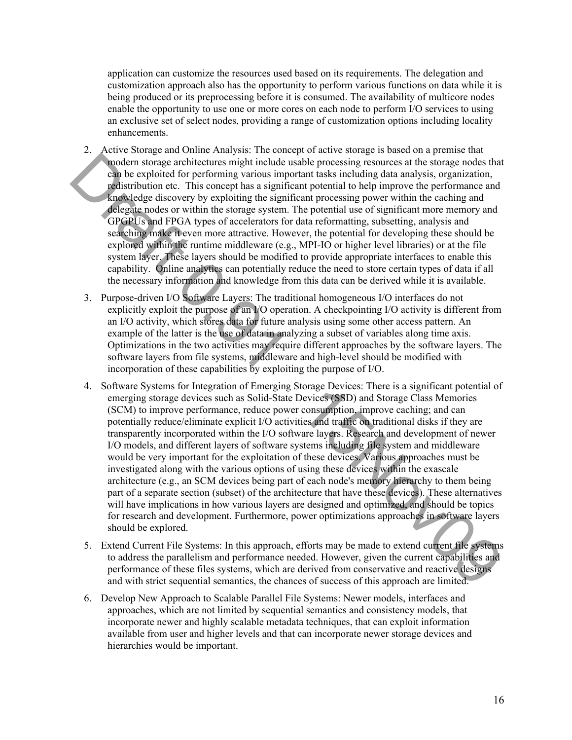application can customize the resources used based on its requirements. The delegation and customization approach also has the opportunity to perform various functions on data while it is being produced or its preprocessing before it is consumed. The availability of multicore nodes enable the opportunity to use one or more cores on each node to perform I/O services to using an exclusive set of select nodes, providing a range of customization options including locality enhancements.

2. Active Storage and Online Analysis: The concept of active storage is based on a premise that modern storage architectures might include usable processing resources at the storage nodes that can be exploited for performing various important tasks including data analysis, organization, redistribution etc. This concept has a significant potential to help improve the performance and knowledge discovery by exploiting the significant processing power within the caching and delegate nodes or within the storage system. The potential use of significant more memory and GPGPUs and FPGA types of accelerators for data reformatting, subsetting, analysis and searching make it even more attractive. However, the potential for developing these should be explored within the runtime middleware (e.g., MPI-IO or higher level libraries) or at the file system layer. These layers should be modified to provide appropriate interfaces to enable this capability. Online analytics can potentially reduce the need to store certain types of data if all the necessary information and knowledge from this data can be derived while it is available.

3. Purpose-driven I/O Software Layers: The traditional homogeneous I/O interfaces do not explicitly exploit the purpose of an I/O operation. A checkpointing I/O activity is different from an I/O activity, which stores data for future analysis using some other access pattern. An example of the latter is the use of data in analyzing a subset of variables along time axis. Optimizations in the two activities may require different approaches by the software layers. The software layers from file systems, middleware and high-level should be modified with incorporation of these capabilities by exploiting the purpose of I/O.

4. Software Systems for Integration of Emerging Storage Devices: There is a significant potential of emerging storage devices such as Solid-State Devices (SSD) and Storage Class Memories (SCM) to improve performance, reduce power consumption, improve caching; and can potentially reduce/eliminate explicit I/O activities and traffic on traditional disks if they are transparently incorporated within the I/O software layers. Research and development of newer I/O models, and different layers of software systems including file system and middleware would be very important for the exploitation of these devices. Various approaches must be investigated along with the various options of using these devices within the exascale architecture (e.g., an SCM devices being part of each node's memory hierarchy to them being part of a separate section (subset) of the architecture that have these devices). These alternatives will have implications in how various layers are designed and optimized, and should be topics for research and development. Furthermore, power optimizations approaches in software layers should be explored.

5. Extend Current File Systems: In this approach, efforts may be made to extend current file systems to address the parallelism and performance needed. However, given the current capabilities and performance of these files systems, which are derived from conservative and reactive designs and with strict sequential semantics, the chances of success of this approach are limited.

6. Develop New Approach to Scalable Parallel File Systems: Newer models, interfaces and approaches, which are not limited by sequential semantics and consistency models, that incorporate newer and highly scalable metadata techniques, that can exploit information available from user and higher levels and that can incorporate newer storage devices and hierarchies would be important.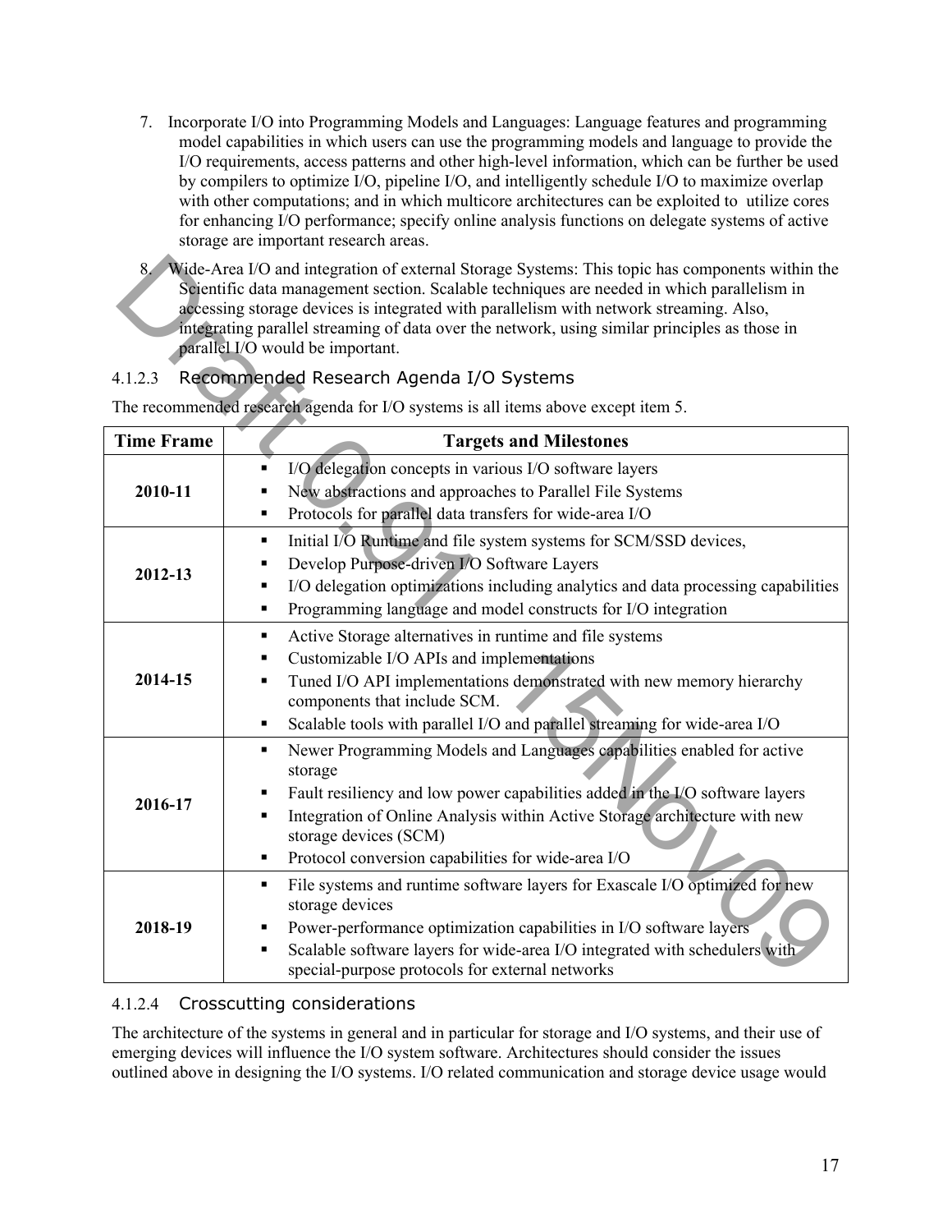7. Incorporate I/O into Programming Models and Languages: Language features and programming model capabilities in which users can use the programming models and language to provide the I/O requirements, access patterns and other high-level information, which can be further be used by compilers to optimize I/O, pipeline I/O, and intelligently schedule I/O to maximize overlap with other computations; and in which multicore architectures can be exploited to utilize cores for enhancing I/O performance; specify online analysis functions on delegate systems of active storage are important research areas.

8. Wide-Area I/O and integration of external Storage Systems: This topic has components within the Scientific data management section. Scalable techniques are needed in which parallelism in accessing storage devices is integrated with parallelism with network streaming. Also, integrating parallel streaming of data over the network, using similar principles as those in parallel I/O would be important.

#### 4.1.2.3 Recommended Research Agenda I/O Systems

The recommended research agenda for I/O systems is all items above except item 5.

| Time Frame | Targets and Milestones |
|---|---|
| **2010-11** | ▪ I/O delegation concepts in various I/O software layers<br>▪ New abstractions and approaches to Parallel File Systems<br>▪ Protocols for parallel data transfers for wide-area I/O |
| **2012-13** | ▪ Initial I/O Runtime and file system systems for SCM/SSD devices,<br>▪ Develop Purpose-driven I/O Software Layers<br>▪ I/O delegation optimizations including analytics and data processing capabilities<br>▪ Programming language and model constructs for I/O integration |
| **2014-15** | ▪ Active Storage alternatives in runtime and file systems<br>▪ Customizable I/O APIs and implementations<br>▪ Tuned I/O API implementations demonstrated with new memory hierarchy components that include SCM.<br>▪ Scalable tools with parallel I/O and parallel streaming for wide-area I/O |
| **2016-17** | ▪ Newer Programming Models and Languages capabilities enabled for active storage<br>▪ Fault resiliency and low power capabilities added in the I/O software layers<br>▪ Integration of Online Analysis within Active Storage architecture with new storage devices (SCM)<br>▪ Protocol conversion capabilities for wide-area I/O |
| **2018-19** | ▪ File systems and runtime software layers for Exascale I/O optimized for new storage devices<br>▪ Power-performance optimization capabilities in I/O software layers<br>▪ Scalable software layers for wide-area I/O integrated with schedulers with special-purpose protocols for external networks |

#### 4.1.2.4 Crosscutting considerations

The architecture of the systems in general and in particular for storage and I/O systems, and their use of emerging devices will influence the I/O system software. Architectures should consider the issues outlined above in designing the I/O systems. I/O related communication and storage device usage would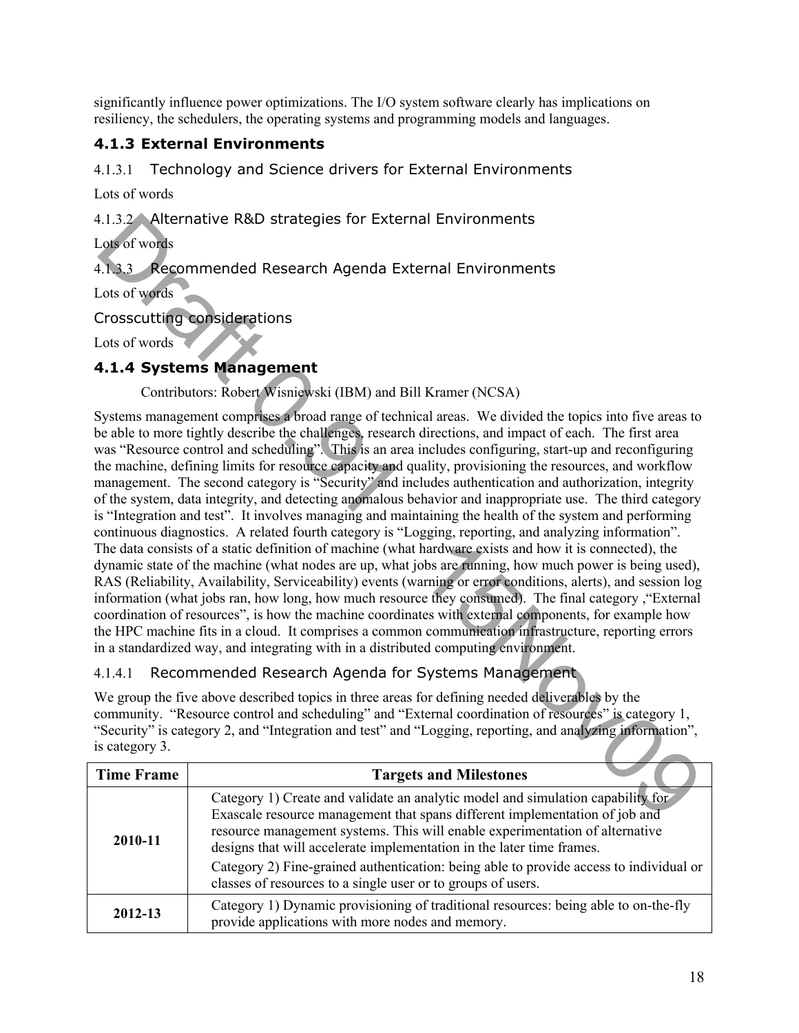significantly influence power optimizations. The I/O system software clearly has implications on resiliency, the schedulers, the operating systems and programming models and languages.

### 4.1.3 External Environments

#### 4.1.3.1 Technology and Science drivers for External Environments

Lots of words

#### 4.1.3.2 Alternative R&D strategies for External Environments

Lots of words

#### 4.1.3.3 Recommended Research Agenda External Environments

Lots of words

#### Crosscutting considerations

Lots of words

### 4.1.4 Systems Management

Contributors: Robert Wisniewski (IBM) and Bill Kramer (NCSA)

Systems management comprises a broad range of technical areas. We divided the topics into five areas to be able to more tightly describe the challenges, research directions, and impact of each. The first area was "Resource control and scheduling". This is an area includes configuring, start-up and reconfiguring the machine, defining limits for resource capacity and quality, provisioning the resources, and workflow management. The second category is "Security" and includes authentication and authorization, integrity of the system, data integrity, and detecting anomalous behavior and inappropriate use. The third category is "Integration and test". It involves managing and maintaining the health of the system and performing continuous diagnostics. A related fourth category is "Logging, reporting, and analyzing information". The data consists of a static definition of machine (what hardware exists and how it is connected), the dynamic state of the machine (what nodes are up, what jobs are running, how much power is being used), RAS (Reliability, Availability, Serviceability) events (warning or error conditions, alerts), and session log information (what jobs ran, how long, how much resource they consumed). The final category ,"External coordination of resources", is how the machine coordinates with external components, for example how the HPC machine fits in a cloud. It comprises a common communication infrastructure, reporting errors in a standardized way, and integrating with in a distributed computing environment.

#### 4.1.4.1 Recommended Research Agenda for Systems Management

We group the five above described topics in three areas for defining needed deliverables by the community. "Resource control and scheduling" and "External coordination of resources" is category 1, "Security" is category 2, and "Integration and test" and "Logging, reporting, and analyzing information", is category 3.

| Time Frame | Targets and Milestones |
|---|---|
| **2010-11** | Category 1) Create and validate an analytic model and simulation capability for Exascale resource management that spans different implementation of job and resource management systems. This will enable experimentation of alternative designs that will accelerate implementation in the later time frames.<br>Category 2) Fine-grained authentication: being able to provide access to individual or classes of resources to a single user or to groups of users. |
| **2012-13** | Category 1) Dynamic provisioning of traditional resources: being able to on-the-fly provide applications with more nodes and memory. |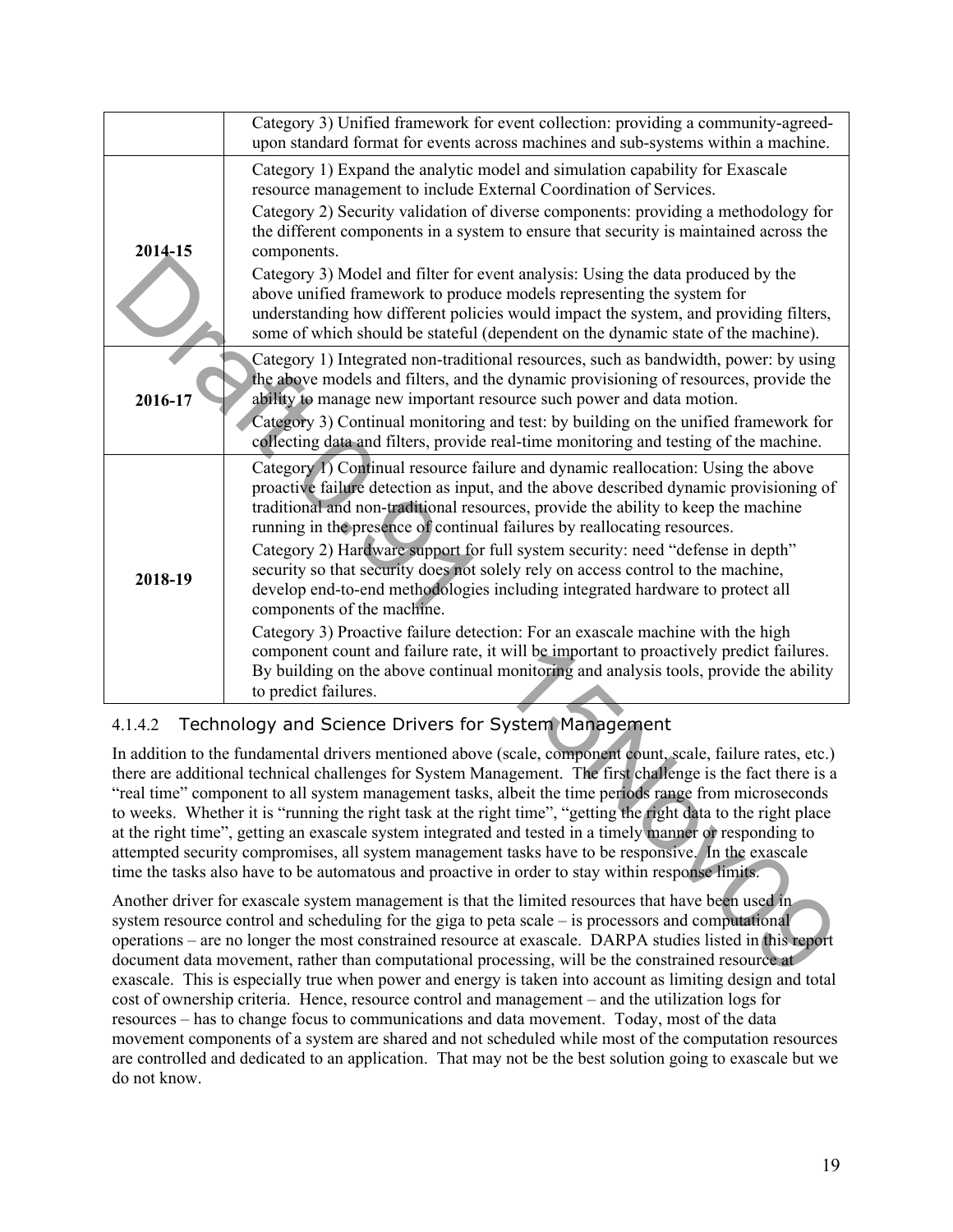| | |
|---|---|
| | Category 3) Unified framework for event collection: providing a community-agreed-upon standard format for events across machines and sub-systems within a machine. |
| **2014-15** | Category 1) Expand the analytic model and simulation capability for Exascale resource management to include External Coordination of Services.<br>Category 2) Security validation of diverse components: providing a methodology for the different components in a system to ensure that security is maintained across the components.<br>Category 3) Model and filter for event analysis: Using the data produced by the above unified framework to produce models representing the system for understanding how different policies would impact the system, and providing filters, some of which should be stateful (dependent on the dynamic state of the machine). |
| **2016-17** | Category 1) Integrated non-traditional resources, such as bandwidth, power: by using the above models and filters, and the dynamic provisioning of resources, provide the ability to manage new important resource such power and data motion.<br>Category 3) Continual monitoring and test: by building on the unified framework for collecting data and filters, provide real-time monitoring and testing of the machine. |
| **2018-19** | Category 1) Continual resource failure and dynamic reallocation: Using the above proactive failure detection as input, and the above described dynamic provisioning of traditional and non-traditional resources, provide the ability to keep the machine running in the presence of continual failures by reallocating resources.<br>Category 2) Hardware support for full system security: need "defense in depth" security so that security does not solely rely on access control to the machine, develop end-to-end methodologies including integrated hardware to protect all components of the machine.<br>Category 3) Proactive failure detection: For an exascale machine with the high component count and failure rate, it will be important to proactively predict failures. By building on the above continual monitoring and analysis tools, provide the ability to predict failures. |

#### 4.1.4.2 Technology and Science Drivers for System Management

In addition to the fundamental drivers mentioned above (scale, component count, scale, failure rates, etc.) there are additional technical challenges for System Management. The first challenge is the fact there is a "real time" component to all system management tasks, albeit the time periods range from microseconds to weeks. Whether it is "running the right task at the right time", "getting the right data to the right place at the right time", getting an exascale system integrated and tested in a timely manner or responding to attempted security compromises, all system management tasks have to be responsive. In the exascale time the tasks also have to be automatous and proactive in order to stay within response limits.

Another driver for exascale system management is that the limited resources that have been used in system resource control and scheduling for the giga to peta scale – is processors and computational operations – are no longer the most constrained resource at exascale. DARPA studies listed in this report document data movement, rather than computational processing, will be the constrained resource at exascale. This is especially true when power and energy is taken into account as limiting design and total cost of ownership criteria. Hence, resource control and management – and the utilization logs for resources – has to change focus to communications and data movement. Today, most of the data movement components of a system are shared and not scheduled while most of the computation resources are controlled and dedicated to an application. That may not be the best solution going to exascale but we do not know.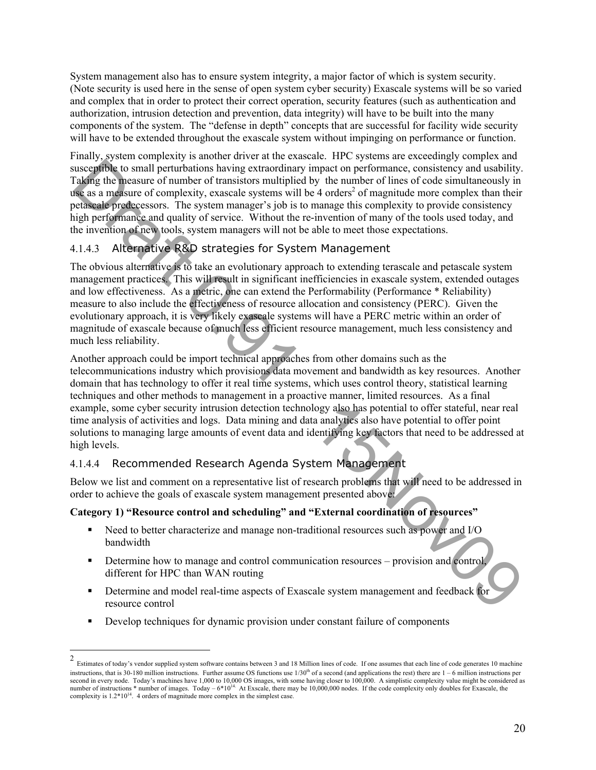System management also has to ensure system integrity, a major factor of which is system security. (Note security is used here in the sense of open system cyber security) Exascale systems will be so varied and complex that in order to protect their correct operation, security features (such as authentication and authorization, intrusion detection and prevention, data integrity) will have to be built into the many components of the system. The "defense in depth" concepts that are successful for facility wide security will have to be extended throughout the exascale system without impinging on performance or function.

Finally, system complexity is another driver at the exascale. HPC systems are exceedingly complex and susceptible to small perturbations having extraordinary impact on performance, consistency and usability. Taking the measure of number of transistors multiplied by the number of lines of code simultaneously in use as a measure of complexity, exascale systems will be 4 orders[2] of magnitude more complex than their petascale predecessors. The system manager's job is to manage this complexity to provide consistency high performance and quality of service. Without the re-invention of many of the tools used today, and the invention of new tools, system managers will not be able to meet those expectations.

#### 4.1.4.3 Alternative R&D strategies for System Management

The obvious alternative is to take an evolutionary approach to extending terascale and petascale system management practices. This will result in significant inefficiencies in exascale system, extended outages and low effectiveness. As a metric, one can extend the Performability (Performance * Reliability) measure to also include the effectiveness of resource allocation and consistency (PERC). Given the evolutionary approach, it is very likely exascale systems will have a PERC metric within an order of magnitude of exascale because of much less efficient resource management, much less consistency and much less reliability.

Another approach could be import technical approaches from other domains such as the telecommunications industry which provisions data movement and bandwidth as key resources. Another domain that has technology to offer it real time systems, which uses control theory, statistical learning techniques and other methods to management in a proactive manner, limited resources. As a final example, some cyber security intrusion detection technology also has potential to offer stateful, near real time analysis of activities and logs. Data mining and data analytics also have potential to offer point solutions to managing large amounts of event data and identifying key factors that need to be addressed at high levels.

#### 4.1.4.4 Recommended Research Agenda System Management

Below we list and comment on a representative list of research problems that will need to be addressed in order to achieve the goals of exascale system management presented above:

**Category 1) "Resource control and scheduling" and "External coordination of resources"**

- Need to better characterize and manage non-traditional resources such as power and I/O bandwidth
- Determine how to manage and control communication resources – provision and control, different for HPC than WAN routing
- Determine and model real-time aspects of Exascale system management and feedback for resource control
- Develop techniques for dynamic provision under constant failure of components

---

[2] Estimates of today's vendor supplied system software contains between 3 and 18 Million lines of code. If one assumes that each line of code generates 10 machine instructions, that is 30-180 million instructions. Further assume OS functions use 1/30th of a second (and applications the rest) there are 1 – 6 million instructions per second in every node. Today's machines have 1,000 to 10,000 OS images, with some having closer to 100,000. A simplistic complexity value might be considered as number of instructions * number of images. Today – $6*10^{14}$. At Exscale, there may be 10,000,000 nodes. If the code complexity only doubles for Exascale, the complexity is $1.2*10^{14}$. 4 orders of magnitude more complex in the simplest case.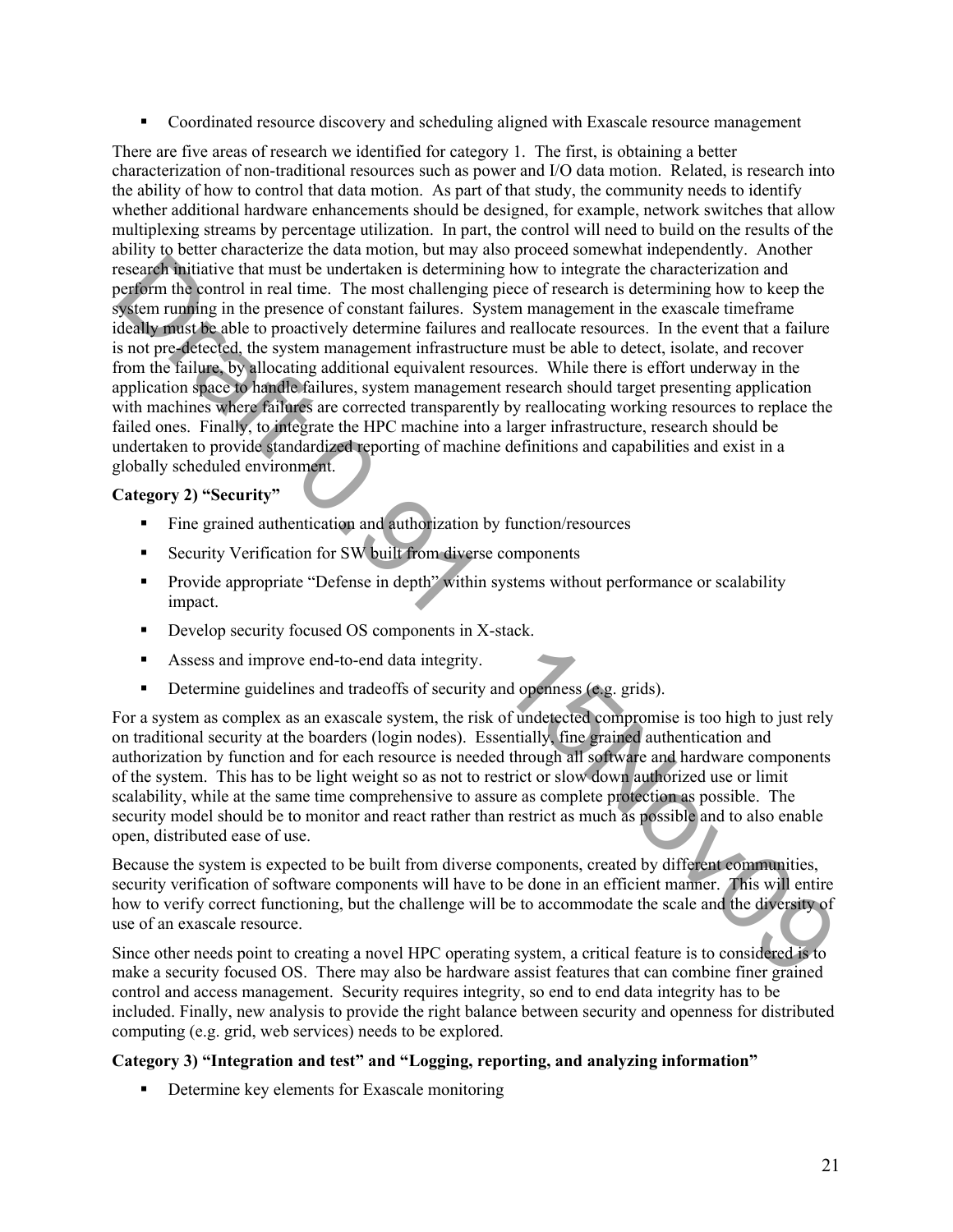- Coordinated resource discovery and scheduling aligned with Exascale resource management

There are five areas of research we identified for category 1. The first, is obtaining a better characterization of non-traditional resources such as power and I/O data motion. Related, is research into the ability of how to control that data motion. As part of that study, the community needs to identify whether additional hardware enhancements should be designed, for example, network switches that allow multiplexing streams by percentage utilization. In part, the control will need to build on the results of the ability to better characterize the data motion, but may also proceed somewhat independently. Another research initiative that must be undertaken is determining how to integrate the characterization and perform the control in real time. The most challenging piece of research is determining how to keep the system running in the presence of constant failures. System management in the exascale timeframe ideally must be able to proactively determine failures and reallocate resources. In the event that a failure is not pre-detected, the system management infrastructure must be able to detect, isolate, and recover from the failure, by allocating additional equivalent resources. While there is effort underway in the application space to handle failures, system management research should target presenting application with machines where failures are corrected transparently by reallocating working resources to replace the failed ones. Finally, to integrate the HPC machine into a larger infrastructure, research should be undertaken to provide standardized reporting of machine definitions and capabilities and exist in a globally scheduled environment.

**Category 2) "Security"**

- Fine grained authentication and authorization by function/resources
- Security Verification for SW built from diverse components
- Provide appropriate "Defense in depth" within systems without performance or scalability impact.
- Develop security focused OS components in X-stack.
- Assess and improve end-to-end data integrity.
- Determine guidelines and tradeoffs of security and openness (e.g. grids).

For a system as complex as an exascale system, the risk of undetected compromise is too high to just rely on traditional security at the boarders (login nodes). Essentially, fine grained authentication and authorization by function and for each resource is needed through all software and hardware components of the system. This has to be light weight so as not to restrict or slow down authorized use or limit scalability, while at the same time comprehensive to assure as complete protection as possible. The security model should be to monitor and react rather than restrict as much as possible and to also enable open, distributed ease of use.

Because the system is expected to be built from diverse components, created by different communities, security verification of software components will have to be done in an efficient manner. This will entire how to verify correct functioning, but the challenge will be to accommodate the scale and the diversity of use of an exascale resource.

Since other needs point to creating a novel HPC operating system, a critical feature is to considered is to make a security focused OS. There may also be hardware assist features that can combine finer grained control and access management. Security requires integrity, so end to end data integrity has to be included. Finally, new analysis to provide the right balance between security and openness for distributed computing (e.g. grid, web services) needs to be explored.

**Category 3) "Integration and test" and "Logging, reporting, and analyzing information"**

- Determine key elements for Exascale monitoring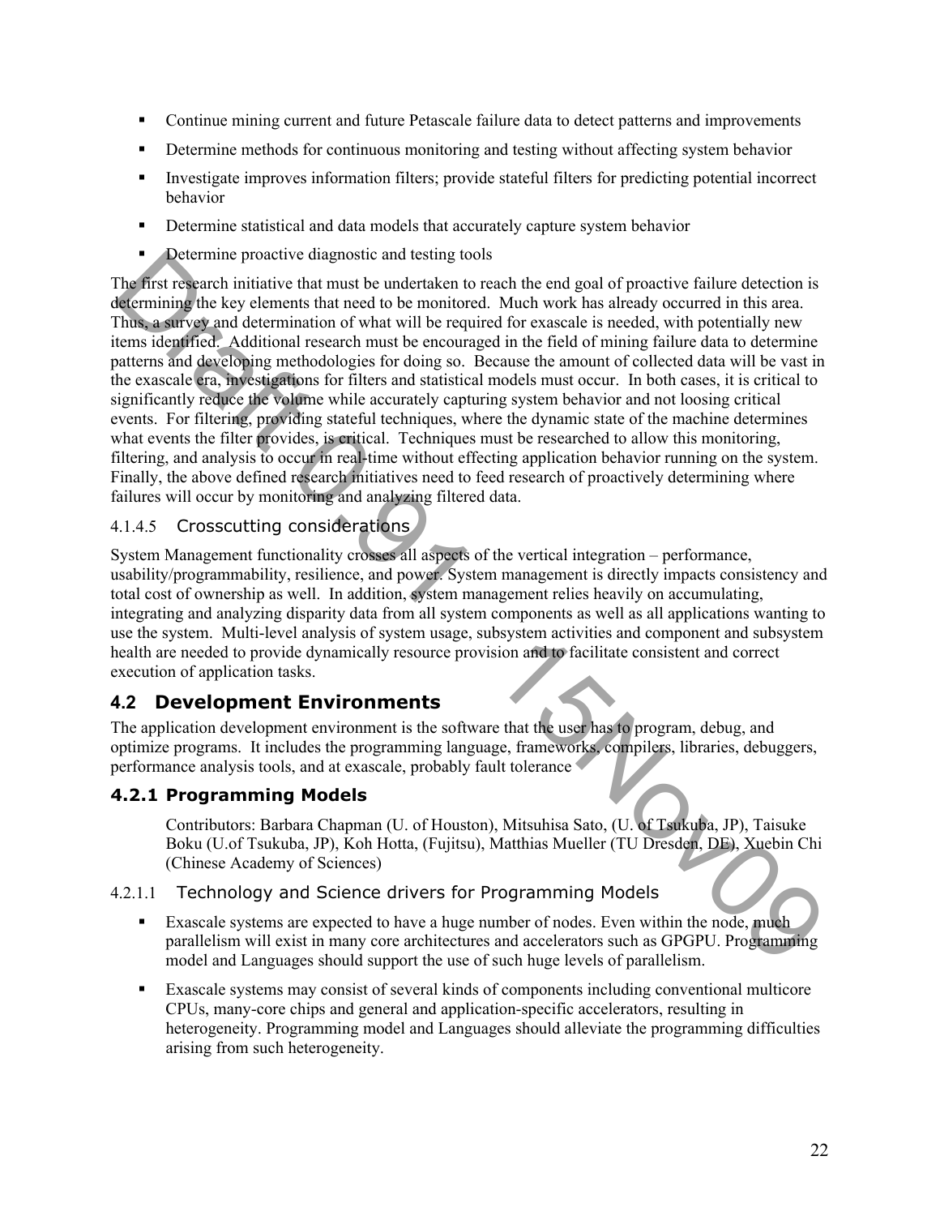- Continue mining current and future Petascale failure data to detect patterns and improvements
- Determine methods for continuous monitoring and testing without affecting system behavior
- Investigate improves information filters; provide stateful filters for predicting potential incorrect behavior
- Determine statistical and data models that accurately capture system behavior
- Determine proactive diagnostic and testing tools

The first research initiative that must be undertaken to reach the end goal of proactive failure detection is determining the key elements that need to be monitored. Much work has already occurred in this area. Thus, a survey and determination of what will be required for exascale is needed, with potentially new items identified. Additional research must be encouraged in the field of mining failure data to determine patterns and developing methodologies for doing so. Because the amount of collected data will be vast in the exascale era, investigations for filters and statistical models must occur. In both cases, it is critical to significantly reduce the volume while accurately capturing system behavior and not loosing critical events. For filtering, providing stateful techniques, where the dynamic state of the machine determines what events the filter provides, is critical. Techniques must be researched to allow this monitoring, filtering, and analysis to occur in real-time without effecting application behavior running on the system. Finally, the above defined research initiatives need to feed research of proactively determining where failures will occur by monitoring and analyzing filtered data.

#### 4.1.4.5 Crosscutting considerations

System Management functionality crosses all aspects of the vertical integration – performance, usability/programmability, resilience, and power. System management is directly impacts consistency and total cost of ownership as well. In addition, system management relies heavily on accumulating, integrating and analyzing disparity data from all system components as well as all applications wanting to use the system. Multi-level analysis of system usage, subsystem activities and component and subsystem health are needed to provide dynamically resource provision and to facilitate consistent and correct execution of application tasks.

## 4.2 Development Environments

The application development environment is the software that the user has to program, debug, and optimize programs. It includes the programming language, frameworks, compilers, libraries, debuggers, performance analysis tools, and at exascale, probably fault tolerance

### 4.2.1 Programming Models

Contributors: Barbara Chapman (U. of Houston), Mitsuhisa Sato, (U. of Tsukuba, JP), Taisuke Boku (U.of Tsukuba, JP), Koh Hotta, (Fujitsu), Matthias Mueller (TU Dresden, DE), Xuebin Chi (Chinese Academy of Sciences)

#### 4.2.1.1 Technology and Science drivers for Programming Models

- Exascale systems are expected to have a huge number of nodes. Even within the node, much parallelism will exist in many core architectures and accelerators such as GPGPU. Programming model and Languages should support the use of such huge levels of parallelism.
- Exascale systems may consist of several kinds of components including conventional multicore CPUs, many-core chips and general and application-specific accelerators, resulting in heterogeneity. Programming model and Languages should alleviate the programming difficulties arising from such heterogeneity.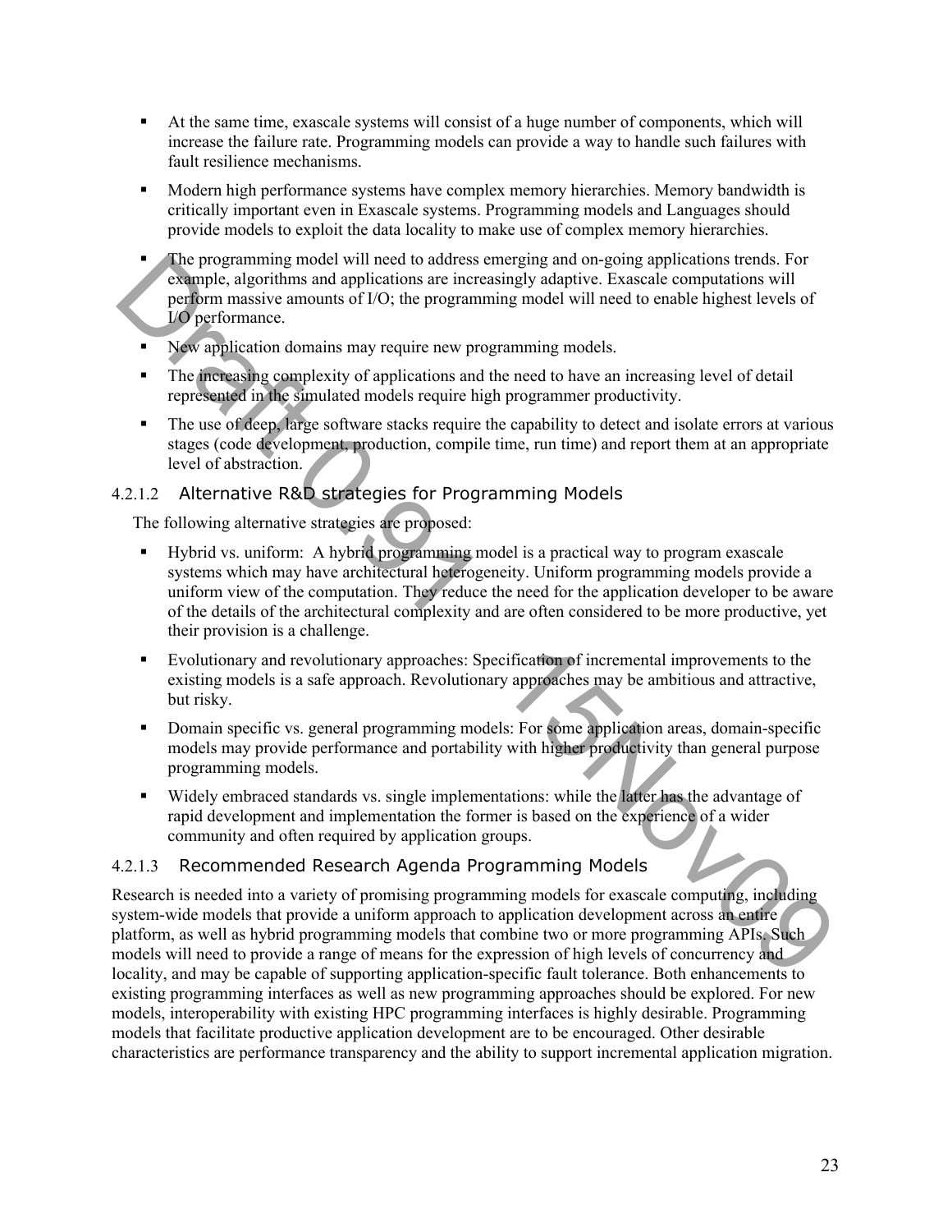- At the same time, exascale systems will consist of a huge number of components, which will increase the failure rate. Programming models can provide a way to handle such failures with fault resilience mechanisms.
- Modern high performance systems have complex memory hierarchies. Memory bandwidth is critically important even in Exascale systems. Programming models and Languages should provide models to exploit the data locality to make use of complex memory hierarchies.
- The programming model will need to address emerging and on-going applications trends. For example, algorithms and applications are increasingly adaptive. Exascale computations will perform massive amounts of I/O; the programming model will need to enable highest levels of I/O performance.
- New application domains may require new programming models.
- The increasing complexity of applications and the need to have an increasing level of detail represented in the simulated models require high programmer productivity.
- The use of deep, large software stacks require the capability to detect and isolate errors at various stages (code development, production, compile time, run time) and report them at an appropriate level of abstraction.

#### 4.2.1.2 Alternative R&D strategies for Programming Models

The following alternative strategies are proposed:

- Hybrid vs. uniform: A hybrid programming model is a practical way to program exascale systems which may have architectural heterogeneity. Uniform programming models provide a uniform view of the computation. They reduce the need for the application developer to be aware of the details of the architectural complexity and are often considered to be more productive, yet their provision is a challenge.
- Evolutionary and revolutionary approaches: Specification of incremental improvements to the existing models is a safe approach. Revolutionary approaches may be ambitious and attractive, but risky.
- Domain specific vs. general programming models: For some application areas, domain-specific models may provide performance and portability with higher productivity than general purpose programming models.
- Widely embraced standards vs. single implementations: while the latter has the advantage of rapid development and implementation the former is based on the experience of a wider community and often required by application groups.

#### 4.2.1.3 Recommended Research Agenda Programming Models

Research is needed into a variety of promising programming models for exascale computing, including system-wide models that provide a uniform approach to application development across an entire platform, as well as hybrid programming models that combine two or more programming APIs. Such models will need to provide a range of means for the expression of high levels of concurrency and locality, and may be capable of supporting application-specific fault tolerance. Both enhancements to existing programming interfaces as well as new programming approaches should be explored. For new models, interoperability with existing HPC programming interfaces is highly desirable. Programming models that facilitate productive application development are to be encouraged. Other desirable characteristics are performance transparency and the ability to support incremental application migration.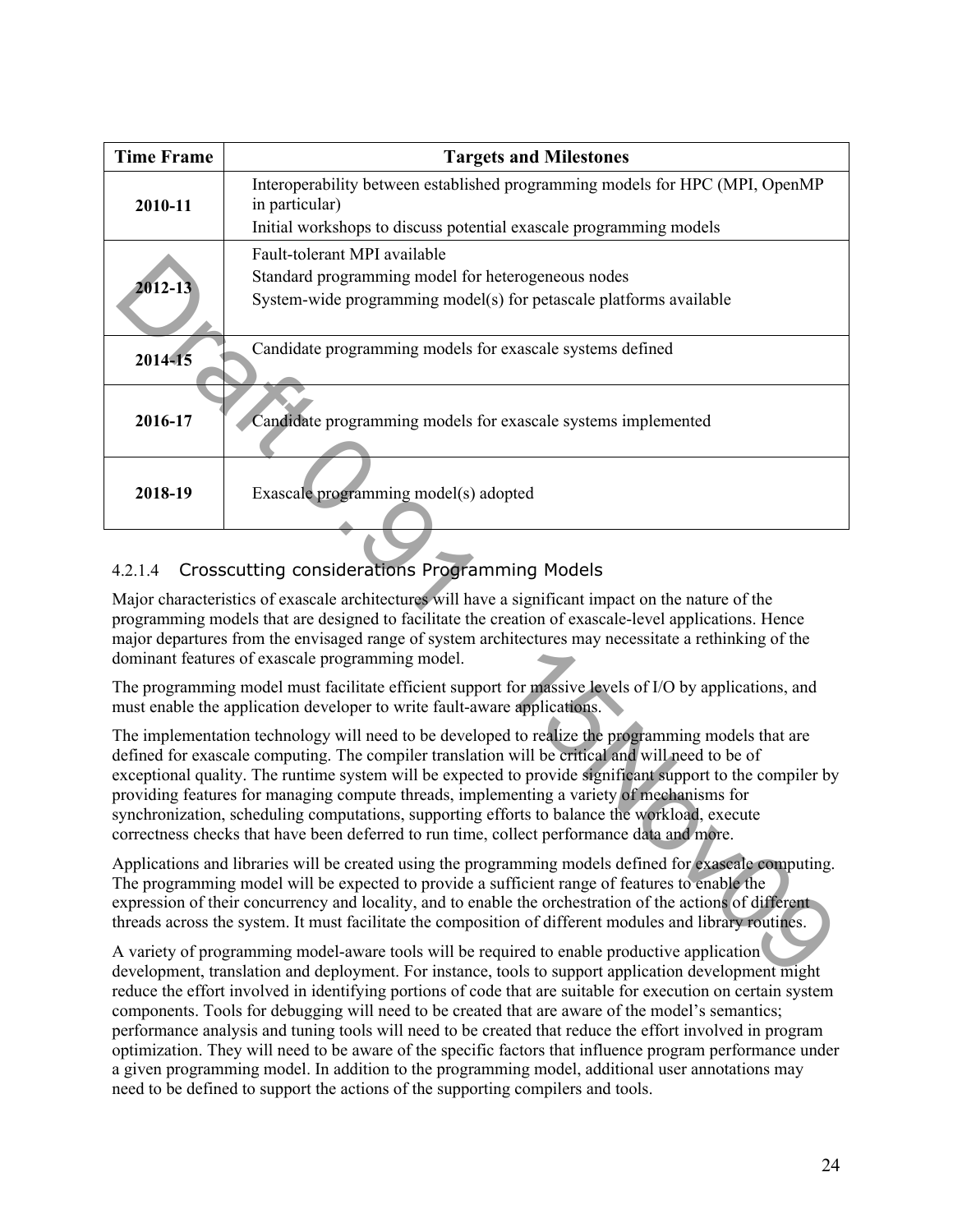| Time Frame | Targets and Milestones |
|---|---|
| **2010-11** | Interoperability between established programming models for HPC (MPI, OpenMP in particular)<br>Initial workshops to discuss potential exascale programming models |
| **2012-13** | Fault-tolerant MPI available<br>Standard programming model for heterogeneous nodes<br>System-wide programming model(s) for petascale platforms available |
| **2014-15** | Candidate programming models for exascale systems defined |
| **2016-17** | Candidate programming models for exascale systems implemented |
| **2018-19** | Exascale programming model(s) adopted |

#### 4.2.1.4 Crosscutting considerations Programming Models

Major characteristics of exascale architectures will have a significant impact on the nature of the programming models that are designed to facilitate the creation of exascale-level applications. Hence major departures from the envisaged range of system architectures may necessitate a rethinking of the dominant features of exascale programming model.

The programming model must facilitate efficient support for massive levels of I/O by applications, and must enable the application developer to write fault-aware applications.

The implementation technology will need to be developed to realize the programming models that are defined for exascale computing. The compiler translation will be critical and will need to be of exceptional quality. The runtime system will be expected to provide significant support to the compiler by providing features for managing compute threads, implementing a variety of mechanisms for synchronization, scheduling computations, supporting efforts to balance the workload, execute correctness checks that have been deferred to run time, collect performance data and more.

Applications and libraries will be created using the programming models defined for exascale computing. The programming model will be expected to provide a sufficient range of features to enable the expression of their concurrency and locality, and to enable the orchestration of the actions of different threads across the system. It must facilitate the composition of different modules and library routines.

A variety of programming model-aware tools will be required to enable productive application development, translation and deployment. For instance, tools to support application development might reduce the effort involved in identifying portions of code that are suitable for execution on certain system components. Tools for debugging will need to be created that are aware of the model's semantics; performance analysis and tuning tools will need to be created that reduce the effort involved in program optimization. They will need to be aware of the specific factors that influence program performance under a given programming model. In addition to the programming model, additional user annotations may need to be defined to support the actions of the supporting compilers and tools.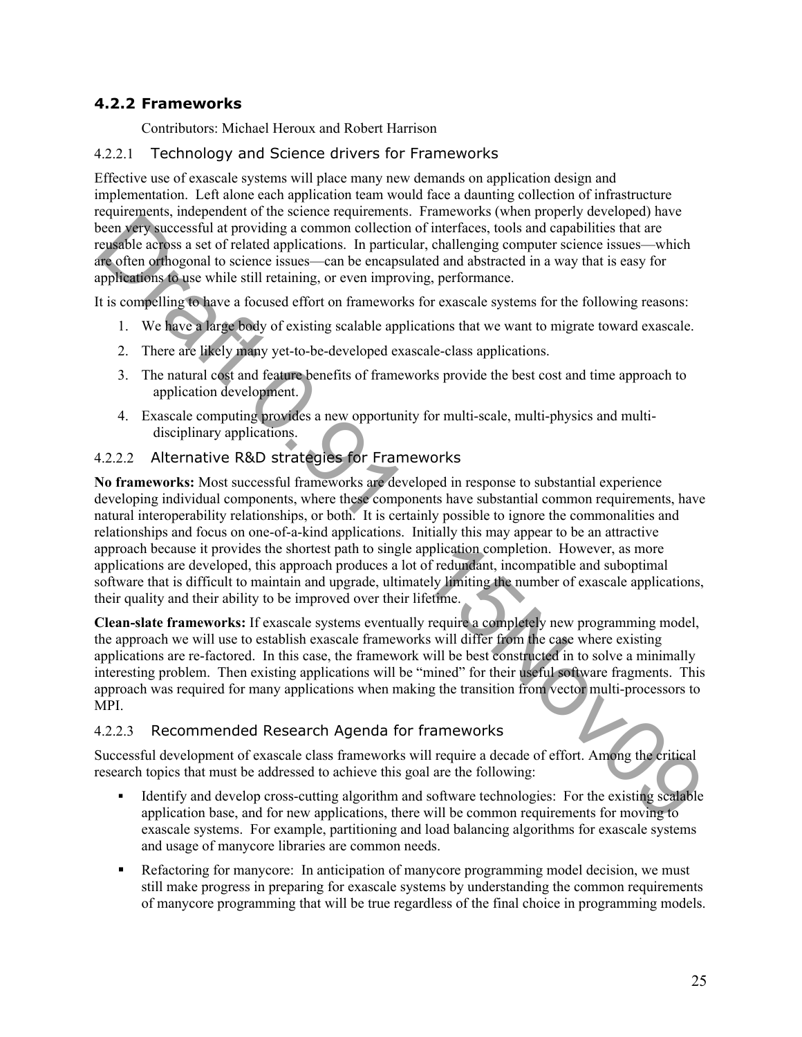### 4.2.2 Frameworks

Contributors: Michael Heroux and Robert Harrison

#### 4.2.2.1 Technology and Science drivers for Frameworks

Effective use of exascale systems will place many new demands on application design and implementation. Left alone each application team would face a daunting collection of infrastructure requirements, independent of the science requirements. Frameworks (when properly developed) have been very successful at providing a common collection of interfaces, tools and capabilities that are reusable across a set of related applications. In particular, challenging computer science issues—which are often orthogonal to science issues—can be encapsulated and abstracted in a way that is easy for applications to use while still retaining, or even improving, performance.

It is compelling to have a focused effort on frameworks for exascale systems for the following reasons:

1. We have a large body of existing scalable applications that we want to migrate toward exascale.
2. There are likely many yet-to-be-developed exascale-class applications.
3. The natural cost and feature benefits of frameworks provide the best cost and time approach to application development.
4. Exascale computing provides a new opportunity for multi-scale, multi-physics and multi-disciplinary applications.

#### 4.2.2.2 Alternative R&D strategies for Frameworks

**No frameworks:** Most successful frameworks are developed in response to substantial experience developing individual components, where these components have substantial common requirements, have natural interoperability relationships, or both. It is certainly possible to ignore the commonalities and relationships and focus on one-of-a-kind applications. Initially this may appear to be an attractive approach because it provides the shortest path to single application completion. However, as more applications are developed, this approach produces a lot of redundant, incompatible and suboptimal software that is difficult to maintain and upgrade, ultimately limiting the number of exascale applications, their quality and their ability to be improved over their lifetime.

**Clean-slate frameworks:** If exascale systems eventually require a completely new programming model, the approach we will use to establish exascale frameworks will differ from the case where existing applications are re-factored. In this case, the framework will be best constructed in to solve a minimally interesting problem. Then existing applications will be "mined" for their useful software fragments. This approach was required for many applications when making the transition from vector multi-processors to MPI.

#### 4.2.2.3 Recommended Research Agenda for frameworks

Successful development of exascale class frameworks will require a decade of effort. Among the critical research topics that must be addressed to achieve this goal are the following:

- Identify and develop cross-cutting algorithm and software technologies: For the existing scalable application base, and for new applications, there will be common requirements for moving to exascale systems. For example, partitioning and load balancing algorithms for exascale systems and usage of manycore libraries are common needs.
- Refactoring for manycore: In anticipation of manycore programming model decision, we must still make progress in preparing for exascale systems by understanding the common requirements of manycore programming that will be true regardless of the final choice in programming models.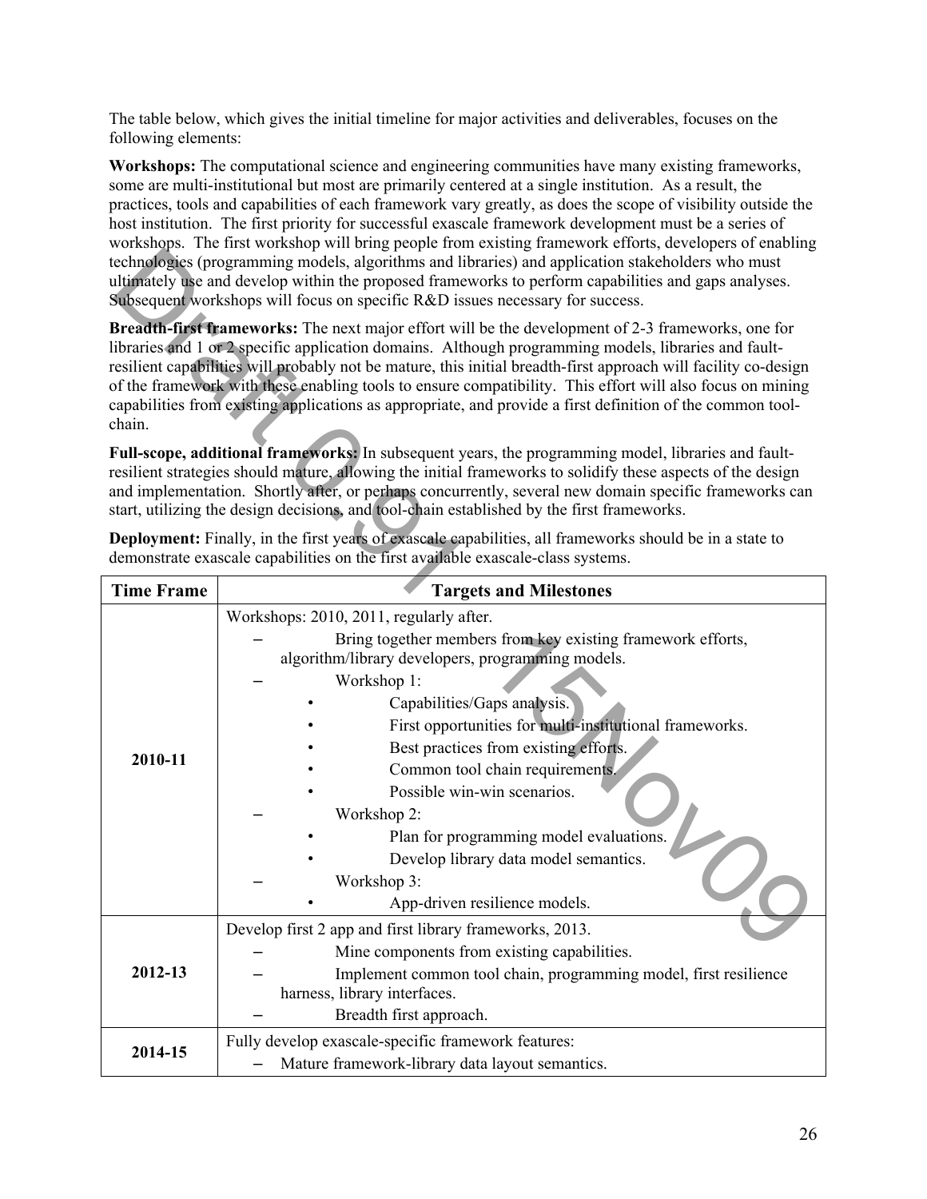The table below, which gives the initial timeline for major activities and deliverables, focuses on the following elements:

**Workshops:** The computational science and engineering communities have many existing frameworks, some are multi-institutional but most are primarily centered at a single institution. As a result, the practices, tools and capabilities of each framework vary greatly, as does the scope of visibility outside the host institution. The first priority for successful exascale framework development must be a series of workshops. The first workshop will bring people from existing framework efforts, developers of enabling technologies (programming models, algorithms and libraries) and application stakeholders who must ultimately use and develop within the proposed frameworks to perform capabilities and gaps analyses. Subsequent workshops will focus on specific R&D issues necessary for success.

**Breadth-first frameworks:** The next major effort will be the development of 2-3 frameworks, one for libraries and 1 or 2 specific application domains. Although programming models, libraries and fault-resilient capabilities will probably not be mature, this initial breadth-first approach will facility co-design of the framework with these enabling tools to ensure compatibility. This effort will also focus on mining capabilities from existing applications as appropriate, and provide a first definition of the common tool-chain.

**Full-scope, additional frameworks:** In subsequent years, the programming model, libraries and fault-resilient strategies should mature, allowing the initial frameworks to solidify these aspects of the design and implementation. Shortly after, or perhaps concurrently, several new domain specific frameworks can start, utilizing the design decisions, and tool-chain established by the first frameworks.

**Deployment:** Finally, in the first years of exascale capabilities, all frameworks should be in a state to demonstrate exascale capabilities on the first available exascale-class systems.

| Time Frame | Targets and Milestones |
|---|---|
| **2010-11** | Workshops: 2010, 2011, regularly after.<br>– Bring together members from key existing framework efforts, algorithm/library developers, programming models.<br>– Workshop 1:<br>• Capabilities/Gaps analysis.<br>• First opportunities for multi-institutional frameworks.<br>• Best practices from existing efforts.<br>• Common tool chain requirements.<br>• Possible win-win scenarios.<br>– Workshop 2:<br>• Plan for programming model evaluations.<br>• Develop library data model semantics.<br>– Workshop 3:<br>• App-driven resilience models. |
| **2012-13** | Develop first 2 app and first library frameworks, 2013.<br>– Mine components from existing capabilities.<br>– Implement common tool chain, programming model, first resilience harness, library interfaces.<br>– Breadth first approach. |
| **2014-15** | Fully develop exascale-specific framework features:<br>– Mature framework-library data layout semantics. |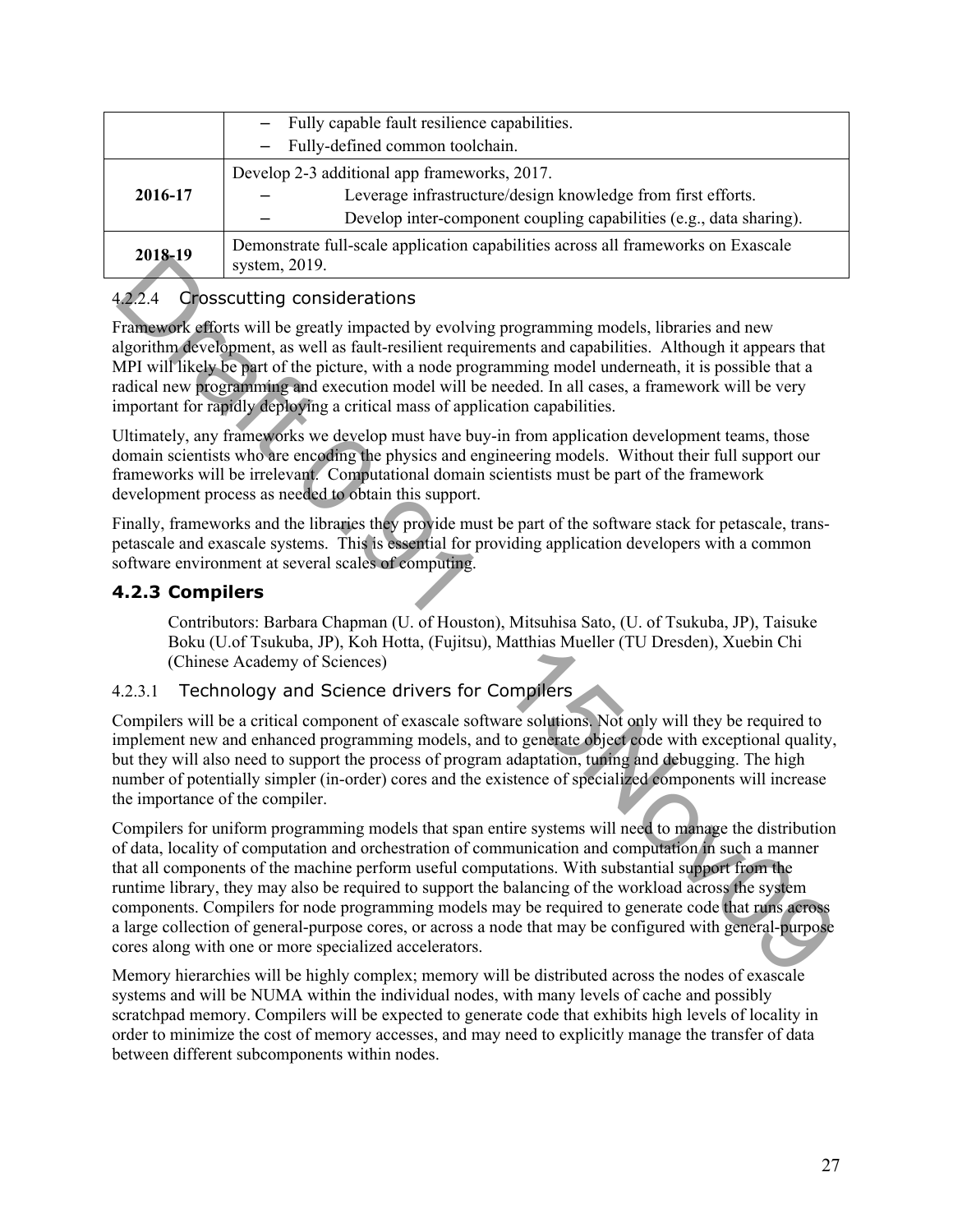| | |
|---|---|
| | – Fully capable fault resilience capabilities.<br>– Fully-defined common toolchain. |
| **2016-17** | Develop 2-3 additional app frameworks, 2017.<br>– Leverage infrastructure/design knowledge from first efforts.<br>– Develop inter-component coupling capabilities (e.g., data sharing). |
| **2018-19** | Demonstrate full-scale application capabilities across all frameworks on Exascale system, 2019. |

#### 4.2.2.4 Crosscutting considerations

Framework efforts will be greatly impacted by evolving programming models, libraries and new algorithm development, as well as fault-resilient requirements and capabilities. Although it appears that MPI will likely be part of the picture, with a node programming model underneath, it is possible that a radical new programming and execution model will be needed. In all cases, a framework will be very important for rapidly deploying a critical mass of application capabilities.

Ultimately, any frameworks we develop must have buy-in from application development teams, those domain scientists who are encoding the physics and engineering models. Without their full support our frameworks will be irrelevant. Computational domain scientists must be part of the framework development process as needed to obtain this support.

Finally, frameworks and the libraries they provide must be part of the software stack for petascale, trans-petascale and exascale systems. This is essential for providing application developers with a common software environment at several scales of computing.

### 4.2.3 Compilers

Contributors: Barbara Chapman (U. of Houston), Mitsuhisa Sato, (U. of Tsukuba, JP), Taisuke Boku (U.of Tsukuba, JP), Koh Hotta, (Fujitsu), Matthias Mueller (TU Dresden), Xuebin Chi (Chinese Academy of Sciences)

#### 4.2.3.1 Technology and Science drivers for Compilers

Compilers will be a critical component of exascale software solutions. Not only will they be required to implement new and enhanced programming models, and to generate object code with exceptional quality, but they will also need to support the process of program adaptation, tuning and debugging. The high number of potentially simpler (in-order) cores and the existence of specialized components will increase the importance of the compiler.

Compilers for uniform programming models that span entire systems will need to manage the distribution of data, locality of computation and orchestration of communication and computation in such a manner that all components of the machine perform useful computations. With substantial support from the runtime library, they may also be required to support the balancing of the workload across the system components. Compilers for node programming models may be required to generate code that runs across a large collection of general-purpose cores, or across a node that may be configured with general-purpose cores along with one or more specialized accelerators.

Memory hierarchies will be highly complex; memory will be distributed across the nodes of exascale systems and will be NUMA within the individual nodes, with many levels of cache and possibly scratchpad memory. Compilers will be expected to generate code that exhibits high levels of locality in order to minimize the cost of memory accesses, and may need to explicitly manage the transfer of data between different subcomponents within nodes.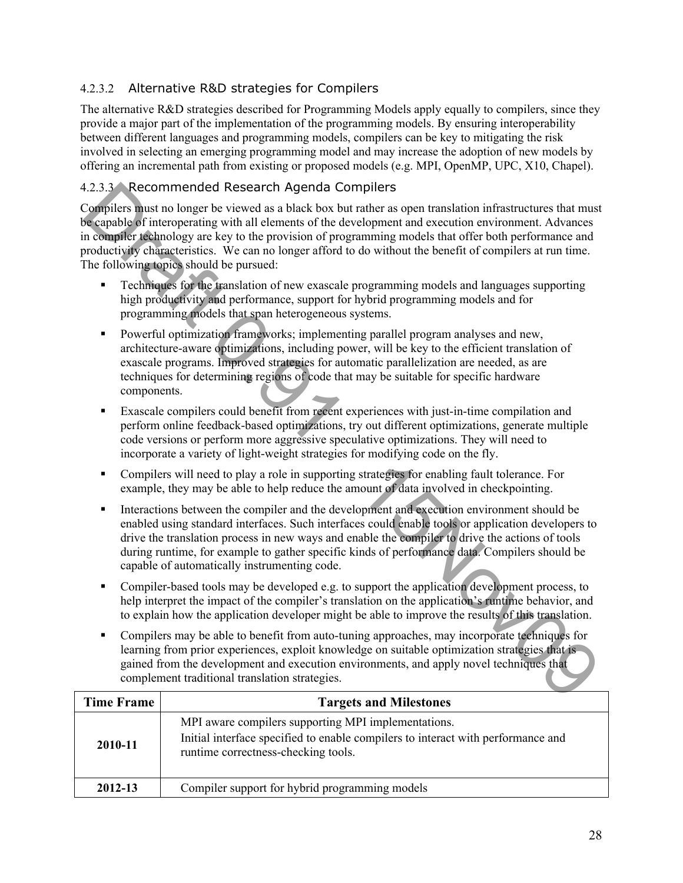#### 4.2.3.2 Alternative R&D strategies for Compilers

The alternative R&D strategies described for Programming Models apply equally to compilers, since they provide a major part of the implementation of the programming models. By ensuring interoperability between different languages and programming models, compilers can be key to mitigating the risk involved in selecting an emerging programming model and may increase the adoption of new models by offering an incremental path from existing or proposed models (e.g. MPI, OpenMP, UPC, X10, Chapel).

#### 4.2.3.3 Recommended Research Agenda Compilers

Compilers must no longer be viewed as a black box but rather as open translation infrastructures that must be capable of interoperating with all elements of the development and execution environment. Advances in compiler technology are key to the provision of programming models that offer both performance and productivity characteristics. We can no longer afford to do without the benefit of compilers at run time. The following topics should be pursued:

- Techniques for the translation of new exascale programming models and languages supporting high productivity and performance, support for hybrid programming models and for programming models that span heterogeneous systems.
- Powerful optimization frameworks; implementing parallel program analyses and new, architecture-aware optimizations, including power, will be key to the efficient translation of exascale programs. Improved strategies for automatic parallelization are needed, as are techniques for determining regions of code that may be suitable for specific hardware components.
- Exascale compilers could benefit from recent experiences with just-in-time compilation and perform online feedback-based optimizations, try out different optimizations, generate multiple code versions or perform more aggressive speculative optimizations. They will need to incorporate a variety of light-weight strategies for modifying code on the fly.
- Compilers will need to play a role in supporting strategies for enabling fault tolerance. For example, they may be able to help reduce the amount of data involved in checkpointing.
- Interactions between the compiler and the development and execution environment should be enabled using standard interfaces. Such interfaces could enable tools or application developers to drive the translation process in new ways and enable the compiler to drive the actions of tools during runtime, for example to gather specific kinds of performance data. Compilers should be capable of automatically instrumenting code.
- Compiler-based tools may be developed e.g. to support the application development process, to help interpret the impact of the compiler's translation on the application's runtime behavior, and to explain how the application developer might be able to improve the results of this translation.
- Compilers may be able to benefit from auto-tuning approaches, may incorporate techniques for learning from prior experiences, exploit knowledge on suitable optimization strategies that is gained from the development and execution environments, and apply novel techniques that complement traditional translation strategies.

| Time Frame | Targets and Milestones |
|---|---|
| 2010-11 | MPI aware compilers supporting MPI implementations.<br>Initial interface specified to enable compilers to interact with performance and runtime correctness-checking tools. |
| 2012-13 | Compiler support for hybrid programming models |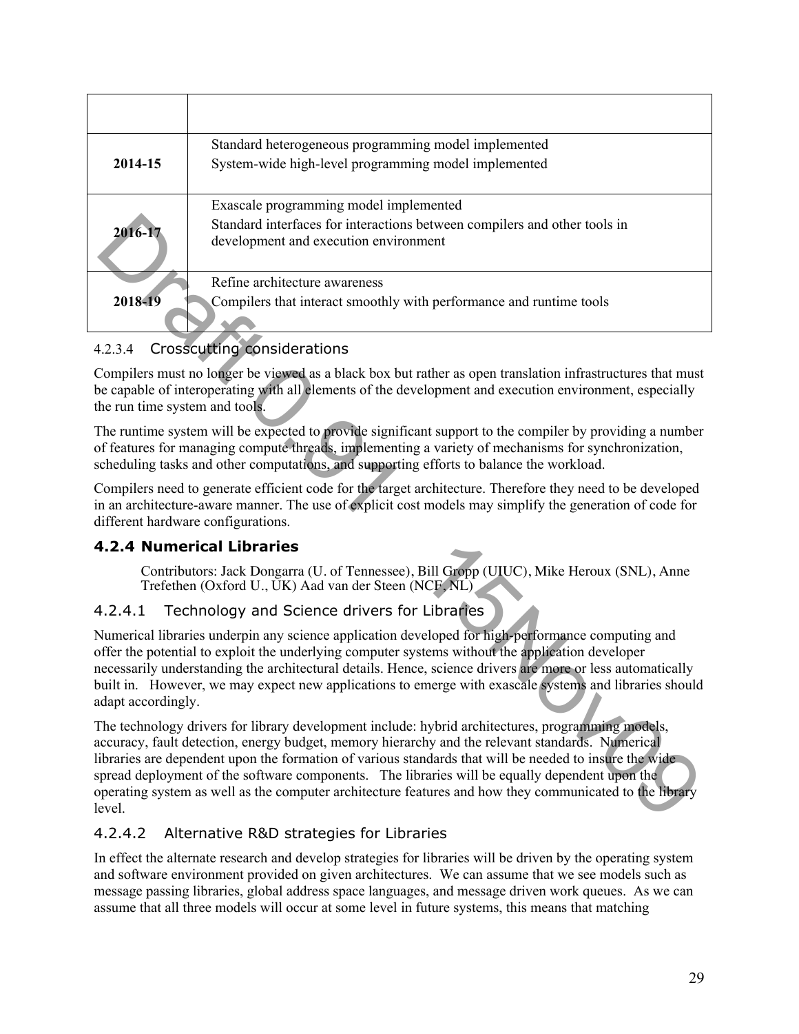| | |
|---|---|
| **2014-15** | Standard heterogeneous programming model implemented<br>System-wide high-level programming model implemented |
| **2016-17** | Exascale programming model implemented<br>Standard interfaces for interactions between compilers and other tools in development and execution environment |
| **2018-19** | Refine architecture awareness<br>Compilers that interact smoothly with performance and runtime tools |

#### 4.2.3.4 Crosscutting considerations

Compilers must no longer be viewed as a black box but rather as open translation infrastructures that must be capable of interoperating with all elements of the development and execution environment, especially the run time system and tools.

The runtime system will be expected to provide significant support to the compiler by providing a number of features for managing compute threads, implementing a variety of mechanisms for synchronization, scheduling tasks and other computations, and supporting efforts to balance the workload.

Compilers need to generate efficient code for the target architecture. Therefore they need to be developed in an architecture-aware manner. The use of explicit cost models may simplify the generation of code for different hardware configurations.

### 4.2.4 Numerical Libraries

Contributors: Jack Dongarra (U. of Tennessee), Bill Gropp (UIUC), Mike Heroux (SNL), Anne Trefethen (Oxford U., UK) Aad van der Steen (NCF, NL)

#### 4.2.4.1 Technology and Science drivers for Libraries

Numerical libraries underpin any science application developed for high-performance computing and offer the potential to exploit the underlying computer systems without the application developer necessarily understanding the architectural details. Hence, science drivers are more or less automatically built in. However, we may expect new applications to emerge with exascale systems and libraries should adapt accordingly.

The technology drivers for library development include: hybrid architectures, programming models, accuracy, fault detection, energy budget, memory hierarchy and the relevant standards. Numerical libraries are dependent upon the formation of various standards that will be needed to insure the wide spread deployment of the software components. The libraries will be equally dependent upon the operating system as well as the computer architecture features and how they communicated to the library level.

#### 4.2.4.2 Alternative R&D strategies for Libraries

In effect the alternate research and develop strategies for libraries will be driven by the operating system and software environment provided on given architectures. We can assume that we see models such as message passing libraries, global address space languages, and message driven work queues. As we can assume that all three models will occur at some level in future systems, this means that matching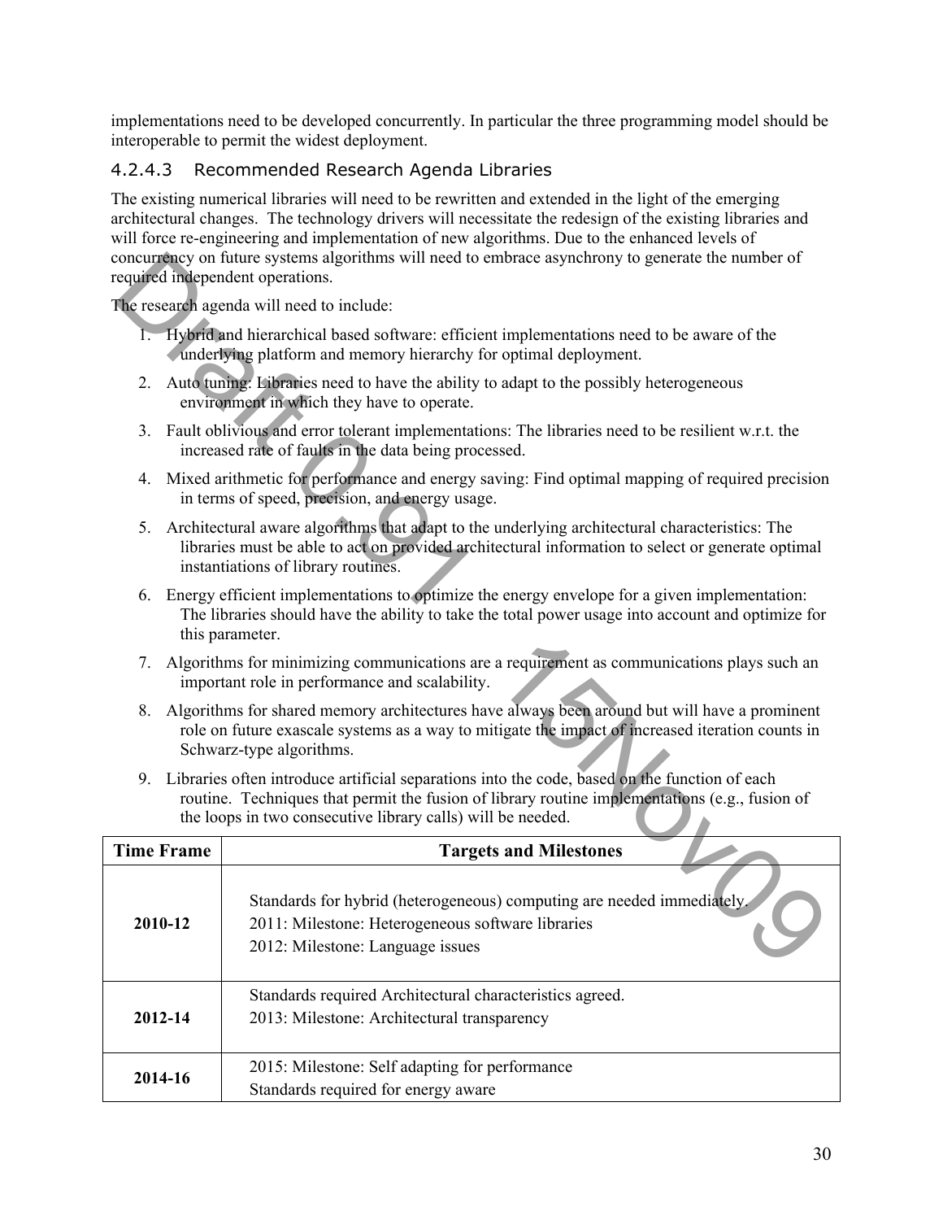implementations need to be developed concurrently. In particular the three programming model should be interoperable to permit the widest deployment.

#### 4.2.4.3 Recommended Research Agenda Libraries

The existing numerical libraries will need to be rewritten and extended in the light of the emerging architectural changes. The technology drivers will necessitate the redesign of the existing libraries and will force re-engineering and implementation of new algorithms. Due to the enhanced levels of concurrency on future systems algorithms will need to embrace asynchrony to generate the number of required independent operations.

The research agenda will need to include:

1. Hybrid and hierarchical based software: efficient implementations need to be aware of the underlying platform and memory hierarchy for optimal deployment.
2. Auto tuning: Libraries need to have the ability to adapt to the possibly heterogeneous environment in which they have to operate.
3. Fault oblivious and error tolerant implementations: The libraries need to be resilient w.r.t. the increased rate of faults in the data being processed.
4. Mixed arithmetic for performance and energy saving: Find optimal mapping of required precision in terms of speed, precision, and energy usage.
5. Architectural aware algorithms that adapt to the underlying architectural characteristics: The libraries must be able to act on provided architectural information to select or generate optimal instantiations of library routines.
6. Energy efficient implementations to optimize the energy envelope for a given implementation: The libraries should have the ability to take the total power usage into account and optimize for this parameter.
7. Algorithms for minimizing communications are a requirement as communications plays such an important role in performance and scalability.
8. Algorithms for shared memory architectures have always been around but will have a prominent role on future exascale systems as a way to mitigate the impact of increased iteration counts in Schwarz-type algorithms.
9. Libraries often introduce artificial separations into the code, based on the function of each routine. Techniques that permit the fusion of library routine implementations (e.g., fusion of the loops in two consecutive library calls) will be needed.

| Time Frame | Targets and Milestones |
|---|---|
| 2010-12 | Standards for hybrid (heterogeneous) computing are needed immediately.<br>2011: Milestone: Heterogeneous software libraries<br>2012: Milestone: Language issues |
| 2012-14 | Standards required Architectural characteristics agreed.<br>2013: Milestone: Architectural transparency |
| 2014-16 | 2015: Milestone: Self adapting for performance<br>Standards required for energy aware |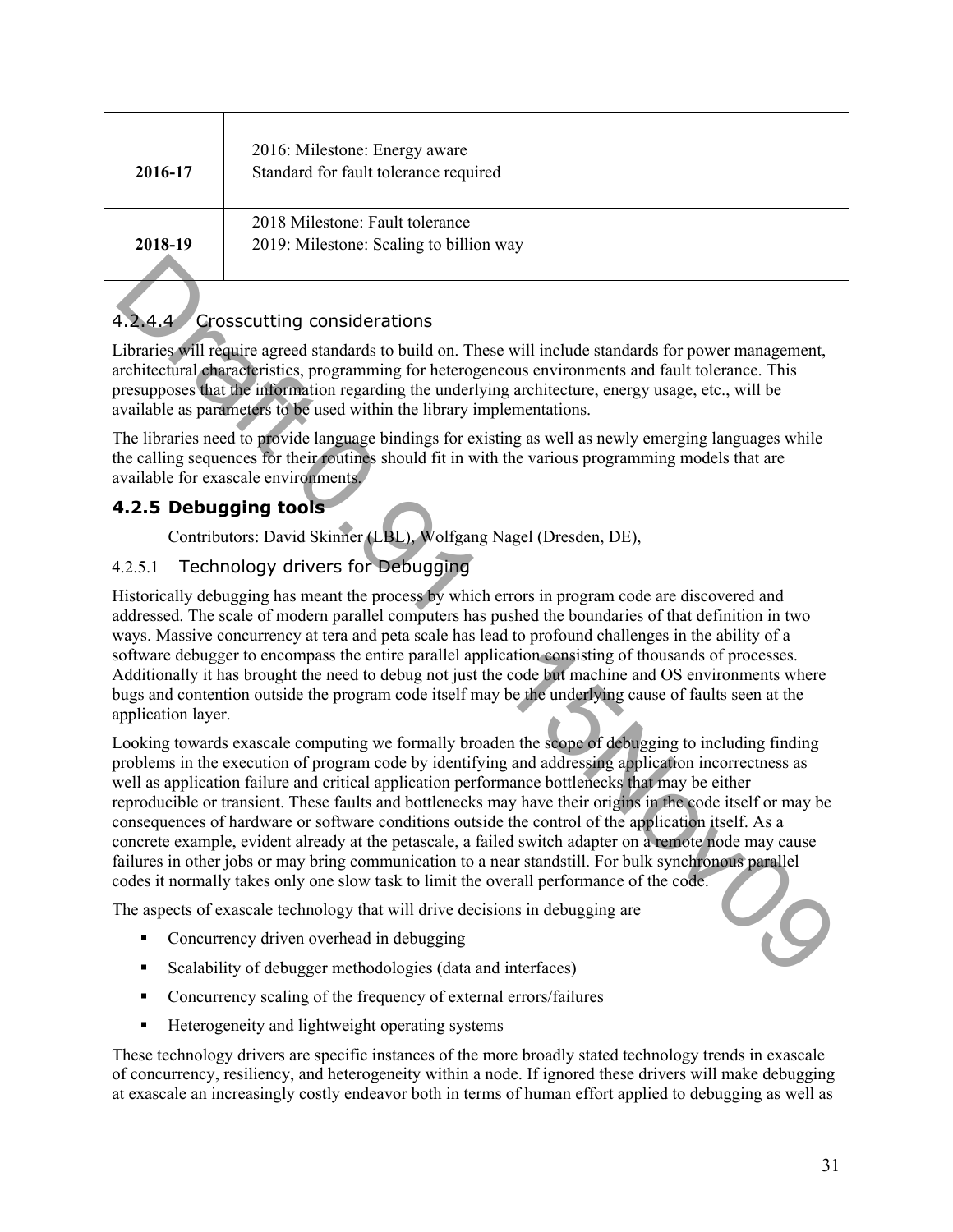| | |
|---|---|
| **2016-17** | 2016: Milestone: Energy aware<br>Standard for fault tolerance required |
| **2018-19** | 2018 Milestone: Fault tolerance<br>2019: Milestone: Scaling to billion way |

#### 4.2.4.4 Crosscutting considerations

Libraries will require agreed standards to build on. These will include standards for power management, architectural characteristics, programming for heterogeneous environments and fault tolerance. This presupposes that the information regarding the underlying architecture, energy usage, etc., will be available as parameters to be used within the library implementations.

The libraries need to provide language bindings for existing as well as newly emerging languages while the calling sequences for their routines should fit in with the various programming models that are available for exascale environments.

### 4.2.5 Debugging tools

Contributors: David Skinner (LBL), Wolfgang Nagel (Dresden, DE),

#### 4.2.5.1 Technology drivers for Debugging

Historically debugging has meant the process by which errors in program code are discovered and addressed. The scale of modern parallel computers has pushed the boundaries of that definition in two ways. Massive concurrency at tera and peta scale has lead to profound challenges in the ability of a software debugger to encompass the entire parallel application consisting of thousands of processes. Additionally it has brought the need to debug not just the code but machine and OS environments where bugs and contention outside the program code itself may be the underlying cause of faults seen at the application layer.

Looking towards exascale computing we formally broaden the scope of debugging to including finding problems in the execution of program code by identifying and addressing application incorrectness as well as application failure and critical application performance bottlenecks that may be either reproducible or transient. These faults and bottlenecks may have their origins in the code itself or may be consequences of hardware or software conditions outside the control of the application itself. As a concrete example, evident already at the petascale, a failed switch adapter on a remote node may cause failures in other jobs or may bring communication to a near standstill. For bulk synchronous parallel codes it normally takes only one slow task to limit the overall performance of the code.

The aspects of exascale technology that will drive decisions in debugging are

- Concurrency driven overhead in debugging
- Scalability of debugger methodologies (data and interfaces)
- Concurrency scaling of the frequency of external errors/failures
- Heterogeneity and lightweight operating systems

These technology drivers are specific instances of the more broadly stated technology trends in exascale of concurrency, resiliency, and heterogeneity within a node. If ignored these drivers will make debugging at exascale an increasingly costly endeavor both in terms of human effort applied to debugging as well as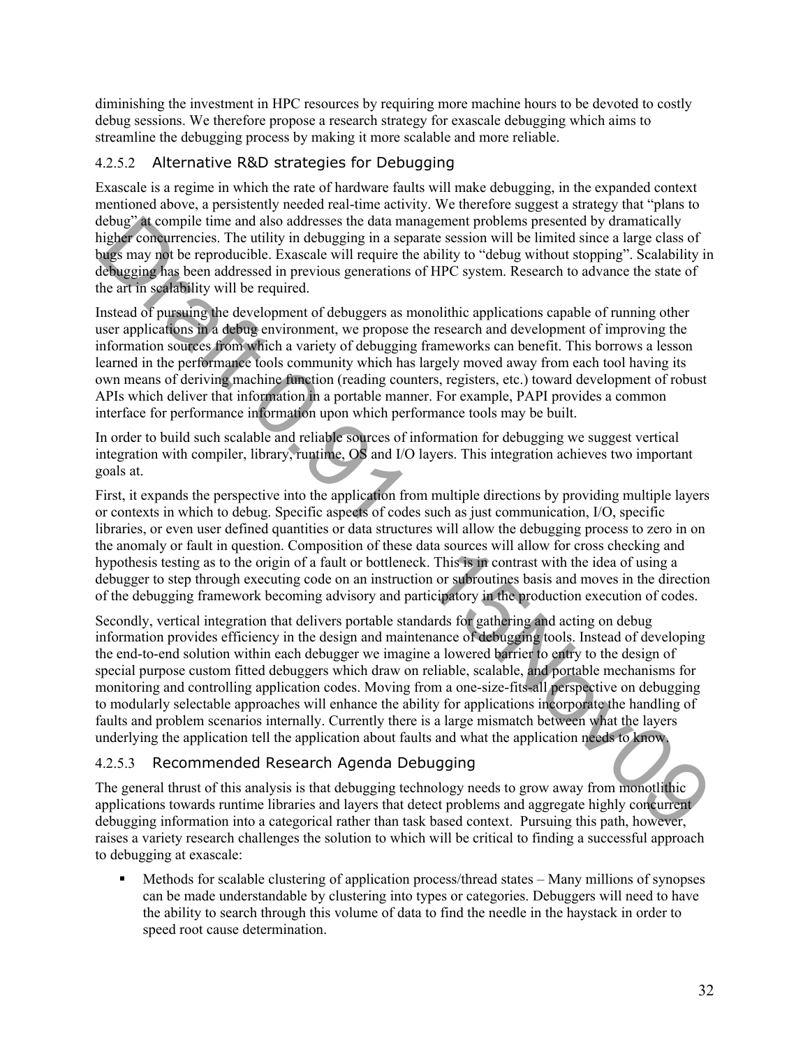diminishing the investment in HPC resources by requiring more machine hours to be devoted to costly debug sessions. We therefore propose a research strategy for exascale debugging which aims to streamline the debugging process by making it more scalable and more reliable.

#### 4.2.5.2 Alternative R&D strategies for Debugging

Exascale is a regime in which the rate of hardware faults will make debugging, in the expanded context mentioned above, a persistently needed real-time activity. We therefore suggest a strategy that "plans to debug" at compile time and also addresses the data management problems presented by dramatically higher concurrencies. The utility in debugging in a separate session will be limited since a large class of bugs may not be reproducible. Exascale will require the ability to "debug without stopping". Scalability in debugging has been addressed in previous generations of HPC system. Research to advance the state of the art in scalability will be required.

Instead of pursuing the development of debuggers as monolithic applications capable of running other user applications in a debug environment, we propose the research and development of improving the information sources from which a variety of debugging frameworks can benefit. This borrows a lesson learned in the performance tools community which has largely moved away from each tool having its own means of deriving machine function (reading counters, registers, etc.) toward development of robust APIs which deliver that information in a portable manner. For example, PAPI provides a common interface for performance information upon which performance tools may be built.

In order to build such scalable and reliable sources of information for debugging we suggest vertical integration with compiler, library, runtime, OS and I/O layers. This integration achieves two important goals at.

First, it expands the perspective into the application from multiple directions by providing multiple layers or contexts in which to debug. Specific aspects of codes such as just communication, I/O, specific libraries, or even user defined quantities or data structures will allow the debugging process to zero in on the anomaly or fault in question. Composition of these data sources will allow for cross checking and hypothesis testing as to the origin of a fault or bottleneck. This is in contrast with the idea of using a debugger to step through executing code on an instruction or subroutines basis and moves in the direction of the debugging framework becoming advisory and participatory in the production execution of codes.

Secondly, vertical integration that delivers portable standards for gathering and acting on debug information provides efficiency in the design and maintenance of debugging tools. Instead of developing the end-to-end solution within each debugger we imagine a lowered barrier to entry to the design of special purpose custom fitted debuggers which draw on reliable, scalable, and portable mechanisms for monitoring and controlling application codes. Moving from a one-size-fits-all perspective on debugging to modularly selectable approaches will enhance the ability for applications incorporate the handling of faults and problem scenarios internally. Currently there is a large mismatch between what the layers underlying the application tell the application about faults and what the application needs to know.

#### 4.2.5.3 Recommended Research Agenda Debugging

The general thrust of this analysis is that debugging technology needs to grow away from monotlithic applications towards runtime libraries and layers that detect problems and aggregate highly concurrent debugging information into a categorical rather than task based context. Pursuing this path, however, raises a variety research challenges the solution to which will be critical to finding a successful approach to debugging at exascale:

- Methods for scalable clustering of application process/thread states – Many millions of synopses can be made understandable by clustering into types or categories. Debuggers will need to have the ability to search through this volume of data to find the needle in the haystack in order to speed root cause determination.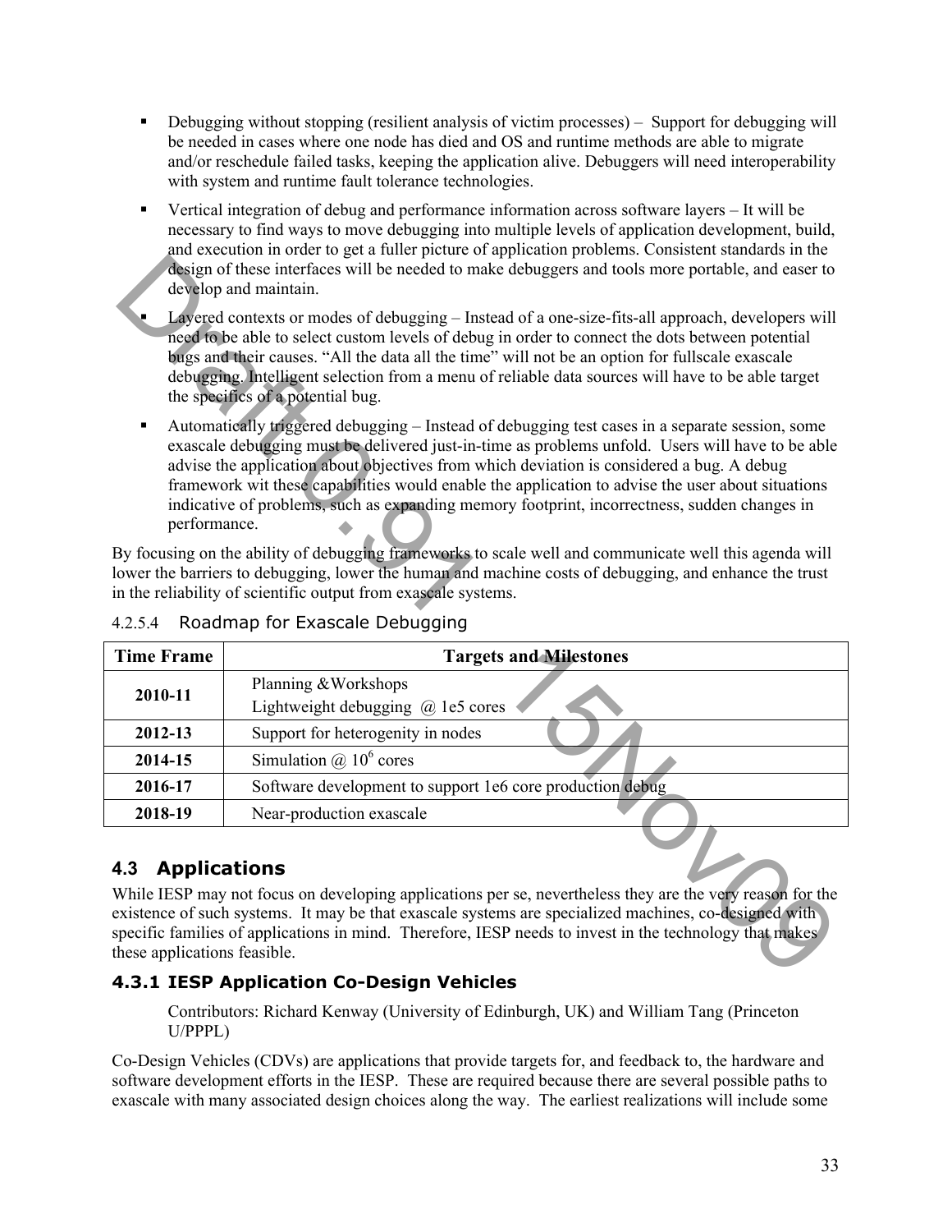- Debugging without stopping (resilient analysis of victim processes) – Support for debugging will be needed in cases where one node has died and OS and runtime methods are able to migrate and/or reschedule failed tasks, keeping the application alive. Debuggers will need interoperability with system and runtime fault tolerance technologies.
- Vertical integration of debug and performance information across software layers – It will be necessary to find ways to move debugging into multiple levels of application development, build, and execution in order to get a fuller picture of application problems. Consistent standards in the design of these interfaces will be needed to make debuggers and tools more portable, and easer to develop and maintain.
- Layered contexts or modes of debugging – Instead of a one-size-fits-all approach, developers will need to be able to select custom levels of debug in order to connect the dots between potential bugs and their causes. "All the data all the time" will not be an option for fullscale exascale debugging. Intelligent selection from a menu of reliable data sources will have to be able target the specifics of a potential bug.
- Automatically triggered debugging – Instead of debugging test cases in a separate session, some exascale debugging must be delivered just-in-time as problems unfold. Users will have to be able advise the application about objectives from which deviation is considered a bug. A debug framework wit these capabilities would enable the application to advise the user about situations indicative of problems, such as expanding memory footprint, incorrectness, sudden changes in performance.

By focusing on the ability of debugging frameworks to scale well and communicate well this agenda will lower the barriers to debugging, lower the human and machine costs of debugging, and enhance the trust in the reliability of scientific output from exascale systems.

#### 4.2.5.4 Roadmap for Exascale Debugging

| Time Frame | Targets and Milestones |
|---|---|
| 2010-11 | Planning &Workshops<br>Lightweight debugging @ 1e5 cores |
| 2012-13 | Support for heterogenity in nodes |
| 2014-15 | Simulation @ $10^6$ cores |
| 2016-17 | Software development to support 1e6 core production debug |
| 2018-19 | Near-production exascale |

## 4.3 Applications

While IESP may not focus on developing applications per se, nevertheless they are the very reason for the existence of such systems. It may be that exascale systems are specialized machines, co-designed with specific families of applications in mind. Therefore, IESP needs to invest in the technology that makes these applications feasible.

### 4.3.1 IESP Application Co-Design Vehicles

Contributors: Richard Kenway (University of Edinburgh, UK) and William Tang (Princeton U/PPPL)

Co-Design Vehicles (CDVs) are applications that provide targets for, and feedback to, the hardware and software development efforts in the IESP. These are required because there are several possible paths to exascale with many associated design choices along the way. The earliest realizations will include some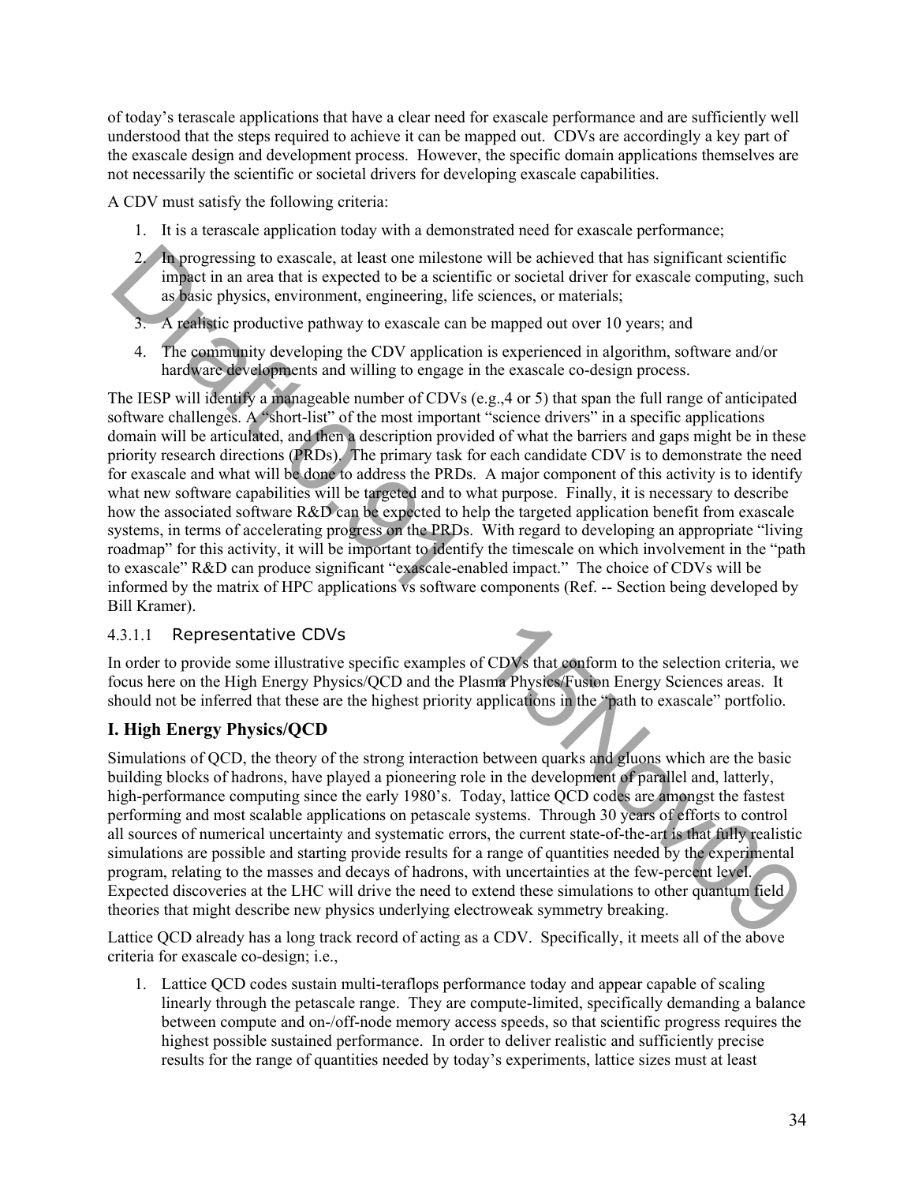of today's terascale applications that have a clear need for exascale performance and are sufficiently well understood that the steps required to achieve it can be mapped out. CDVs are accordingly a key part of the exascale design and development process. However, the specific domain applications themselves are not necessarily the scientific or societal drivers for developing exascale capabilities.

A CDV must satisfy the following criteria:

1. It is a terascale application today with a demonstrated need for exascale performance;
2. In progressing to exascale, at least one milestone will be achieved that has significant scientific impact in an area that is expected to be a scientific or societal driver for exascale computing, such as basic physics, environment, engineering, life sciences, or materials;
3. A realistic productive pathway to exascale can be mapped out over 10 years; and
4. The community developing the CDV application is experienced in algorithm, software and/or hardware developments and willing to engage in the exascale co-design process.

The IESP will identify a manageable number of CDVs (e.g.,4 or 5) that span the full range of anticipated software challenges. A "short-list" of the most important "science drivers" in a specific applications domain will be articulated, and then a description provided of what the barriers and gaps might be in these priority research directions (PRDs). The primary task for each candidate CDV is to demonstrate the need for exascale and what will be done to address the PRDs. A major component of this activity is to identify what new software capabilities will be targeted and to what purpose. Finally, it is necessary to describe how the associated software R&D can be expected to help the targeted application benefit from exascale systems, in terms of accelerating progress on the PRDs. With regard to developing an appropriate "living roadmap" for this activity, it will be important to identify the timescale on which involvement in the "path to exascale" R&D can produce significant "exascale-enabled impact." The choice of CDVs will be informed by the matrix of HPC applications vs software components (Ref. -- Section being developed by Bill Kramer).

#### 4.3.1.1 Representative CDVs

In order to provide some illustrative specific examples of CDVs that conform to the selection criteria, we focus here on the High Energy Physics/QCD and the Plasma Physics/Fusion Energy Sciences areas. It should not be inferred that these are the highest priority applications in the "path to exascale" portfolio.

### I. High Energy Physics/QCD

Simulations of QCD, the theory of the strong interaction between quarks and gluons which are the basic building blocks of hadrons, have played a pioneering role in the development of parallel and, latterly, high-performance computing since the early 1980's. Today, lattice QCD codes are amongst the fastest performing and most scalable applications on petascale systems. Through 30 years of efforts to control all sources of numerical uncertainty and systematic errors, the current state-of-the-art is that fully realistic simulations are possible and starting provide results for a range of quantities needed by the experimental program, relating to the masses and decays of hadrons, with uncertainties at the few-percent level. Expected discoveries at the LHC will drive the need to extend these simulations to other quantum field theories that might describe new physics underlying electroweak symmetry breaking.

Lattice QCD already has a long track record of acting as a CDV. Specifically, it meets all of the above criteria for exascale co-design; i.e.,

1. Lattice QCD codes sustain multi-teraflops performance today and appear capable of scaling linearly through the petascale range. They are compute-limited, specifically demanding a balance between compute and on-/off-node memory access speeds, so that scientific progress requires the highest possible sustained performance. In order to deliver realistic and sufficiently precise results for the range of quantities needed by today's experiments, lattice sizes must at least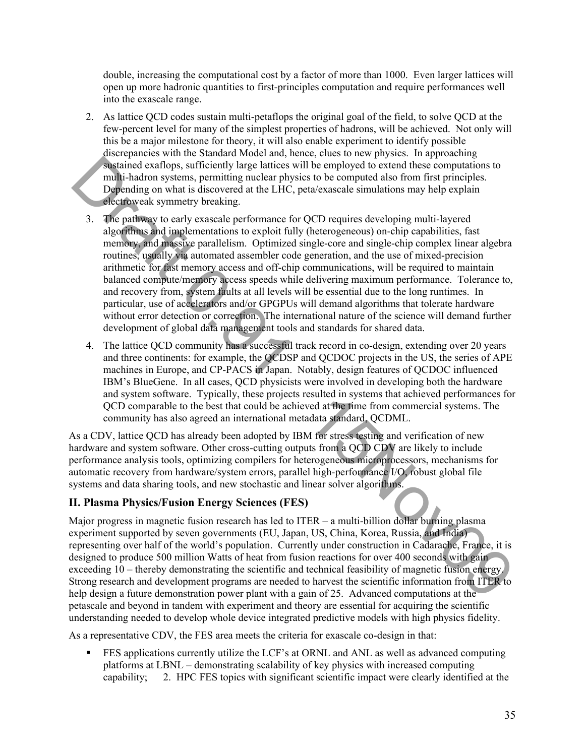double, increasing the computational cost by a factor of more than 1000. Even larger lattices will open up more hadronic quantities to first-principles computation and require performances well into the exascale range.

2. As lattice QCD codes sustain multi-petaflops the original goal of the field, to solve QCD at the few-percent level for many of the simplest properties of hadrons, will be achieved. Not only will this be a major milestone for theory, it will also enable experiment to identify possible discrepancies with the Standard Model and, hence, clues to new physics. In approaching sustained exaflops, sufficiently large lattices will be employed to extend these computations to multi-hadron systems, permitting nuclear physics to be computed also from first principles. Depending on what is discovered at the LHC, peta/exascale simulations may help explain electroweak symmetry breaking.

3. The pathway to early exascale performance for QCD requires developing multi-layered algorithms and implementations to exploit fully (heterogeneous) on-chip capabilities, fast memory, and massive parallelism. Optimized single-core and single-chip complex linear algebra routines, usually via automated assembler code generation, and the use of mixed-precision arithmetic for fast memory access and off-chip communications, will be required to maintain balanced compute/memory access speeds while delivering maximum performance. Tolerance to, and recovery from, system faults at all levels will be essential due to the long runtimes. In particular, use of accelerators and/or GPGPUs will demand algorithms that tolerate hardware without error detection or correction. The international nature of the science will demand further development of global data management tools and standards for shared data.

4. The lattice QCD community has a successful track record in co-design, extending over 20 years and three continents: for example, the QCDSP and QCDOC projects in the US, the series of APE machines in Europe, and CP-PACS in Japan. Notably, design features of QCDOC influenced IBM's BlueGene. In all cases, QCD physicists were involved in developing both the hardware and system software. Typically, these projects resulted in systems that achieved performances for QCD comparable to the best that could be achieved at the time from commercial systems. The community has also agreed an international metadata standard, QCDML.

As a CDV, lattice QCD has already been adopted by IBM for stress testing and verification of new hardware and system software. Other cross-cutting outputs from a QCD CDV are likely to include performance analysis tools, optimizing compilers for heterogeneous microprocessors, mechanisms for automatic recovery from hardware/system errors, parallel high-performance I/O, robust global file systems and data sharing tools, and new stochastic and linear solver algorithms.

## II. Plasma Physics/Fusion Energy Sciences (FES)

Major progress in magnetic fusion research has led to ITER – a multi-billion dollar burning plasma experiment supported by seven governments (EU, Japan, US, China, Korea, Russia, and India) representing over half of the world's population. Currently under construction in Cadarache, France, it is designed to produce 500 million Watts of heat from fusion reactions for over 400 seconds with gain exceeding 10 – thereby demonstrating the scientific and technical feasibility of magnetic fusion energy. Strong research and development programs are needed to harvest the scientific information from ITER to help design a future demonstration power plant with a gain of 25. Advanced computations at the petascale and beyond in tandem with experiment and theory are essential for acquiring the scientific understanding needed to develop whole device integrated predictive models with high physics fidelity.

As a representative CDV, the FES area meets the criteria for exascale co-design in that:

- FES applications currently utilize the LCF's at ORNL and ANL as well as advanced computing platforms at LBNL – demonstrating scalability of key physics with increased computing capability; 2. HPC FES topics with significant scientific impact were clearly identified at the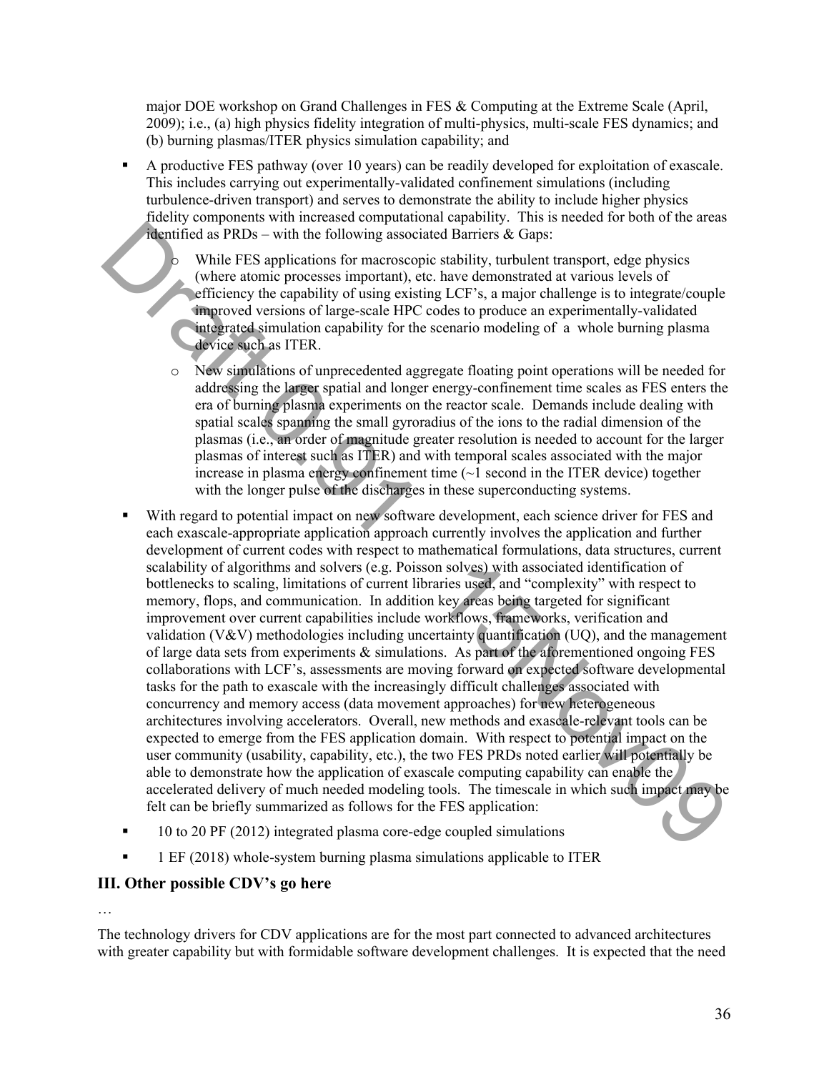major DOE workshop on Grand Challenges in FES & Computing at the Extreme Scale (April, 2009); i.e., (a) high physics fidelity integration of multi-physics, multi-scale FES dynamics; and (b) burning plasmas/ITER physics simulation capability; and

- A productive FES pathway (over 10 years) can be readily developed for exploitation of exascale. This includes carrying out experimentally-validated confinement simulations (including turbulence-driven transport) and serves to demonstrate the ability to include higher physics fidelity components with increased computational capability. This is needed for both of the areas identified as PRDs – with the following associated Barriers & Gaps:
  - While FES applications for macroscopic stability, turbulent transport, edge physics (where atomic processes important), etc. have demonstrated at various levels of efficiency the capability of using existing LCF's, a major challenge is to integrate/couple improved versions of large-scale HPC codes to produce an experimentally-validated integrated simulation capability for the scenario modeling of a whole burning plasma device such as ITER.
  - New simulations of unprecedented aggregate floating point operations will be needed for addressing the larger spatial and longer energy-confinement time scales as FES enters the era of burning plasma experiments on the reactor scale. Demands include dealing with spatial scales spanning the small gyroradius of the ions to the radial dimension of the plasmas (i.e., an order of magnitude greater resolution is needed to account for the larger plasmas of interest such as ITER) and with temporal scales associated with the major increase in plasma energy confinement time (~1 second in the ITER device) together with the longer pulse of the discharges in these superconducting systems.
- With regard to potential impact on new software development, each science driver for FES and each exascale-appropriate application approach currently involves the application and further development of current codes with respect to mathematical formulations, data structures, current scalability of algorithms and solvers (e.g. Poisson solves) with associated identification of bottlenecks to scaling, limitations of current libraries used, and "complexity" with respect to memory, flops, and communication. In addition key areas being targeted for significant improvement over current capabilities include workflows, frameworks, verification and validation (V&V) methodologies including uncertainty quantification (UQ), and the management of large data sets from experiments & simulations. As part of the aforementioned ongoing FES collaborations with LCF's, assessments are moving forward on expected software developmental tasks for the path to exascale with the increasingly difficult challenges associated with concurrency and memory access (data movement approaches) for new heterogeneous architectures involving accelerators. Overall, new methods and exascale-relevant tools can be expected to emerge from the FES application domain. With respect to potential impact on the user community (usability, capability, etc.), the two FES PRDs noted earlier will potentially be able to demonstrate how the application of exascale computing capability can enable the accelerated delivery of much needed modeling tools. The timescale in which such impact may be felt can be briefly summarized as follows for the FES application:
- 10 to 20 PF (2012) integrated plasma core-edge coupled simulations
- 1 EF (2018) whole-system burning plasma simulations applicable to ITER

### III. Other possible CDV's go here

…

The technology drivers for CDV applications are for the most part connected to advanced architectures with greater capability but with formidable software development challenges. It is expected that the need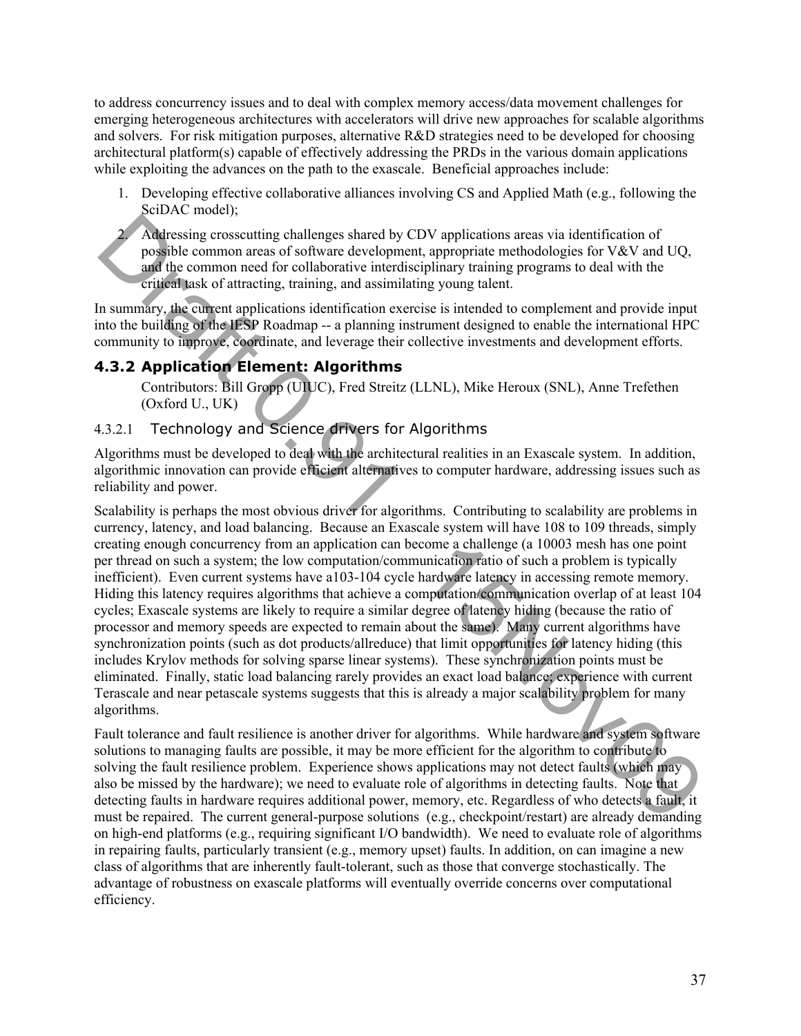to address concurrency issues and to deal with complex memory access/data movement challenges for emerging heterogeneous architectures with accelerators will drive new approaches for scalable algorithms and solvers. For risk mitigation purposes, alternative R&D strategies need to be developed for choosing architectural platform(s) capable of effectively addressing the PRDs in the various domain applications while exploiting the advances on the path to the exascale. Beneficial approaches include:

1. Developing effective collaborative alliances involving CS and Applied Math (e.g., following the SciDAC model);
2. Addressing crosscutting challenges shared by CDV applications areas via identification of possible common areas of software development, appropriate methodologies for V&V and UQ, and the common need for collaborative interdisciplinary training programs to deal with the critical task of attracting, training, and assimilating young talent.

In summary, the current applications identification exercise is intended to complement and provide input into the building of the IESP Roadmap -- a planning instrument designed to enable the international HPC community to improve, coordinate, and leverage their collective investments and development efforts.

### 4.3.2 Application Element: Algorithms

Contributors: Bill Gropp (UIUC), Fred Streitz (LLNL), Mike Heroux (SNL), Anne Trefethen (Oxford U., UK)

#### 4.3.2.1 Technology and Science drivers for Algorithms

Algorithms must be developed to deal with the architectural realities in an Exascale system. In addition, algorithmic innovation can provide efficient alternatives to computer hardware, addressing issues such as reliability and power.

Scalability is perhaps the most obvious driver for algorithms. Contributing to scalability are problems in currency, latency, and load balancing. Because an Exascale system will have 108 to 109 threads, simply creating enough concurrency from an application can become a challenge (a 10003 mesh has one point per thread on such a system; the low computation/communication ratio of such a problem is typically inefficient). Even current systems have a103-104 cycle hardware latency in accessing remote memory. Hiding this latency requires algorithms that achieve a computation/communication overlap of at least 104 cycles; Exascale systems are likely to require a similar degree of latency hiding (because the ratio of processor and memory speeds are expected to remain about the same). Many current algorithms have synchronization points (such as dot products/allreduce) that limit opportunities for latency hiding (this includes Krylov methods for solving sparse linear systems). These synchronization points must be eliminated. Finally, static load balancing rarely provides an exact load balance; experience with current Terascale and near petascale systems suggests that this is already a major scalability problem for many algorithms.

Fault tolerance and fault resilience is another driver for algorithms. While hardware and system software solutions to managing faults are possible, it may be more efficient for the algorithm to contribute to solving the fault resilience problem. Experience shows applications may not detect faults (which may also be missed by the hardware); we need to evaluate role of algorithms in detecting faults. Note that detecting faults in hardware requires additional power, memory, etc. Regardless of who detects a fault, it must be repaired. The current general-purpose solutions (e.g., checkpoint/restart) are already demanding on high-end platforms (e.g., requiring significant I/O bandwidth). We need to evaluate role of algorithms in repairing faults, particularly transient (e.g., memory upset) faults. In addition, on can imagine a new class of algorithms that are inherently fault-tolerant, such as those that converge stochastically. The advantage of robustness on exascale platforms will eventually override concerns over computational efficiency.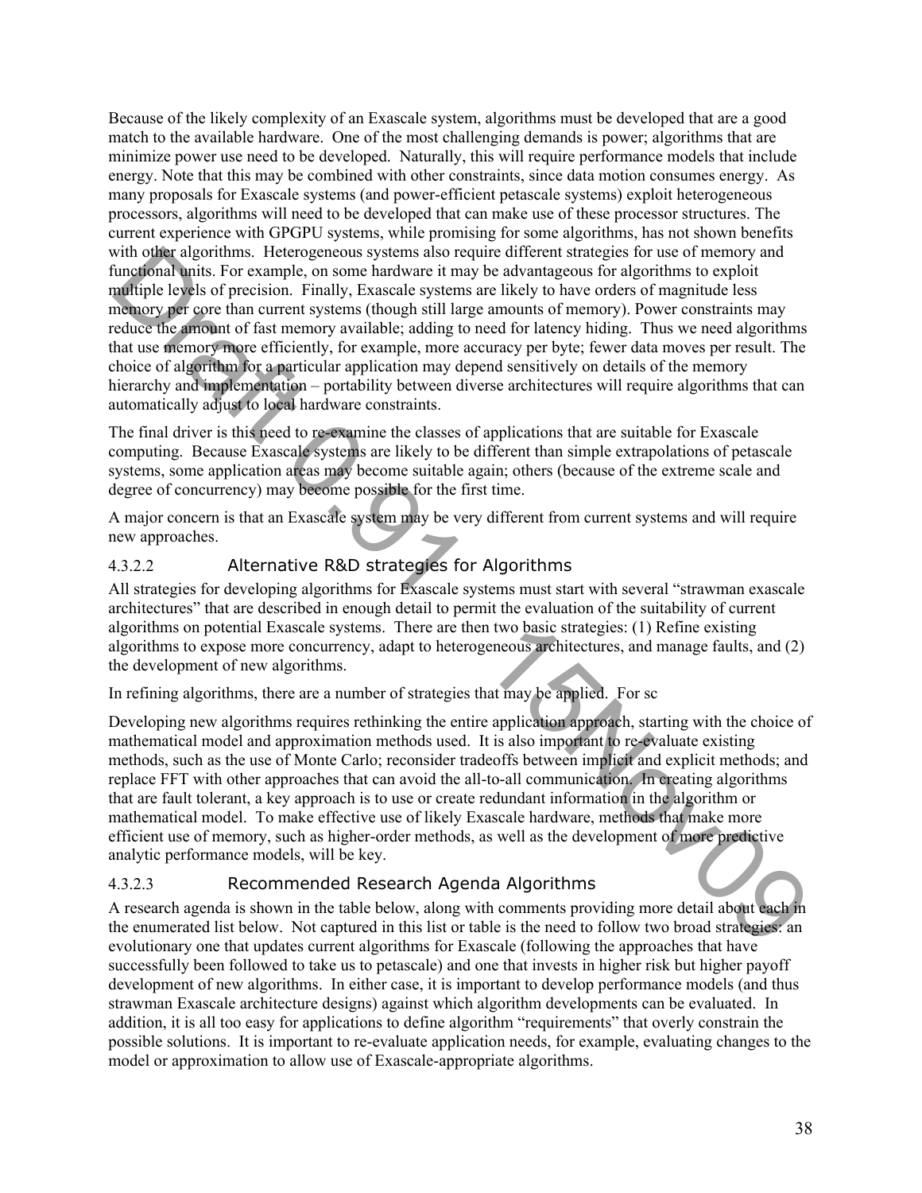Because of the likely complexity of an Exascale system, algorithms must be developed that are a good match to the available hardware. One of the most challenging demands is power; algorithms that are minimize power use need to be developed. Naturally, this will require performance models that include energy. Note that this may be combined with other constraints, since data motion consumes energy. As many proposals for Exascale systems (and power-efficient petascale systems) exploit heterogeneous processors, algorithms will need to be developed that can make use of these processor structures. The current experience with GPGPU systems, while promising for some algorithms, has not shown benefits with other algorithms. Heterogeneous systems also require different strategies for use of memory and functional units. For example, on some hardware it may be advantageous for algorithms to exploit multiple levels of precision. Finally, Exascale systems are likely to have orders of magnitude less memory per core than current systems (though still large amounts of memory). Power constraints may reduce the amount of fast memory available; adding to need for latency hiding. Thus we need algorithms that use memory more efficiently, for example, more accuracy per byte; fewer data moves per result. The choice of algorithm for a particular application may depend sensitively on details of the memory hierarchy and implementation – portability between diverse architectures will require algorithms that can automatically adjust to local hardware constraints.

The final driver is this need to re-examine the classes of applications that are suitable for Exascale computing. Because Exascale systems are likely to be different than simple extrapolations of petascale systems, some application areas may become suitable again; others (because of the extreme scale and degree of concurrency) may become possible for the first time.

A major concern is that an Exascale system may be very different from current systems and will require new approaches.

#### 4.3.2.2 Alternative R&D strategies for Algorithms

All strategies for developing algorithms for Exascale systems must start with several "strawman exascale architectures" that are described in enough detail to permit the evaluation of the suitability of current algorithms on potential Exascale systems. There are then two basic strategies: (1) Refine existing algorithms to expose more concurrency, adapt to heterogeneous architectures, and manage faults, and (2) the development of new algorithms.

In refining algorithms, there are a number of strategies that may be applied. For sc

Developing new algorithms requires rethinking the entire application approach, starting with the choice of mathematical model and approximation methods used. It is also important to re-evaluate existing methods, such as the use of Monte Carlo; reconsider tradeoffs between implicit and explicit methods; and replace FFT with other approaches that can avoid the all-to-all communication. In creating algorithms that are fault tolerant, a key approach is to use or create redundant information in the algorithm or mathematical model. To make effective use of likely Exascale hardware, methods that make more efficient use of memory, such as higher-order methods, as well as the development of more predictive analytic performance models, will be key.

#### 4.3.2.3 Recommended Research Agenda Algorithms

A research agenda is shown in the table below, along with comments providing more detail about each in the enumerated list below. Not captured in this list or table is the need to follow two broad strategies: an evolutionary one that updates current algorithms for Exascale (following the approaches that have successfully been followed to take us to petascale) and one that invests in higher risk but higher payoff development of new algorithms. In either case, it is important to develop performance models (and thus strawman Exascale architecture designs) against which algorithm developments can be evaluated. In addition, it is all too easy for applications to define algorithm "requirements" that overly constrain the possible solutions. It is important to re-evaluate application needs, for example, evaluating changes to the model or approximation to allow use of Exascale-appropriate algorithms.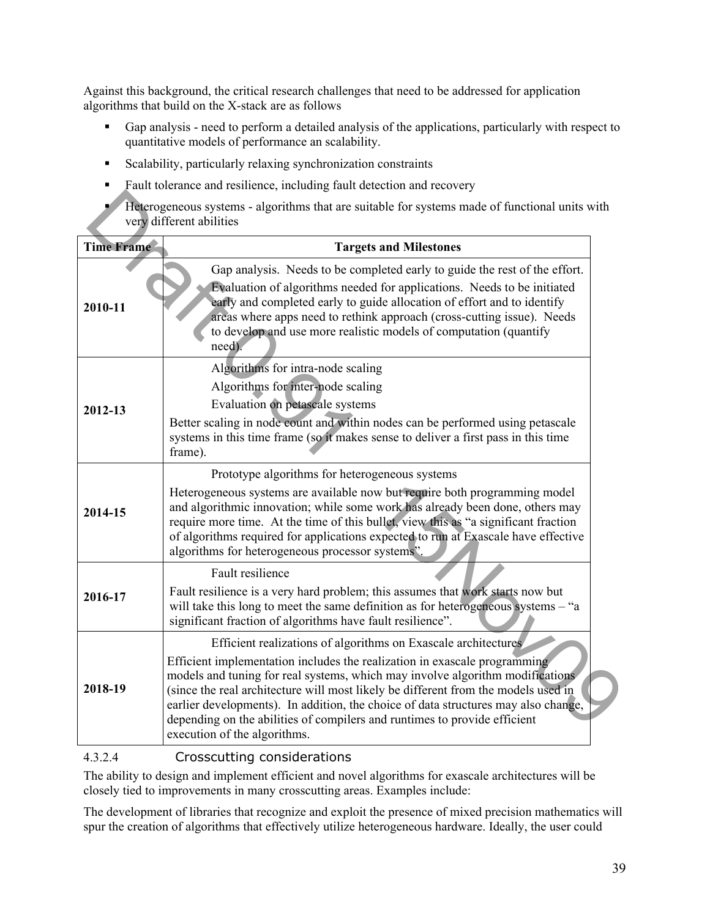Against this background, the critical research challenges that need to be addressed for application algorithms that build on the X-stack are as follows

- Gap analysis - need to perform a detailed analysis of the applications, particularly with respect to quantitative models of performance an scalability.
- Scalability, particularly relaxing synchronization constraints
- Fault tolerance and resilience, including fault detection and recovery
- Heterogeneous systems - algorithms that are suitable for systems made of functional units with very different abilities

| Time Frame | Targets and Milestones |
|---|---|
| 2010-11 | Gap analysis. Needs to be completed early to guide the rest of the effort.<br>Evaluation of algorithms needed for applications. Needs to be initiated early and completed early to guide allocation of effort and to identify areas where apps need to rethink approach (cross-cutting issue). Needs to develop and use more realistic models of computation (quantify need). |
| 2012-13 | Algorithms for intra-node scaling<br>Algorithms for inter-node scaling<br>Evaluation on petascale systems<br>Better scaling in node count and within nodes can be performed using petascale systems in this time frame (so it makes sense to deliver a first pass in this time frame). |
| 2014-15 | Prototype algorithms for heterogeneous systems<br>Heterogeneous systems are available now but require both programming model and algorithmic innovation; while some work has already been done, others may require more time. At the time of this bullet, view this as "a significant fraction of algorithms required for applications expected to run at Exascale have effective algorithms for heterogeneous processor systems". |
| 2016-17 | Fault resilience<br>Fault resilience is a very hard problem; this assumes that work starts now but will take this long to meet the same definition as for heterogeneous systems – "a significant fraction of algorithms have fault resilience". |
| 2018-19 | Efficient realizations of algorithms on Exascale architectures<br>Efficient implementation includes the realization in exascale programming models and tuning for real systems, which may involve algorithm modifications (since the real architecture will most likely be different from the models used in earlier developments). In addition, the choice of data structures may also change, depending on the abilities of compilers and runtimes to provide efficient execution of the algorithms. |

#### 4.3.2.4 Crosscutting considerations

The ability to design and implement efficient and novel algorithms for exascale architectures will be closely tied to improvements in many crosscutting areas. Examples include:

The development of libraries that recognize and exploit the presence of mixed precision mathematics will spur the creation of algorithms that effectively utilize heterogeneous hardware. Ideally, the user could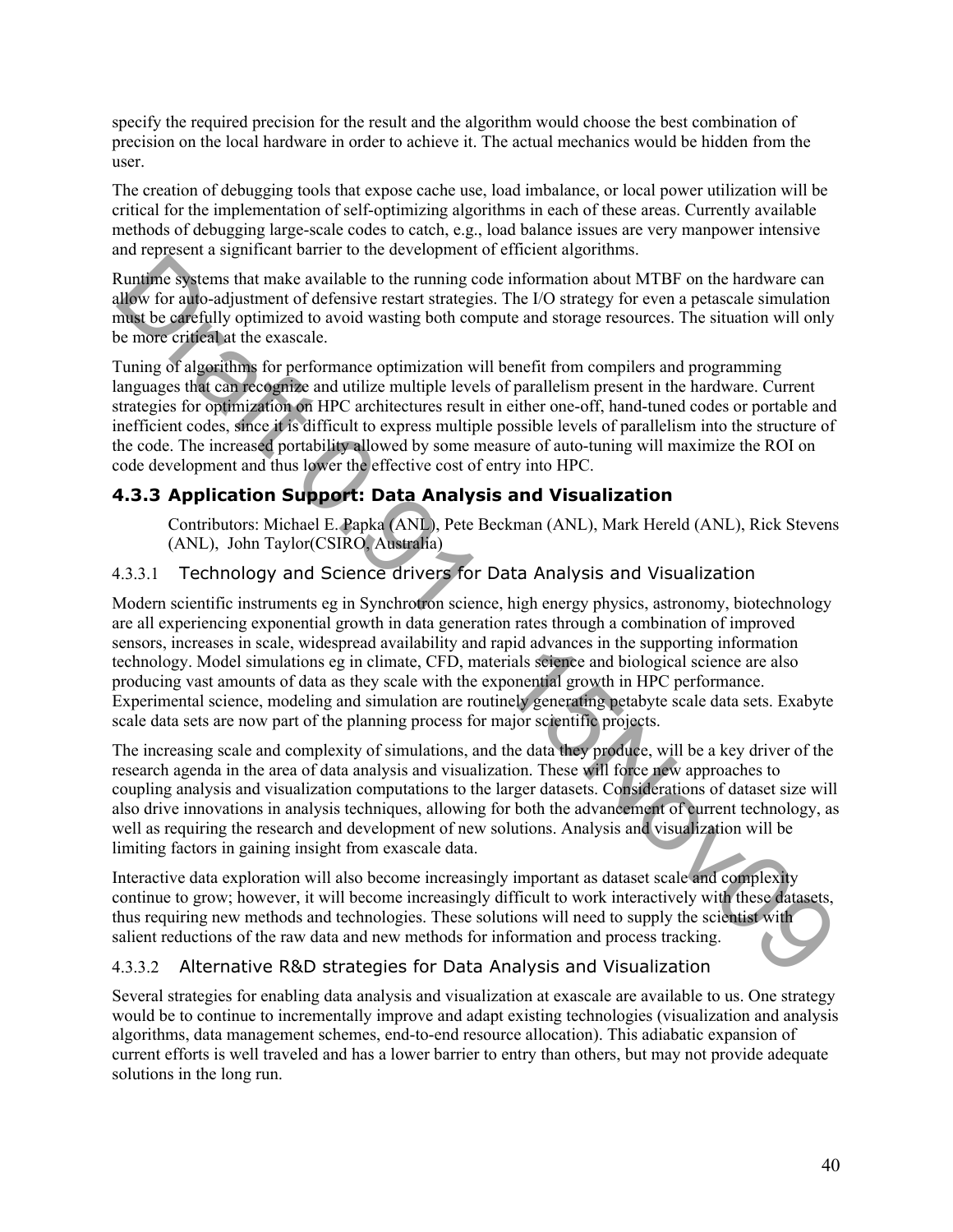specify the required precision for the result and the algorithm would choose the best combination of precision on the local hardware in order to achieve it. The actual mechanics would be hidden from the user.

The creation of debugging tools that expose cache use, load imbalance, or local power utilization will be critical for the implementation of self-optimizing algorithms in each of these areas. Currently available methods of debugging large-scale codes to catch, e.g., load balance issues are very manpower intensive and represent a significant barrier to the development of efficient algorithms.

Runtime systems that make available to the running code information about MTBF on the hardware can allow for auto-adjustment of defensive restart strategies. The I/O strategy for even a petascale simulation must be carefully optimized to avoid wasting both compute and storage resources. The situation will only be more critical at the exascale.

Tuning of algorithms for performance optimization will benefit from compilers and programming languages that can recognize and utilize multiple levels of parallelism present in the hardware. Current strategies for optimization on HPC architectures result in either one-off, hand-tuned codes or portable and inefficient codes, since it is difficult to express multiple possible levels of parallelism into the structure of the code. The increased portability allowed by some measure of auto-tuning will maximize the ROI on code development and thus lower the effective cost of entry into HPC.

### 4.3.3 Application Support: Data Analysis and Visualization

Contributors: Michael E. Papka (ANL), Pete Beckman (ANL), Mark Hereld (ANL), Rick Stevens (ANL), John Taylor(CSIRO, Australia)

#### 4.3.3.1 Technology and Science drivers for Data Analysis and Visualization

Modern scientific instruments eg in Synchrotron science, high energy physics, astronomy, biotechnology are all experiencing exponential growth in data generation rates through a combination of improved sensors, increases in scale, widespread availability and rapid advances in the supporting information technology. Model simulations eg in climate, CFD, materials science and biological science are also producing vast amounts of data as they scale with the exponential growth in HPC performance. Experimental science, modeling and simulation are routinely generating petabyte scale data sets. Exabyte scale data sets are now part of the planning process for major scientific projects.

The increasing scale and complexity of simulations, and the data they produce, will be a key driver of the research agenda in the area of data analysis and visualization. These will force new approaches to coupling analysis and visualization computations to the larger datasets. Considerations of dataset size will also drive innovations in analysis techniques, allowing for both the advancement of current technology, as well as requiring the research and development of new solutions. Analysis and visualization will be limiting factors in gaining insight from exascale data.

Interactive data exploration will also become increasingly important as dataset scale and complexity continue to grow; however, it will become increasingly difficult to work interactively with these datasets, thus requiring new methods and technologies. These solutions will need to supply the scientist with salient reductions of the raw data and new methods for information and process tracking.

#### 4.3.3.2 Alternative R&D strategies for Data Analysis and Visualization

Several strategies for enabling data analysis and visualization at exascale are available to us. One strategy would be to continue to incrementally improve and adapt existing technologies (visualization and analysis algorithms, data management schemes, end-to-end resource allocation). This adiabatic expansion of current efforts is well traveled and has a lower barrier to entry than others, but may not provide adequate solutions in the long run.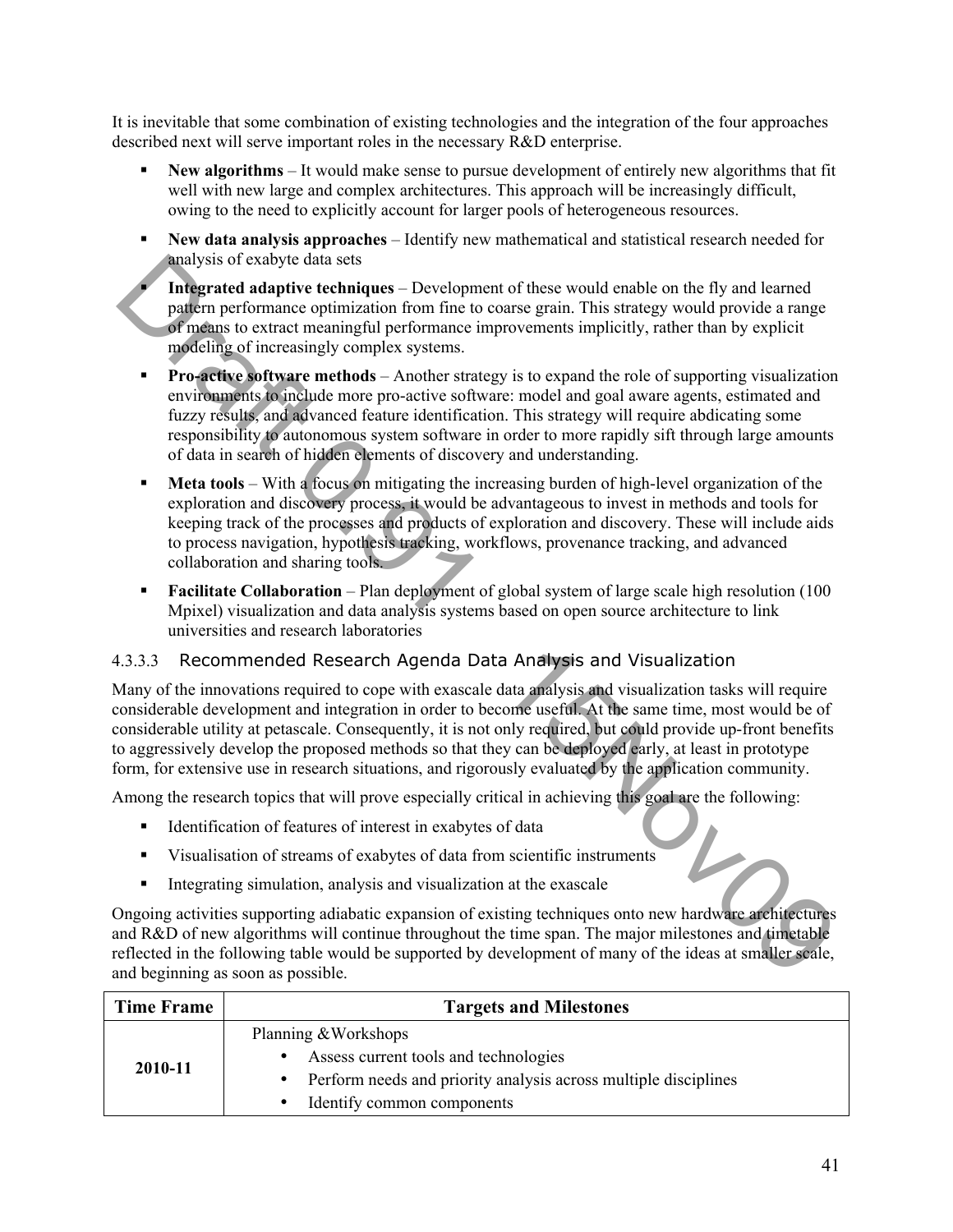It is inevitable that some combination of existing technologies and the integration of the four approaches described next will serve important roles in the necessary R&D enterprise.

- **New algorithms** – It would make sense to pursue development of entirely new algorithms that fit well with new large and complex architectures. This approach will be increasingly difficult, owing to the need to explicitly account for larger pools of heterogeneous resources.
- **New data analysis approaches** – Identify new mathematical and statistical research needed for analysis of exabyte data sets
- **Integrated adaptive techniques** – Development of these would enable on the fly and learned pattern performance optimization from fine to coarse grain. This strategy would provide a range of means to extract meaningful performance improvements implicitly, rather than by explicit modeling of increasingly complex systems.
- **Pro-active software methods** – Another strategy is to expand the role of supporting visualization environments to include more pro-active software: model and goal aware agents, estimated and fuzzy results, and advanced feature identification. This strategy will require abdicating some responsibility to autonomous system software in order to more rapidly sift through large amounts of data in search of hidden elements of discovery and understanding.
- **Meta tools** – With a focus on mitigating the increasing burden of high-level organization of the exploration and discovery process, it would be advantageous to invest in methods and tools for keeping track of the processes and products of exploration and discovery. These will include aids to process navigation, hypothesis tracking, workflows, provenance tracking, and advanced collaboration and sharing tools.
- **Facilitate Collaboration** – Plan deployment of global system of large scale high resolution (100 Mpixel) visualization and data analysis systems based on open source architecture to link universities and research laboratories

#### 4.3.3.3 Recommended Research Agenda Data Analysis and Visualization

Many of the innovations required to cope with exascale data analysis and visualization tasks will require considerable development and integration in order to become useful. At the same time, most would be of considerable utility at petascale. Consequently, it is not only required, but could provide up-front benefits to aggressively develop the proposed methods so that they can be deployed early, at least in prototype form, for extensive use in research situations, and rigorously evaluated by the application community.

Among the research topics that will prove especially critical in achieving this goal are the following:

- Identification of features of interest in exabytes of data
- Visualisation of streams of exabytes of data from scientific instruments
- Integrating simulation, analysis and visualization at the exascale

Ongoing activities supporting adiabatic expansion of existing techniques onto new hardware architectures and R&D of new algorithms will continue throughout the time span. The major milestones and timetable reflected in the following table would be supported by development of many of the ideas at smaller scale, and beginning as soon as possible.

| Time Frame | Targets and Milestones |
|---|---|
| **2010-11** | Planning &Workshops<br>• Assess current tools and technologies<br>• Perform needs and priority analysis across multiple disciplines<br>• Identify common components |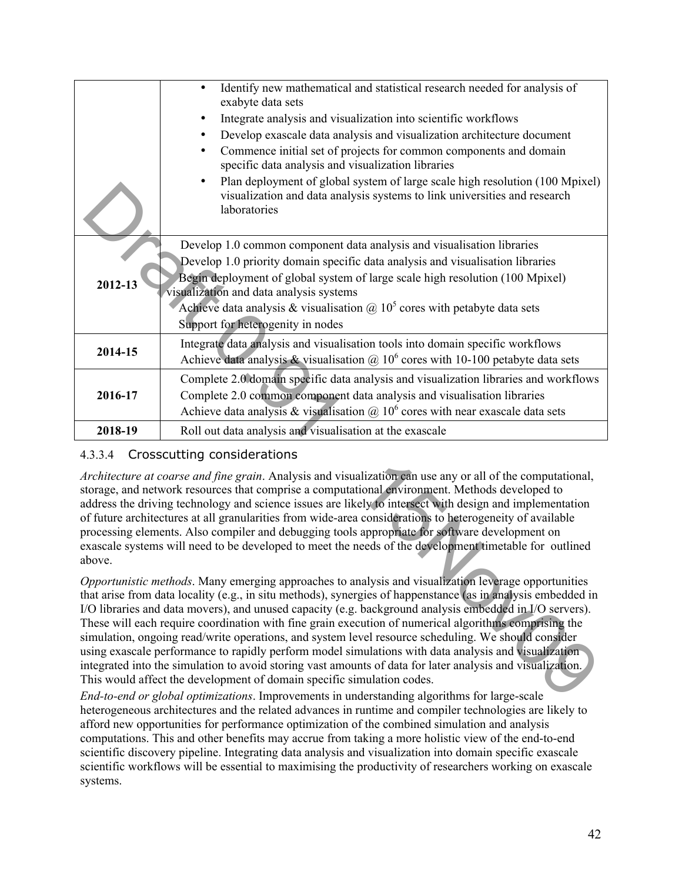| | |
|---|---|
| | • Identify new mathematical and statistical research needed for analysis of exabyte data sets<br>• Integrate analysis and visualization into scientific workflows<br>• Develop exascale data analysis and visualization architecture document<br>• Commence initial set of projects for common components and domain specific data analysis and visualization libraries<br>• Plan deployment of global system of large scale high resolution (100 Mpixel) visualization and data analysis systems to link universities and research laboratories |
| **2012-13** | Develop 1.0 common component data analysis and visualisation libraries<br>Develop 1.0 priority domain specific data analysis and visualisation libraries<br>Begin deployment of global system of large scale high resolution (100 Mpixel) visualization and data analysis systems<br>Achieve data analysis & visualisation @ $10^5$ cores with petabyte data sets<br>Support for heterogenity in nodes |
| **2014-15** | Integrate data analysis and visualisation tools into domain specific workflows<br>Achieve data analysis & visualisation @ $10^6$ cores with 10-100 petabyte data sets |
| **2016-17** | Complete 2.0 domain specific data analysis and visualization libraries and workflows<br>Complete 2.0 common component data analysis and visualisation libraries<br>Achieve data analysis & visualisation @ $10^6$ cores with near exascale data sets |
| **2018-19** | Roll out data analysis and visualisation at the exascale |

#### 4.3.3.4 Crosscutting considerations

*Architecture at coarse and fine grain*. Analysis and visualization can use any or all of the computational, storage, and network resources that comprise a computational environment. Methods developed to address the driving technology and science issues are likely to intersect with design and implementation of future architectures at all granularities from wide-area considerations to heterogeneity of available processing elements. Also compiler and debugging tools appropriate for software development on exascale systems will need to be developed to meet the needs of the development timetable for outlined above.

*Opportunistic methods*. Many emerging approaches to analysis and visualization leverage opportunities that arise from data locality (e.g., in situ methods), synergies of happenstance (as in analysis embedded in I/O libraries and data movers), and unused capacity (e.g. background analysis embedded in I/O servers). These will each require coordination with fine grain execution of numerical algorithms comprising the simulation, ongoing read/write operations, and system level resource scheduling. We should consider using exascale performance to rapidly perform model simulations with data analysis and visualization integrated into the simulation to avoid storing vast amounts of data for later analysis and visualization. This would affect the development of domain specific simulation codes.

*End-to-end or global optimizations*. Improvements in understanding algorithms for large-scale heterogeneous architectures and the related advances in runtime and compiler technologies are likely to afford new opportunities for performance optimization of the combined simulation and analysis computations. This and other benefits may accrue from taking a more holistic view of the end-to-end scientific discovery pipeline. Integrating data analysis and visualization into domain specific exascale scientific workflows will be essential to maximising the productivity of researchers working on exascale systems.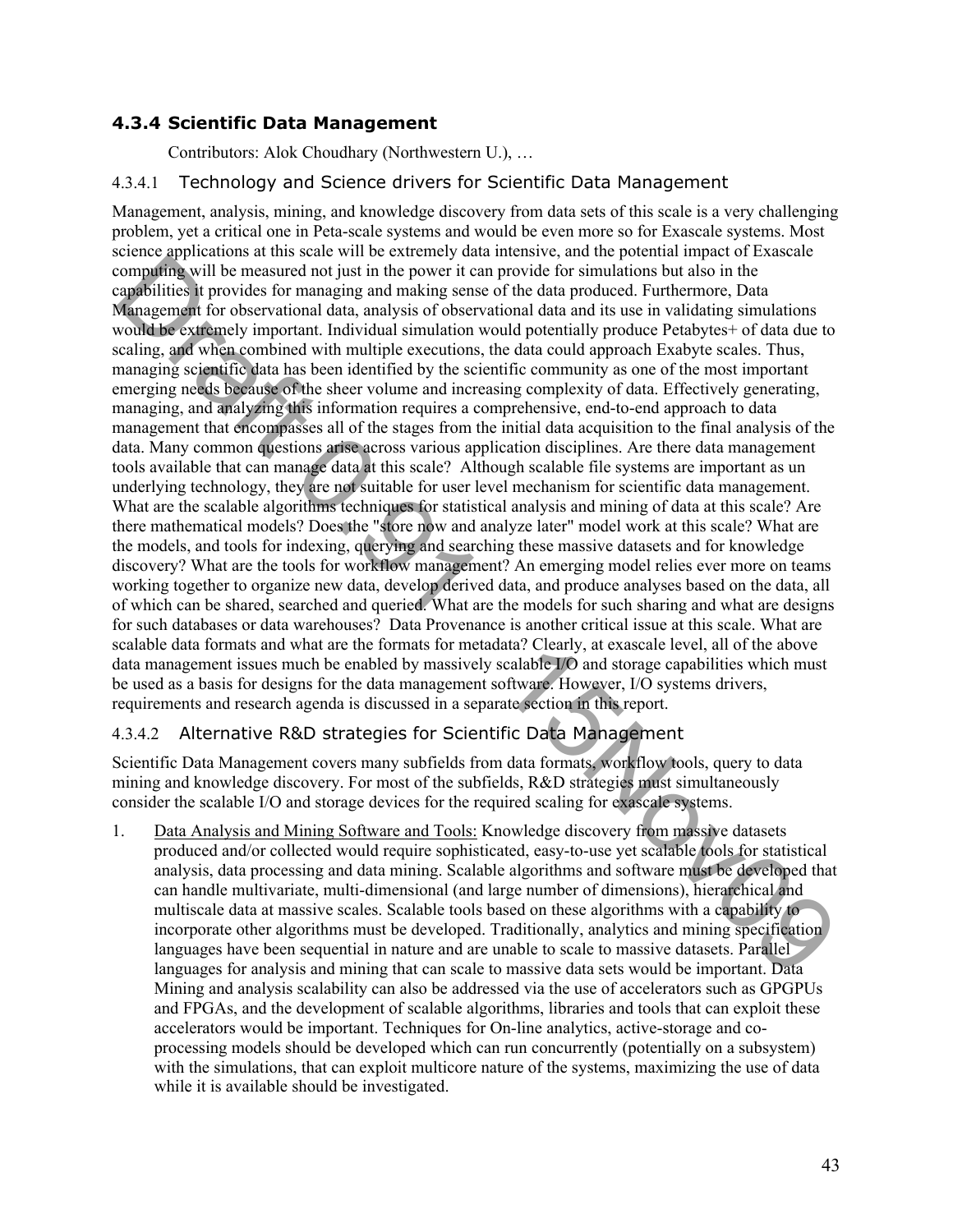### 4.3.4 Scientific Data Management

Contributors: Alok Choudhary (Northwestern U.), …

#### 4.3.4.1 Technology and Science drivers for Scientific Data Management

Management, analysis, mining, and knowledge discovery from data sets of this scale is a very challenging problem, yet a critical one in Peta-scale systems and would be even more so for Exascale systems. Most science applications at this scale will be extremely data intensive, and the potential impact of Exascale computing will be measured not just in the power it can provide for simulations but also in the capabilities it provides for managing and making sense of the data produced. Furthermore, Data Management for observational data, analysis of observational data and its use in validating simulations would be extremely important. Individual simulation would potentially produce Petabytes+ of data due to scaling, and when combined with multiple executions, the data could approach Exabyte scales. Thus, managing scientific data has been identified by the scientific community as one of the most important emerging needs because of the sheer volume and increasing complexity of data. Effectively generating, managing, and analyzing this information requires a comprehensive, end-to-end approach to data management that encompasses all of the stages from the initial data acquisition to the final analysis of the data. Many common questions arise across various application disciplines. Are there data management tools available that can manage data at this scale? Although scalable file systems are important as un underlying technology, they are not suitable for user level mechanism for scientific data management. What are the scalable algorithms techniques for statistical analysis and mining of data at this scale? Are there mathematical models? Does the "store now and analyze later" model work at this scale? What are the models, and tools for indexing, querying and searching these massive datasets and for knowledge discovery? What are the tools for workflow management? An emerging model relies ever more on teams working together to organize new data, develop derived data, and produce analyses based on the data, all of which can be shared, searched and queried. What are the models for such sharing and what are designs for such databases or data warehouses? Data Provenance is another critical issue at this scale. What are scalable data formats and what are the formats for metadata? Clearly, at exascale level, all of the above data management issues much be enabled by massively scalable I/O and storage capabilities which must be used as a basis for designs for the data management software. However, I/O systems drivers, requirements and research agenda is discussed in a separate section in this report.

#### 4.3.4.2 Alternative R&D strategies for Scientific Data Management

Scientific Data Management covers many subfields from data formats, workflow tools, query to data mining and knowledge discovery. For most of the subfields, R&D strategies must simultaneously consider the scalable I/O and storage devices for the required scaling for exascale systems.

1. Data Analysis and Mining Software and Tools: Knowledge discovery from massive datasets produced and/or collected would require sophisticated, easy-to-use yet scalable tools for statistical analysis, data processing and data mining. Scalable algorithms and software must be developed that can handle multivariate, multi-dimensional (and large number of dimensions), hierarchical and multiscale data at massive scales. Scalable tools based on these algorithms with a capability to incorporate other algorithms must be developed. Traditionally, analytics and mining specification languages have been sequential in nature and are unable to scale to massive datasets. Parallel languages for analysis and mining that can scale to massive data sets would be important. Data Mining and analysis scalability can also be addressed via the use of accelerators such as GPGPUs and FPGAs, and the development of scalable algorithms, libraries and tools that can exploit these accelerators would be important. Techniques for On-line analytics, active-storage and co-processing models should be developed which can run concurrently (potentially on a subsystem) with the simulations, that can exploit multicore nature of the systems, maximizing the use of data while it is available should be investigated.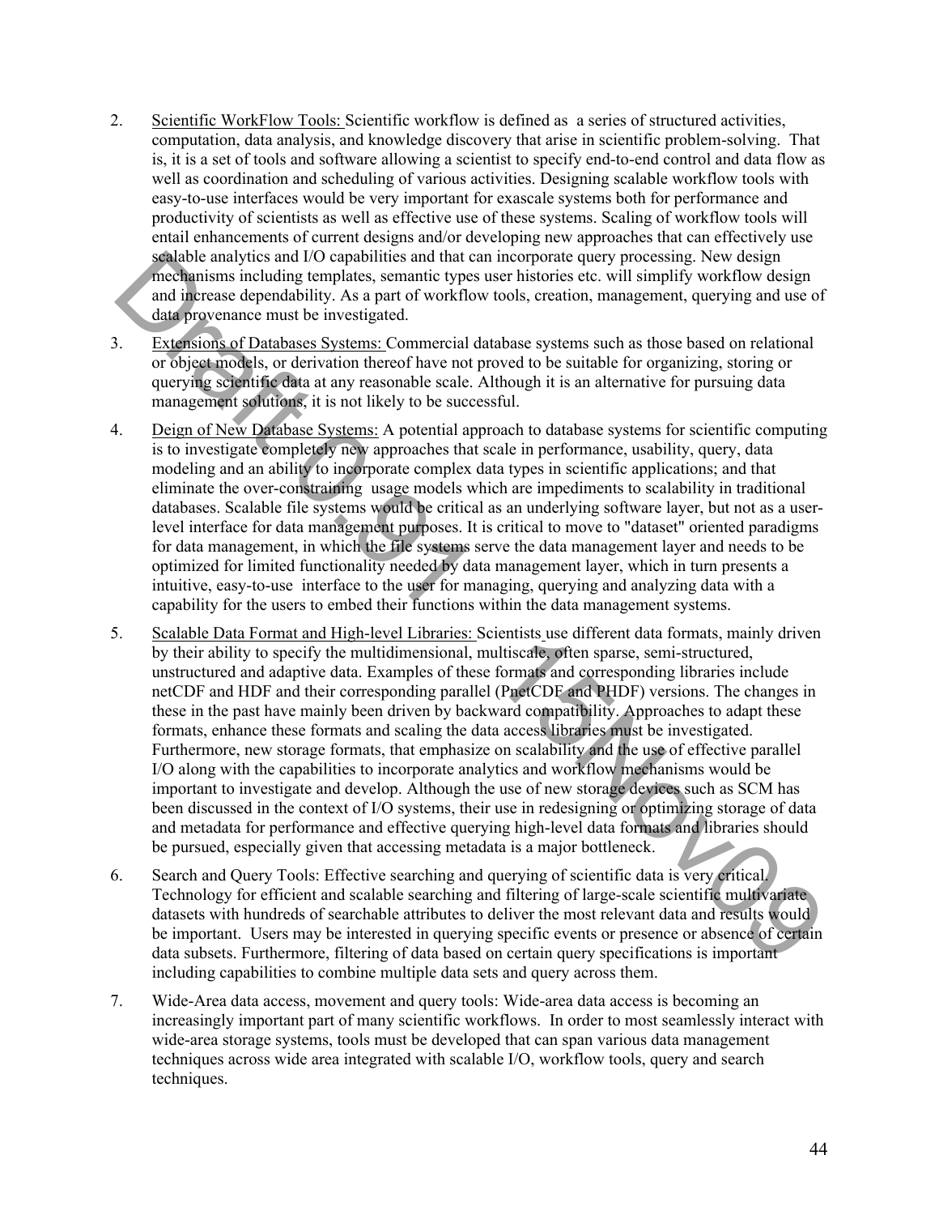2. Scientific WorkFlow Tools: Scientific workflow is defined as a series of structured activities, computation, data analysis, and knowledge discovery that arise in scientific problem-solving. That is, it is a set of tools and software allowing a scientist to specify end-to-end control and data flow as well as coordination and scheduling of various activities. Designing scalable workflow tools with easy-to-use interfaces would be very important for exascale systems both for performance and productivity of scientists as well as effective use of these systems. Scaling of workflow tools will entail enhancements of current designs and/or developing new approaches that can effectively use scalable analytics and I/O capabilities and that can incorporate query processing. New design mechanisms including templates, semantic types user histories etc. will simplify workflow design and increase dependability. As a part of workflow tools, creation, management, querying and use of data provenance must be investigated.

3. Extensions of Databases Systems: Commercial database systems such as those based on relational or object models, or derivation thereof have not proved to be suitable for organizing, storing or querying scientific data at any reasonable scale. Although it is an alternative for pursuing data management solutions, it is not likely to be successful.

4. Deign of New Database Systems: A potential approach to database systems for scientific computing is to investigate completely new approaches that scale in performance, usability, query, data modeling and an ability to incorporate complex data types in scientific applications; and that eliminate the over-constraining usage models which are impediments to scalability in traditional databases. Scalable file systems would be critical as an underlying software layer, but not as a user-level interface for data management purposes. It is critical to move to "dataset" oriented paradigms for data management, in which the file systems serve the data management layer and needs to be optimized for limited functionality needed by data management layer, which in turn presents a intuitive, easy-to-use interface to the user for managing, querying and analyzing data with a capability for the users to embed their functions within the data management systems.

5. Scalable Data Format and High-level Libraries: Scientists use different data formats, mainly driven by their ability to specify the multidimensional, multiscale, often sparse, semi-structured, unstructured and adaptive data. Examples of these formats and corresponding libraries include netCDF and HDF and their corresponding parallel (PnetCDF and PHDF) versions. The changes in these in the past have mainly been driven by backward compatibility. Approaches to adapt these formats, enhance these formats and scaling the data access libraries must be investigated. Furthermore, new storage formats, that emphasize on scalability and the use of effective parallel I/O along with the capabilities to incorporate analytics and workflow mechanisms would be important to investigate and develop. Although the use of new storage devices such as SCM has been discussed in the context of I/O systems, their use in redesigning or optimizing storage of data and metadata for performance and effective querying high-level data formats and libraries should be pursued, especially given that accessing metadata is a major bottleneck.

6. Search and Query Tools: Effective searching and querying of scientific data is very critical. Technology for efficient and scalable searching and filtering of large-scale scientific multivariate datasets with hundreds of searchable attributes to deliver the most relevant data and results would be important. Users may be interested in querying specific events or presence or absence of certain data subsets. Furthermore, filtering of data based on certain query specifications is important including capabilities to combine multiple data sets and query across them.

7. Wide-Area data access, movement and query tools: Wide-area data access is becoming an increasingly important part of many scientific workflows. In order to most seamlessly interact with wide-area storage systems, tools must be developed that can span various data management techniques across wide area integrated with scalable I/O, workflow tools, query and search techniques.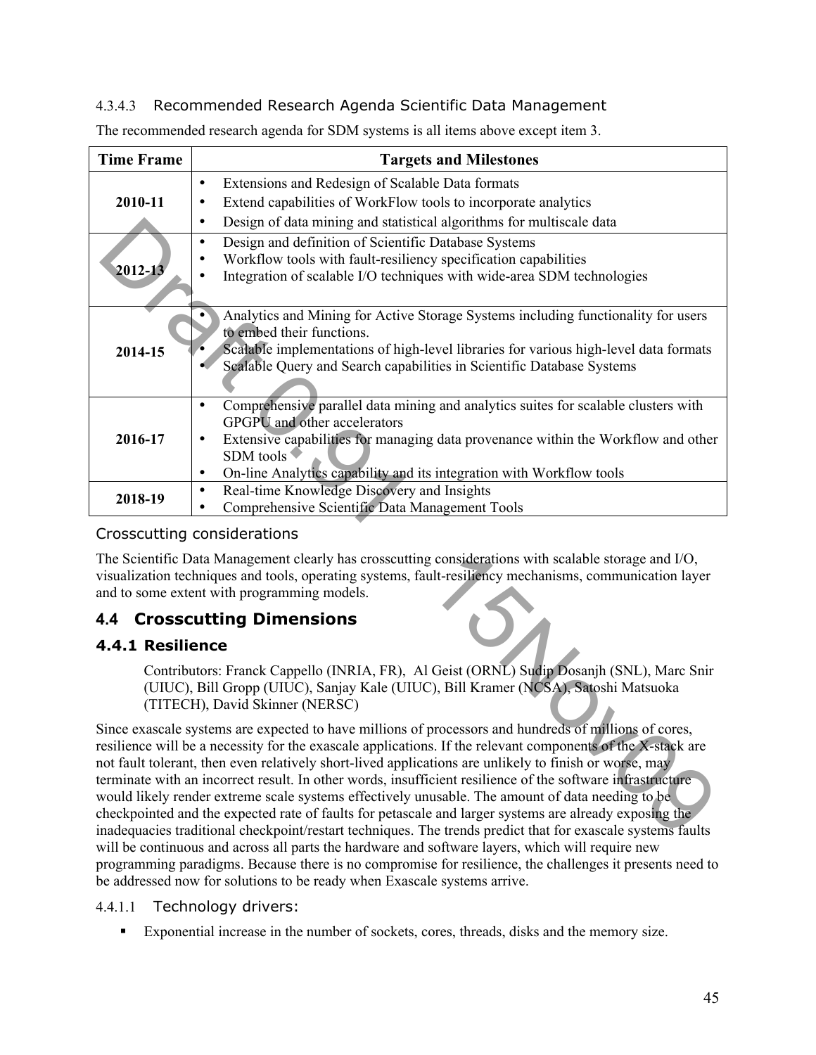#### 4.3.4.3 Recommended Research Agenda Scientific Data Management

The recommended research agenda for SDM systems is all items above except item 3.

| Time Frame | Targets and Milestones |
|---|---|
| 2010-11 | • Extensions and Redesign of Scalable Data formats<br>• Extend capabilities of WorkFlow tools to incorporate analytics<br>• Design of data mining and statistical algorithms for multiscale data |
| 2012-13 | • Design and definition of Scientific Database Systems<br>• Workflow tools with fault-resiliency specification capabilities<br>• Integration of scalable I/O techniques with wide-area SDM technologies |
| 2014-15 | • Analytics and Mining for Active Storage Systems including functionality for users to embed their functions.<br>• Scalable implementations of high-level libraries for various high-level data formats<br>• Scalable Query and Search capabilities in Scientific Database Systems |
| 2016-17 | • Comprehensive parallel data mining and analytics suites for scalable clusters with GPGPU and other accelerators<br>• Extensive capabilities for managing data provenance within the Workflow and other SDM tools<br>• On-line Analytics capability and its integration with Workflow tools |
| 2018-19 | • Real-time Knowledge Discovery and Insights<br>• Comprehensive Scientific Data Management Tools |

Crosscutting considerations

The Scientific Data Management clearly has crosscutting considerations with scalable storage and I/O, visualization techniques and tools, operating systems, fault-resiliency mechanisms, communication layer and to some extent with programming models.

## 4.4 Crosscutting Dimensions

### 4.4.1 Resilience

Contributors: Franck Cappello (INRIA, FR), Al Geist (ORNL) Sudip Dosanjh (SNL), Marc Snir (UIUC), Bill Gropp (UIUC), Sanjay Kale (UIUC), Bill Kramer (NCSA), Satoshi Matsuoka (TITECH), David Skinner (NERSC)

Since exascale systems are expected to have millions of processors and hundreds of millions of cores, resilience will be a necessity for the exascale applications. If the relevant components of the X-stack are not fault tolerant, then even relatively short-lived applications are unlikely to finish or worse, may terminate with an incorrect result. In other words, insufficient resilience of the software infrastructure would likely render extreme scale systems effectively unusable. The amount of data needing to be checkpointed and the expected rate of faults for petascale and larger systems are already exposing the inadequacies traditional checkpoint/restart techniques. The trends predict that for exascale systems faults will be continuous and across all parts the hardware and software layers, which will require new programming paradigms. Because there is no compromise for resilience, the challenges it presents need to be addressed now for solutions to be ready when Exascale systems arrive.

#### 4.4.1.1 Technology drivers:

- Exponential increase in the number of sockets, cores, threads, disks and the memory size.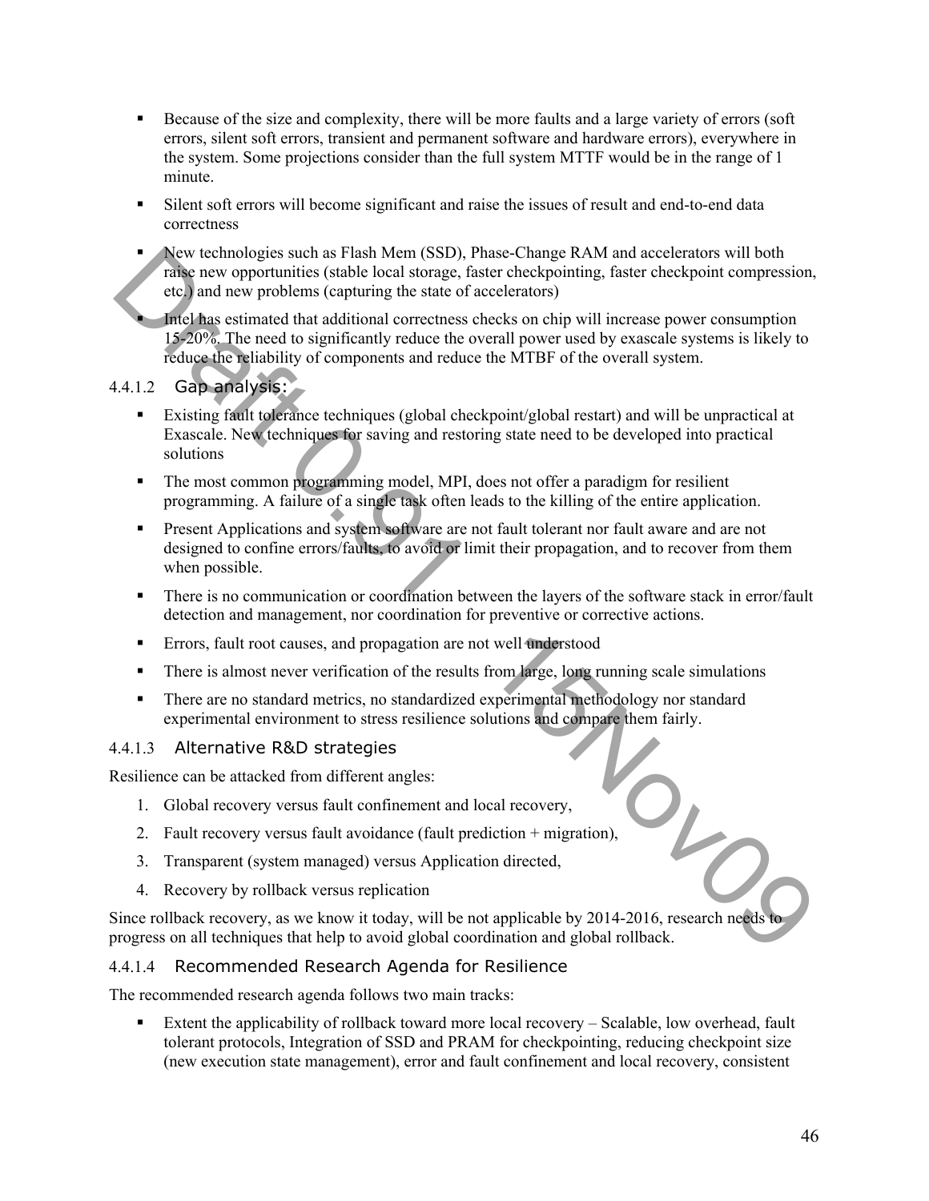- Because of the size and complexity, there will be more faults and a large variety of errors (soft errors, silent soft errors, transient and permanent software and hardware errors), everywhere in the system. Some projections consider than the full system MTTF would be in the range of 1 minute.
- Silent soft errors will become significant and raise the issues of result and end-to-end data correctness
- New technologies such as Flash Mem (SSD), Phase-Change RAM and accelerators will both raise new opportunities (stable local storage, faster checkpointing, faster checkpoint compression, etc.) and new problems (capturing the state of accelerators)
- Intel has estimated that additional correctness checks on chip will increase power consumption 15-20%. The need to significantly reduce the overall power used by exascale systems is likely to reduce the reliability of components and reduce the MTBF of the overall system.

#### 4.4.1.2 Gap analysis:

- Existing fault tolerance techniques (global checkpoint/global restart) and will be unpractical at Exascale. New techniques for saving and restoring state need to be developed into practical solutions
- The most common programming model, MPI, does not offer a paradigm for resilient programming. A failure of a single task often leads to the killing of the entire application.
- Present Applications and system software are not fault tolerant nor fault aware and are not designed to confine errors/faults, to avoid or limit their propagation, and to recover from them when possible.
- There is no communication or coordination between the layers of the software stack in error/fault detection and management, nor coordination for preventive or corrective actions.
- Errors, fault root causes, and propagation are not well understood
- There is almost never verification of the results from large, long running scale simulations
- There are no standard metrics, no standardized experimental methodology nor standard experimental environment to stress resilience solutions and compare them fairly.

#### 4.4.1.3 Alternative R&D strategies

Resilience can be attacked from different angles:

1. Global recovery versus fault confinement and local recovery,
2. Fault recovery versus fault avoidance (fault prediction + migration),
3. Transparent (system managed) versus Application directed,
4. Recovery by rollback versus replication

Since rollback recovery, as we know it today, will be not applicable by 2014-2016, research needs to progress on all techniques that help to avoid global coordination and global rollback.

#### 4.4.1.4 Recommended Research Agenda for Resilience

The recommended research agenda follows two main tracks:

- Extent the applicability of rollback toward more local recovery – Scalable, low overhead, fault tolerant protocols, Integration of SSD and PRAM for checkpointing, reducing checkpoint size (new execution state management), error and fault confinement and local recovery, consistent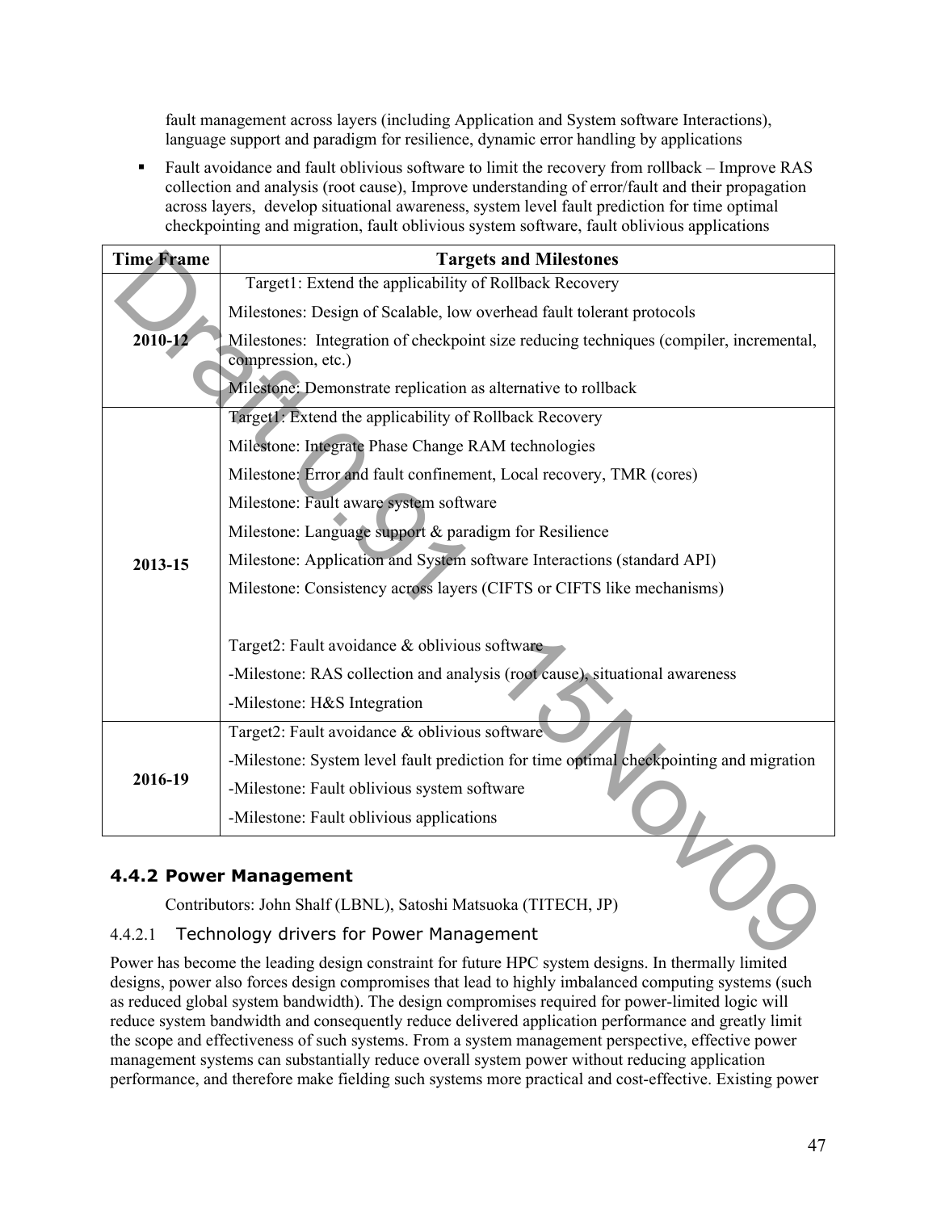fault management across layers (including Application and System software Interactions), language support and paradigm for resilience, dynamic error handling by applications

- Fault avoidance and fault oblivious software to limit the recovery from rollback – Improve RAS collection and analysis (root cause), Improve understanding of error/fault and their propagation across layers, develop situational awareness, system level fault prediction for time optimal checkpointing and migration, fault oblivious system software, fault oblivious applications

| Time Frame | Targets and Milestones |
|---|---|
| 2010-12 | Target1: Extend the applicability of Rollback Recovery<br>Milestones: Design of Scalable, low overhead fault tolerant protocols<br>Milestones: Integration of checkpoint size reducing techniques (compiler, incremental, compression, etc.)<br>Milestone: Demonstrate replication as alternative to rollback |
| 2013-15 | Target1: Extend the applicability of Rollback Recovery<br>Milestone: Integrate Phase Change RAM technologies<br>Milestone: Error and fault confinement, Local recovery, TMR (cores)<br>Milestone: Fault aware system software<br>Milestone: Language support & paradigm for Resilience<br>Milestone: Application and System software Interactions (standard API)<br>Milestone: Consistency across layers (CIFTS or CIFTS like mechanisms)<br><br>Target2: Fault avoidance & oblivious software<br>-Milestone: RAS collection and analysis (root cause), situational awareness<br>-Milestone: H&S Integration |
| 2016-19 | Target2: Fault avoidance & oblivious software<br>-Milestone: System level fault prediction for time optimal checkpointing and migration<br>-Milestone: Fault oblivious system software<br>-Milestone: Fault oblivious applications |

### 4.4.2 Power Management

Contributors: John Shalf (LBNL), Satoshi Matsuoka (TITECH, JP)

#### 4.4.2.1 Technology drivers for Power Management

Power has become the leading design constraint for future HPC system designs. In thermally limited designs, power also forces design compromises that lead to highly imbalanced computing systems (such as reduced global system bandwidth). The design compromises required for power-limited logic will reduce system bandwidth and consequently reduce delivered application performance and greatly limit the scope and effectiveness of such systems. From a system management perspective, effective power management systems can substantially reduce overall system power without reducing application performance, and therefore make fielding such systems more practical and cost-effective. Existing power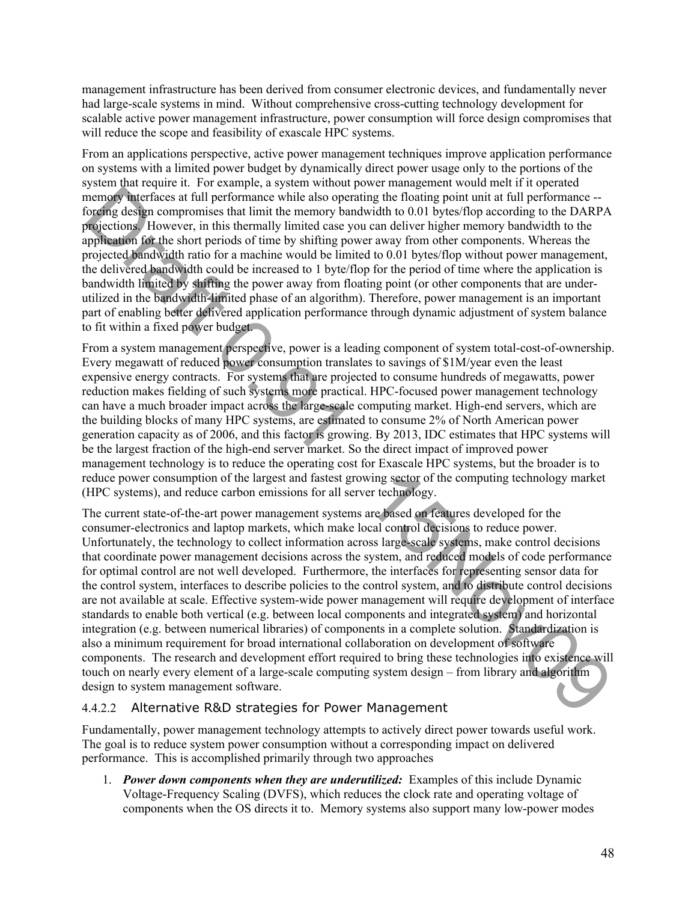management infrastructure has been derived from consumer electronic devices, and fundamentally never had large-scale systems in mind. Without comprehensive cross-cutting technology development for scalable active power management infrastructure, power consumption will force design compromises that will reduce the scope and feasibility of exascale HPC systems.

From an applications perspective, active power management techniques improve application performance on systems with a limited power budget by dynamically direct power usage only to the portions of the system that require it. For example, a system without power management would melt if it operated memory interfaces at full performance while also operating the floating point unit at full performance -- forcing design compromises that limit the memory bandwidth to 0.01 bytes/flop according to the DARPA projections. However, in this thermally limited case you can deliver higher memory bandwidth to the application for the short periods of time by shifting power away from other components. Whereas the projected bandwidth ratio for a machine would be limited to 0.01 bytes/flop without power management, the delivered bandwidth could be increased to 1 byte/flop for the period of time where the application is bandwidth limited by shifting the power away from floating point (or other components that are under-utilized in the bandwidth-limited phase of an algorithm). Therefore, power management is an important part of enabling better delivered application performance through dynamic adjustment of system balance to fit within a fixed power budget.

From a system management perspective, power is a leading component of system total-cost-of-ownership. Every megawatt of reduced power consumption translates to savings of $1M/year even the least expensive energy contracts. For systems that are projected to consume hundreds of megawatts, power reduction makes fielding of such systems more practical. HPC-focused power management technology can have a much broader impact across the large-scale computing market. High-end servers, which are the building blocks of many HPC systems, are estimated to consume 2% of North American power generation capacity as of 2006, and this factor is growing. By 2013, IDC estimates that HPC systems will be the largest fraction of the high-end server market. So the direct impact of improved power management technology is to reduce the operating cost for Exascale HPC systems, but the broader is to reduce power consumption of the largest and fastest growing sector of the computing technology market (HPC systems), and reduce carbon emissions for all server technology.

The current state-of-the-art power management systems are based on features developed for the consumer-electronics and laptop markets, which make local control decisions to reduce power. Unfortunately, the technology to collect information across large-scale systems, make control decisions that coordinate power management decisions across the system, and reduced models of code performance for optimal control are not well developed. Furthermore, the interfaces for representing sensor data for the control system, interfaces to describe policies to the control system, and to distribute control decisions are not available at scale. Effective system-wide power management will require development of interface standards to enable both vertical (e.g. between local components and integrated system) and horizontal integration (e.g. between numerical libraries) of components in a complete solution. Standardization is also a minimum requirement for broad international collaboration on development of software components. The research and development effort required to bring these technologies into existence will touch on nearly every element of a large-scale computing system design – from library and algorithm design to system management software.

#### 4.4.2.2 Alternative R&D strategies for Power Management

Fundamentally, power management technology attempts to actively direct power towards useful work. The goal is to reduce system power consumption without a corresponding impact on delivered performance. This is accomplished primarily through two approaches

1. ***Power down components when they are underutilized:*** Examples of this include Dynamic Voltage-Frequency Scaling (DVFS), which reduces the clock rate and operating voltage of components when the OS directs it to. Memory systems also support many low-power modes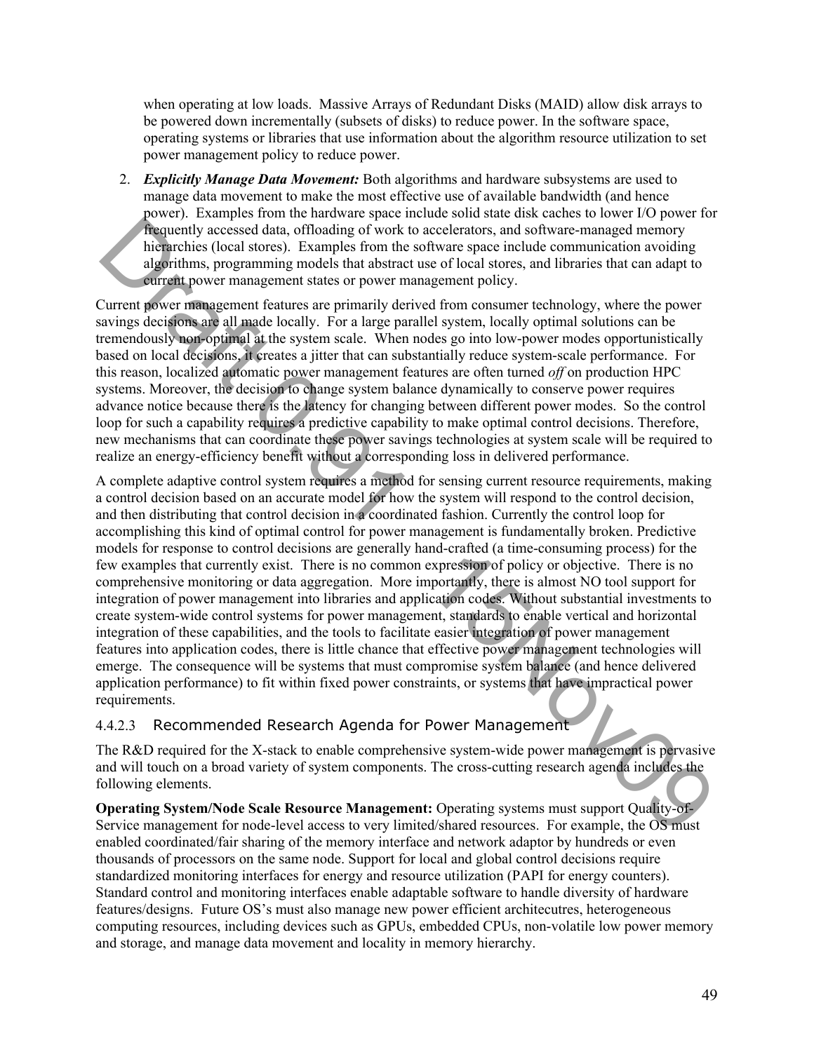when operating at low loads. Massive Arrays of Redundant Disks (MAID) allow disk arrays to be powered down incrementally (subsets of disks) to reduce power. In the software space, operating systems or libraries that use information about the algorithm resource utilization to set power management policy to reduce power.

2. ***Explicitly Manage Data Movement:*** Both algorithms and hardware subsystems are used to manage data movement to make the most effective use of available bandwidth (and hence power). Examples from the hardware space include solid state disk caches to lower I/O power for frequently accessed data, offloading of work to accelerators, and software-managed memory hierarchies (local stores). Examples from the software space include communication avoiding algorithms, programming models that abstract use of local stores, and libraries that can adapt to current power management states or power management policy.

Current power management features are primarily derived from consumer technology, where the power savings decisions are all made locally. For a large parallel system, locally optimal solutions can be tremendously non-optimal at the system scale. When nodes go into low-power modes opportunistically based on local decisions, it creates a jitter that can substantially reduce system-scale performance. For this reason, localized automatic power management features are often turned *off* on production HPC systems. Moreover, the decision to change system balance dynamically to conserve power requires advance notice because there is the latency for changing between different power modes. So the control loop for such a capability requires a predictive capability to make optimal control decisions. Therefore, new mechanisms that can coordinate these power savings technologies at system scale will be required to realize an energy-efficiency benefit without a corresponding loss in delivered performance.

A complete adaptive control system requires a method for sensing current resource requirements, making a control decision based on an accurate model for how the system will respond to the control decision, and then distributing that control decision in a coordinated fashion. Currently the control loop for accomplishing this kind of optimal control for power management is fundamentally broken. Predictive models for response to control decisions are generally hand-crafted (a time-consuming process) for the few examples that currently exist. There is no common expression of policy or objective. There is no comprehensive monitoring or data aggregation. More importantly, there is almost NO tool support for integration of power management into libraries and application codes. Without substantial investments to create system-wide control systems for power management, standards to enable vertical and horizontal integration of these capabilities, and the tools to facilitate easier integration of power management features into application codes, there is little chance that effective power management technologies will emerge. The consequence will be systems that must compromise system balance (and hence delivered application performance) to fit within fixed power constraints, or systems that have impractical power requirements.

#### 4.4.2.3 Recommended Research Agenda for Power Management

The R&D required for the X-stack to enable comprehensive system-wide power management is pervasive and will touch on a broad variety of system components. The cross-cutting research agenda includes the following elements.

**Operating System/Node Scale Resource Management:** Operating systems must support Quality-of-Service management for node-level access to very limited/shared resources. For example, the OS must enabled coordinated/fair sharing of the memory interface and network adaptor by hundreds or even thousands of processors on the same node. Support for local and global control decisions require standardized monitoring interfaces for energy and resource utilization (PAPI for energy counters). Standard control and monitoring interfaces enable adaptable software to handle diversity of hardware features/designs. Future OS's must also manage new power efficient architecutres, heterogeneous computing resources, including devices such as GPUs, embedded CPUs, non-volatile low power memory and storage, and manage data movement and locality in memory hierarchy.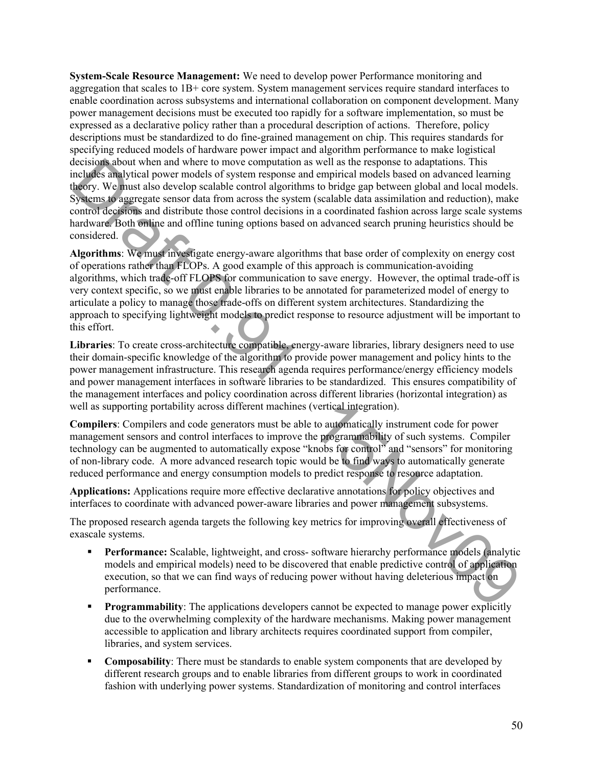**System-Scale Resource Management:** We need to develop power Performance monitoring and aggregation that scales to 1B+ core system. System management services require standard interfaces to enable coordination across subsystems and international collaboration on component development. Many power management decisions must be executed too rapidly for a software implementation, so must be expressed as a declarative policy rather than a procedural description of actions. Therefore, policy descriptions must be standardized to do fine-grained management on chip. This requires standards for specifying reduced models of hardware power impact and algorithm performance to make logistical decisions about when and where to move computation as well as the response to adaptations. This includes analytical power models of system response and empirical models based on advanced learning theory. We must also develop scalable control algorithms to bridge gap between global and local models. Systems to aggregate sensor data from across the system (scalable data assimilation and reduction), make control decisions and distribute those control decisions in a coordinated fashion across large scale systems hardware. Both online and offline tuning options based on advanced search pruning heuristics should be considered.

**Algorithms**: We must investigate energy-aware algorithms that base order of complexity on energy cost of operations rather than FLOPs. A good example of this approach is communication-avoiding algorithms, which trade-off FLOPS for communication to save energy. However, the optimal trade-off is very context specific, so we must enable libraries to be annotated for parameterized model of energy to articulate a policy to manage those trade-offs on different system architectures. Standardizing the approach to specifying lightweight models to predict response to resource adjustment will be important to this effort.

**Libraries**: To create cross-architecture compatible, energy-aware libraries, library designers need to use their domain-specific knowledge of the algorithm to provide power management and policy hints to the power management infrastructure. This research agenda requires performance/energy efficiency models and power management interfaces in software libraries to be standardized. This ensures compatibility of the management interfaces and policy coordination across different libraries (horizontal integration) as well as supporting portability across different machines (vertical integration).

**Compilers**: Compilers and code generators must be able to automatically instrument code for power management sensors and control interfaces to improve the programmability of such systems. Compiler technology can be augmented to automatically expose "knobs for control" and "sensors" for monitoring of non-library code. A more advanced research topic would be to find ways to automatically generate reduced performance and energy consumption models to predict response to resource adaptation.

**Applications:** Applications require more effective declarative annotations for policy objectives and interfaces to coordinate with advanced power-aware libraries and power management subsystems.

The proposed research agenda targets the following key metrics for improving overall effectiveness of exascale systems.

- **Performance:** Scalable, lightweight, and cross- software hierarchy performance models (analytic models and empirical models) need to be discovered that enable predictive control of application execution, so that we can find ways of reducing power without having deleterious impact on performance.
- **Programmability**: The applications developers cannot be expected to manage power explicitly due to the overwhelming complexity of the hardware mechanisms. Making power management accessible to application and library architects requires coordinated support from compiler, libraries, and system services.
- **Composability**: There must be standards to enable system components that are developed by different research groups and to enable libraries from different groups to work in coordinated fashion with underlying power systems. Standardization of monitoring and control interfaces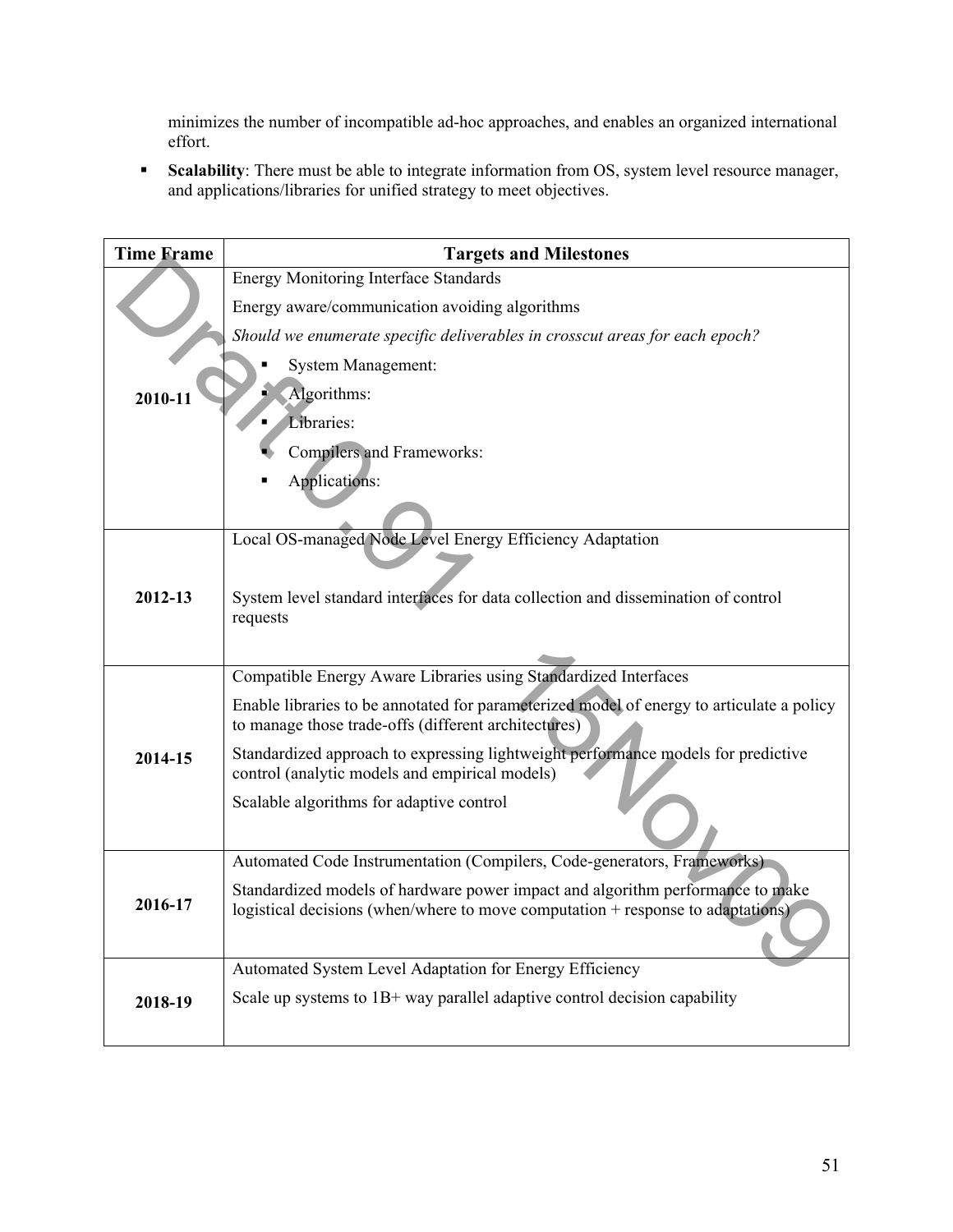minimizes the number of incompatible ad-hoc approaches, and enables an organized international effort.

- **Scalability**: There must be able to integrate information from OS, system level resource manager, and applications/libraries for unified strategy to meet objectives.

| Time Frame | Targets and Milestones |
|---|---|
| 2010-11 | Energy Monitoring Interface Standards<br>Energy aware/communication avoiding algorithms<br>*Should we enumerate specific deliverables in crosscut areas for each epoch?*<br>▪ System Management:<br>▪ Algorithms:<br>▪ Libraries:<br>▪ Compilers and Frameworks:<br>▪ Applications: |
| 2012-13 | Local OS-managed Node Level Energy Efficiency Adaptation<br>System level standard interfaces for data collection and dissemination of control requests |
| 2014-15 | Compatible Energy Aware Libraries using Standardized Interfaces<br>Enable libraries to be annotated for parameterized model of energy to articulate a policy to manage those trade-offs (different architectures)<br>Standardized approach to expressing lightweight performance models for predictive control (analytic models and empirical models)<br>Scalable algorithms for adaptive control |
| 2016-17 | Automated Code Instrumentation (Compilers, Code-generators, Frameworks)<br>Standardized models of hardware power impact and algorithm performance to make logistical decisions (when/where to move computation + response to adaptations) |
| 2018-19 | Automated System Level Adaptation for Energy Efficiency<br>Scale up systems to 1B+ way parallel adaptive control decision capability |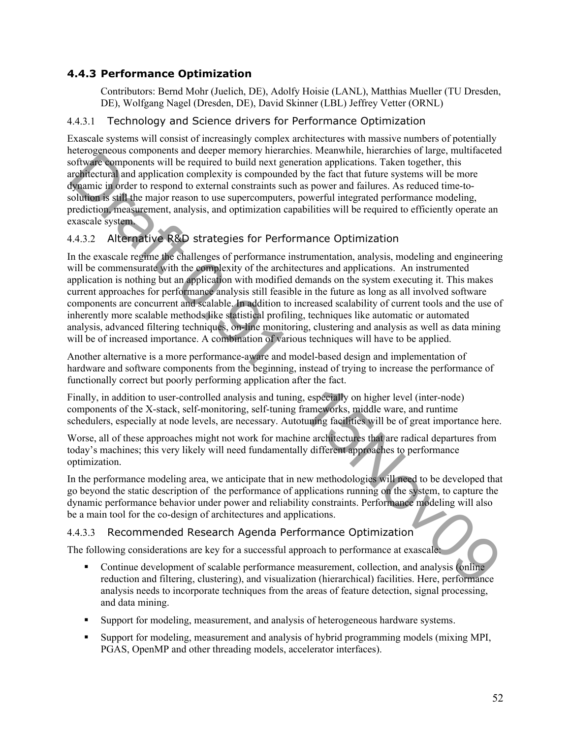### 4.4.3 Performance Optimization

Contributors: Bernd Mohr (Juelich, DE), Adolfy Hoisie (LANL), Matthias Mueller (TU Dresden, DE), Wolfgang Nagel (Dresden, DE), David Skinner (LBL) Jeffrey Vetter (ORNL)

#### 4.4.3.1 Technology and Science drivers for Performance Optimization

Exascale systems will consist of increasingly complex architectures with massive numbers of potentially heterogeneous components and deeper memory hierarchies. Meanwhile, hierarchies of large, multifaceted software components will be required to build next generation applications. Taken together, this architectural and application complexity is compounded by the fact that future systems will be more dynamic in order to respond to external constraints such as power and failures. As reduced time-to-solution is still the major reason to use supercomputers, powerful integrated performance modeling, prediction, measurement, analysis, and optimization capabilities will be required to efficiently operate an exascale system.

#### 4.4.3.2 Alternative R&D strategies for Performance Optimization

In the exascale regime the challenges of performance instrumentation, analysis, modeling and engineering will be commensurate with the complexity of the architectures and applications. An instrumented application is nothing but an application with modified demands on the system executing it. This makes current approaches for performance analysis still feasible in the future as long as all involved software components are concurrent and scalable. In addition to increased scalability of current tools and the use of inherently more scalable methods like statistical profiling, techniques like automatic or automated analysis, advanced filtering techniques, on-line monitoring, clustering and analysis as well as data mining will be of increased importance. A combination of various techniques will have to be applied.

Another alternative is a more performance-aware and model-based design and implementation of hardware and software components from the beginning, instead of trying to increase the performance of functionally correct but poorly performing application after the fact.

Finally, in addition to user-controlled analysis and tuning, especially on higher level (inter-node) components of the X-stack, self-monitoring, self-tuning frameworks, middle ware, and runtime schedulers, especially at node levels, are necessary. Autotuning facilities will be of great importance here.

Worse, all of these approaches might not work for machine architectures that are radical departures from today's machines; this very likely will need fundamentally different approaches to performance optimization.

In the performance modeling area, we anticipate that in new methodologies will need to be developed that go beyond the static description of the performance of applications running on the system, to capture the dynamic performance behavior under power and reliability constraints. Performance modeling will also be a main tool for the co-design of architectures and applications.

#### 4.4.3.3 Recommended Research Agenda Performance Optimization

The following considerations are key for a successful approach to performance at exascale:

- Continue development of scalable performance measurement, collection, and analysis (online reduction and filtering, clustering), and visualization (hierarchical) facilities. Here, performance analysis needs to incorporate techniques from the areas of feature detection, signal processing, and data mining.
- Support for modeling, measurement, and analysis of heterogeneous hardware systems.
- Support for modeling, measurement and analysis of hybrid programming models (mixing MPI, PGAS, OpenMP and other threading models, accelerator interfaces).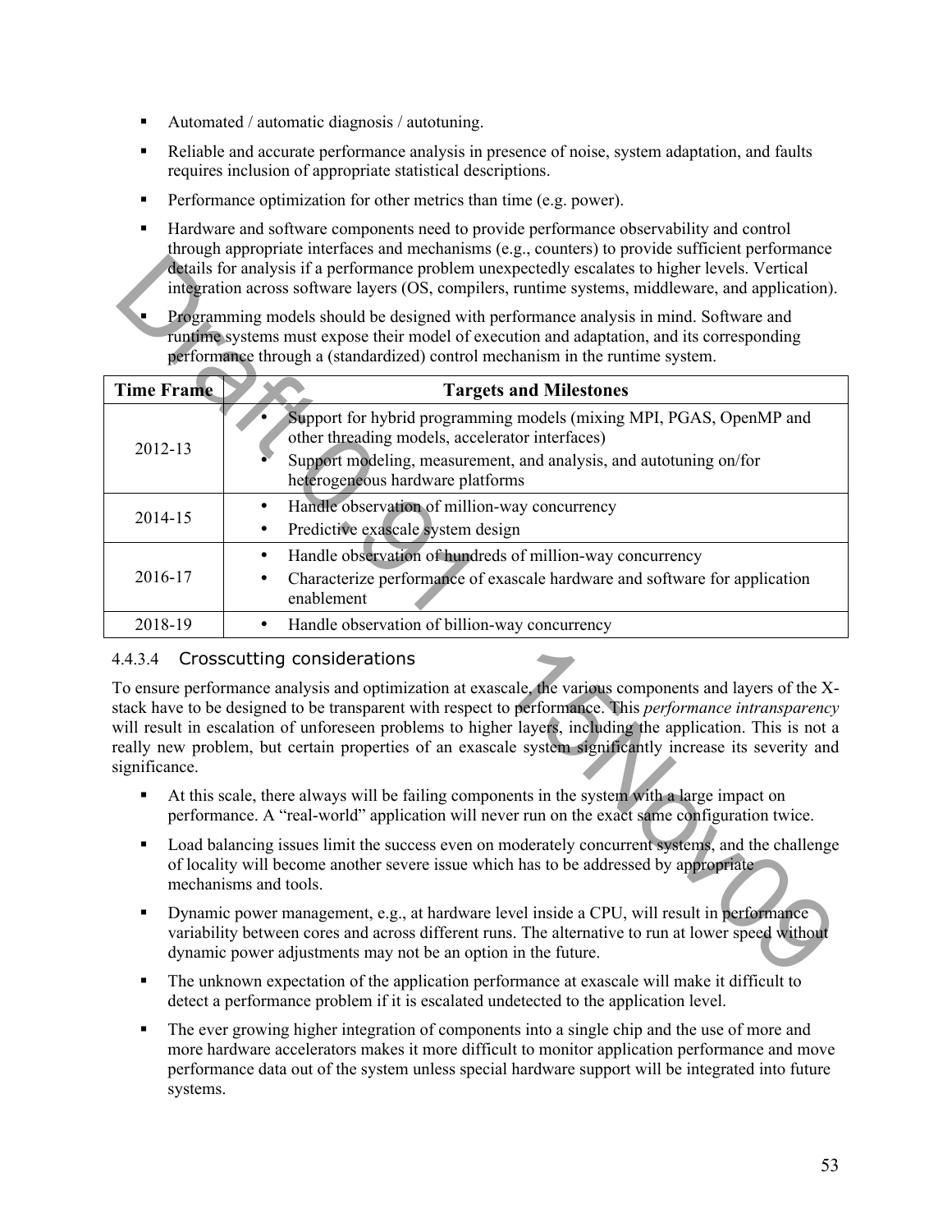- Automated / automatic diagnosis / autotuning.
- Reliable and accurate performance analysis in presence of noise, system adaptation, and faults requires inclusion of appropriate statistical descriptions.
- Performance optimization for other metrics than time (e.g. power).
- Hardware and software components need to provide performance observability and control through appropriate interfaces and mechanisms (e.g., counters) to provide sufficient performance details for analysis if a performance problem unexpectedly escalates to higher levels. Vertical integration across software layers (OS, compilers, runtime systems, middleware, and application).
- Programming models should be designed with performance analysis in mind. Software and runtime systems must expose their model of execution and adaptation, and its corresponding performance through a (standardized) control mechanism in the runtime system.

| Time Frame | Targets and Milestones |
| --- | --- |
| 2012-13 | • Support for hybrid programming models (mixing MPI, PGAS, OpenMP and other threading models, accelerator interfaces)<br>• Support modeling, measurement, and analysis, and autotuning on/for heterogeneous hardware platforms |
| 2014-15 | • Handle observation of million-way concurrency<br>• Predictive exascale system design |
| 2016-17 | • Handle observation of hundreds of million-way concurrency<br>• Characterize performance of exascale hardware and software for application enablement |
| 2018-19 | • Handle observation of billion-way concurrency |

#### 4.4.3.4 Crosscutting considerations

To ensure performance analysis and optimization at exascale, the various components and layers of the X-stack have to be designed to be transparent with respect to performance. This *performance intransparency* will result in escalation of unforeseen problems to higher layers, including the application. This is not a really new problem, but certain properties of an exascale system significantly increase its severity and significance.

- At this scale, there always will be failing components in the system with a large impact on performance. A "real-world" application will never run on the exact same configuration twice.
- Load balancing issues limit the success even on moderately concurrent systems, and the challenge of locality will become another severe issue which has to be addressed by appropriate mechanisms and tools.
- Dynamic power management, e.g., at hardware level inside a CPU, will result in performance variability between cores and across different runs. The alternative to run at lower speed without dynamic power adjustments may not be an option in the future.
- The unknown expectation of the application performance at exascale will make it difficult to detect a performance problem if it is escalated undetected to the application level.
- The ever growing higher integration of components into a single chip and the use of more and more hardware accelerators makes it more difficult to monitor application performance and move performance data out of the system unless special hardware support will be integrated into future systems.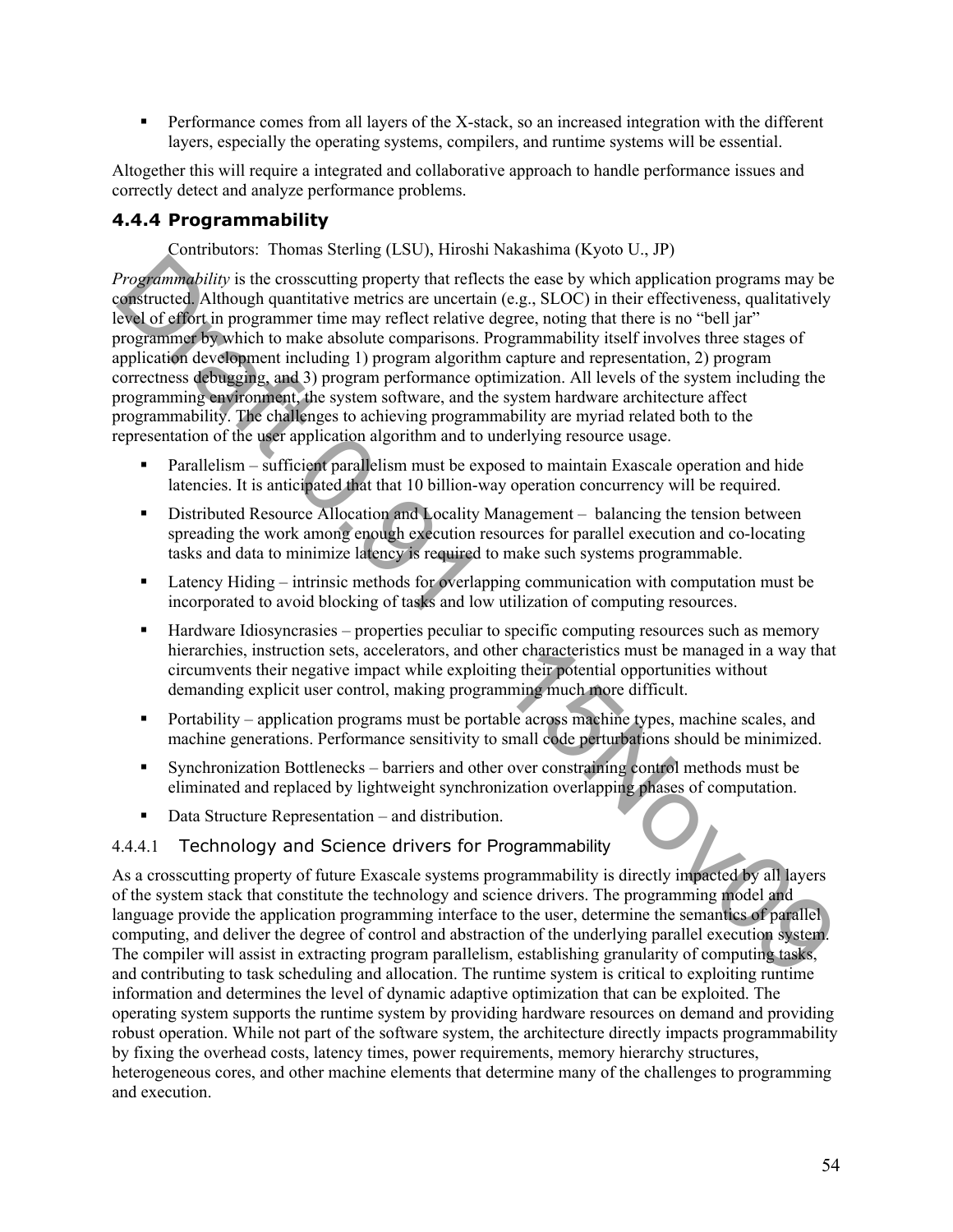- Performance comes from all layers of the X-stack, so an increased integration with the different layers, especially the operating systems, compilers, and runtime systems will be essential.

Altogether this will require a integrated and collaborative approach to handle performance issues and correctly detect and analyze performance problems.

### 4.4.4 Programmability

Contributors: Thomas Sterling (LSU), Hiroshi Nakashima (Kyoto U., JP)

*Programmability* is the crosscutting property that reflects the ease by which application programs may be constructed. Although quantitative metrics are uncertain (e.g., SLOC) in their effectiveness, qualitatively level of effort in programmer time may reflect relative degree, noting that there is no "bell jar" programmer by which to make absolute comparisons. Programmability itself involves three stages of application development including 1) program algorithm capture and representation, 2) program correctness debugging, and 3) program performance optimization. All levels of the system including the programming environment, the system software, and the system hardware architecture affect programmability. The challenges to achieving programmability are myriad related both to the representation of the user application algorithm and to underlying resource usage.

- Parallelism – sufficient parallelism must be exposed to maintain Exascale operation and hide latencies. It is anticipated that that 10 billion-way operation concurrency will be required.
- Distributed Resource Allocation and Locality Management – balancing the tension between spreading the work among enough execution resources for parallel execution and co-locating tasks and data to minimize latency is required to make such systems programmable.
- Latency Hiding – intrinsic methods for overlapping communication with computation must be incorporated to avoid blocking of tasks and low utilization of computing resources.
- Hardware Idiosyncrasies – properties peculiar to specific computing resources such as memory hierarchies, instruction sets, accelerators, and other characteristics must be managed in a way that circumvents their negative impact while exploiting their potential opportunities without demanding explicit user control, making programming much more difficult.
- Portability – application programs must be portable across machine types, machine scales, and machine generations. Performance sensitivity to small code perturbations should be minimized.
- Synchronization Bottlenecks – barriers and other over constraining control methods must be eliminated and replaced by lightweight synchronization overlapping phases of computation.
- Data Structure Representation – and distribution.

#### 4.4.4.1 Technology and Science drivers for Programmability

As a crosscutting property of future Exascale systems programmability is directly impacted by all layers of the system stack that constitute the technology and science drivers. The programming model and language provide the application programming interface to the user, determine the semantics of parallel computing, and deliver the degree of control and abstraction of the underlying parallel execution system. The compiler will assist in extracting program parallelism, establishing granularity of computing tasks, and contributing to task scheduling and allocation. The runtime system is critical to exploiting runtime information and determines the level of dynamic adaptive optimization that can be exploited. The operating system supports the runtime system by providing hardware resources on demand and providing robust operation. While not part of the software system, the architecture directly impacts programmability by fixing the overhead costs, latency times, power requirements, memory hierarchy structures, heterogeneous cores, and other machine elements that determine many of the challenges to programming and execution.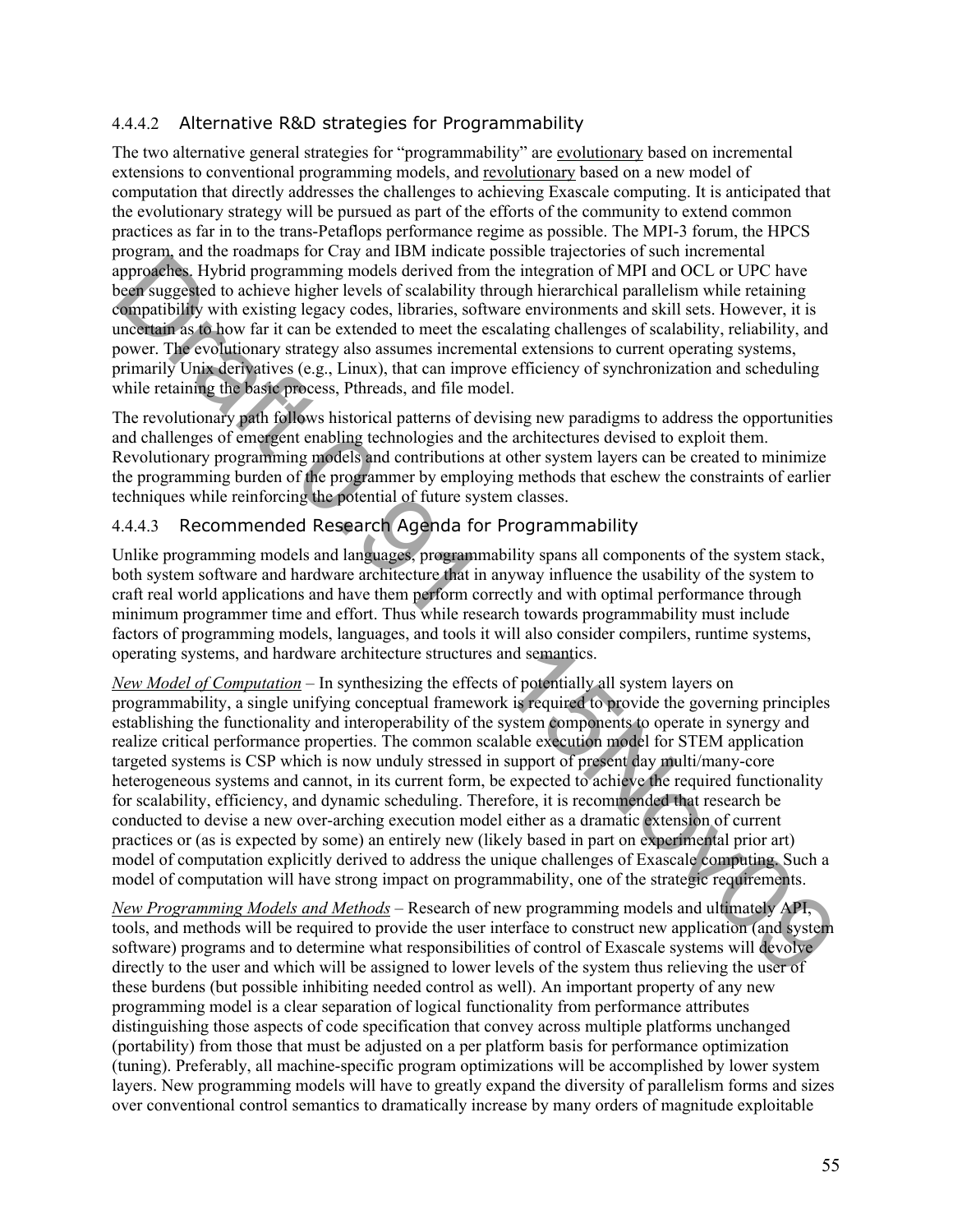#### 4.4.4.2 Alternative R&D strategies for Programmability

The two alternative general strategies for "programmability" are evolutionary based on incremental extensions to conventional programming models, and revolutionary based on a new model of computation that directly addresses the challenges to achieving Exascale computing. It is anticipated that the evolutionary strategy will be pursued as part of the efforts of the community to extend common practices as far in to the trans-Petaflops performance regime as possible. The MPI-3 forum, the HPCS program, and the roadmaps for Cray and IBM indicate possible trajectories of such incremental approaches. Hybrid programming models derived from the integration of MPI and OCL or UPC have been suggested to achieve higher levels of scalability through hierarchical parallelism while retaining compatibility with existing legacy codes, libraries, software environments and skill sets. However, it is uncertain as to how far it can be extended to meet the escalating challenges of scalability, reliability, and power. The evolutionary strategy also assumes incremental extensions to current operating systems, primarily Unix derivatives (e.g., Linux), that can improve efficiency of synchronization and scheduling while retaining the basic process, Pthreads, and file model.

The revolutionary path follows historical patterns of devising new paradigms to address the opportunities and challenges of emergent enabling technologies and the architectures devised to exploit them. Revolutionary programming models and contributions at other system layers can be created to minimize the programming burden of the programmer by employing methods that eschew the constraints of earlier techniques while reinforcing the potential of future system classes.

#### 4.4.4.3 Recommended Research Agenda for Programmability

Unlike programming models and languages, programmability spans all components of the system stack, both system software and hardware architecture that in anyway influence the usability of the system to craft real world applications and have them perform correctly and with optimal performance through minimum programmer time and effort. Thus while research towards programmability must include factors of programming models, languages, and tools it will also consider compilers, runtime systems, operating systems, and hardware architecture structures and semantics.

*New Model of Computation* – In synthesizing the effects of potentially all system layers on programmability, a single unifying conceptual framework is required to provide the governing principles establishing the functionality and interoperability of the system components to operate in synergy and realize critical performance properties. The common scalable execution model for STEM application targeted systems is CSP which is now unduly stressed in support of present day multi/many-core heterogeneous systems and cannot, in its current form, be expected to achieve the required functionality for scalability, efficiency, and dynamic scheduling. Therefore, it is recommended that research be conducted to devise a new over-arching execution model either as a dramatic extension of current practices or (as is expected by some) an entirely new (likely based in part on experimental prior art) model of computation explicitly derived to address the unique challenges of Exascale computing. Such a model of computation will have strong impact on programmability, one of the strategic requirements.

*New Programming Models and Methods* – Research of new programming models and ultimately API, tools, and methods will be required to provide the user interface to construct new application (and system software) programs and to determine what responsibilities of control of Exascale systems will devolve directly to the user and which will be assigned to lower levels of the system thus relieving the user of these burdens (but possible inhibiting needed control as well). An important property of any new programming model is a clear separation of logical functionality from performance attributes distinguishing those aspects of code specification that convey across multiple platforms unchanged (portability) from those that must be adjusted on a per platform basis for performance optimization (tuning). Preferably, all machine-specific program optimizations will be accomplished by lower system layers. New programming models will have to greatly expand the diversity of parallelism forms and sizes over conventional control semantics to dramatically increase by many orders of magnitude exploitable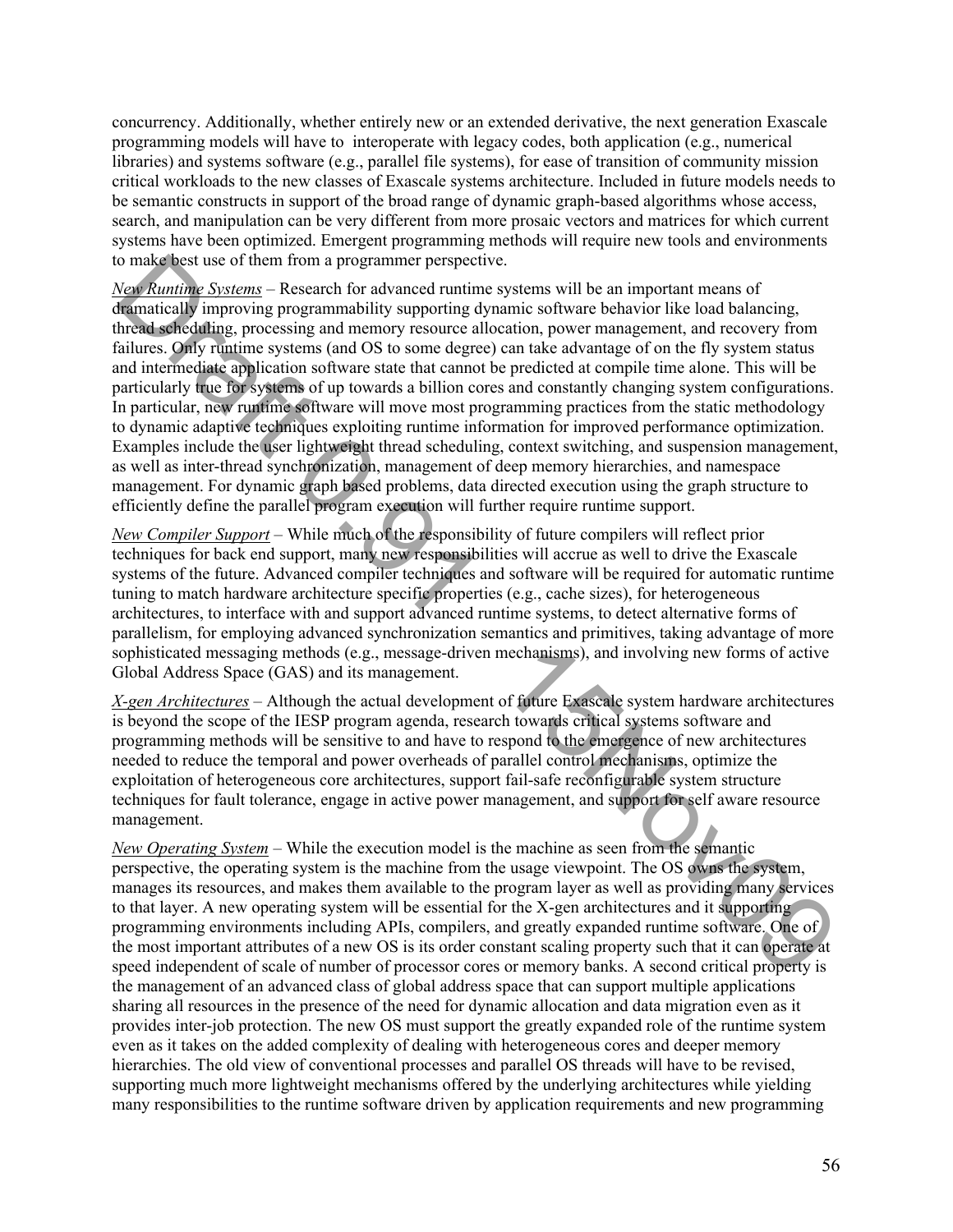concurrency. Additionally, whether entirely new or an extended derivative, the next generation Exascale programming models will have to interoperate with legacy codes, both application (e.g., numerical libraries) and systems software (e.g., parallel file systems), for ease of transition of community mission critical workloads to the new classes of Exascale systems architecture. Included in future models needs to be semantic constructs in support of the broad range of dynamic graph-based algorithms whose access, search, and manipulation can be very different from more prosaic vectors and matrices for which current systems have been optimized. Emergent programming methods will require new tools and environments to make best use of them from a programmer perspective.

*New Runtime Systems* – Research for advanced runtime systems will be an important means of dramatically improving programmability supporting dynamic software behavior like load balancing, thread scheduling, processing and memory resource allocation, power management, and recovery from failures. Only runtime systems (and OS to some degree) can take advantage of on the fly system status and intermediate application software state that cannot be predicted at compile time alone. This will be particularly true for systems of up towards a billion cores and constantly changing system configurations. In particular, new runtime software will move most programming practices from the static methodology to dynamic adaptive techniques exploiting runtime information for improved performance optimization. Examples include the user lightweight thread scheduling, context switching, and suspension management, as well as inter-thread synchronization, management of deep memory hierarchies, and namespace management. For dynamic graph based problems, data directed execution using the graph structure to efficiently define the parallel program execution will further require runtime support.

*New Compiler Support* – While much of the responsibility of future compilers will reflect prior techniques for back end support, many new responsibilities will accrue as well to drive the Exascale systems of the future. Advanced compiler techniques and software will be required for automatic runtime tuning to match hardware architecture specific properties (e.g., cache sizes), for heterogeneous architectures, to interface with and support advanced runtime systems, to detect alternative forms of parallelism, for employing advanced synchronization semantics and primitives, taking advantage of more sophisticated messaging methods (e.g., message-driven mechanisms), and involving new forms of active Global Address Space (GAS) and its management.

*X-gen Architectures* – Although the actual development of future Exascale system hardware architectures is beyond the scope of the IESP program agenda, research towards critical systems software and programming methods will be sensitive to and have to respond to the emergence of new architectures needed to reduce the temporal and power overheads of parallel control mechanisms, optimize the exploitation of heterogeneous core architectures, support fail-safe reconfigurable system structure techniques for fault tolerance, engage in active power management, and support for self aware resource management.

*New Operating System* – While the execution model is the machine as seen from the semantic perspective, the operating system is the machine from the usage viewpoint. The OS owns the system, manages its resources, and makes them available to the program layer as well as providing many services to that layer. A new operating system will be essential for the X-gen architectures and it supporting programming environments including APIs, compilers, and greatly expanded runtime software. One of the most important attributes of a new OS is its order constant scaling property such that it can operate at speed independent of scale of number of processor cores or memory banks. A second critical property is the management of an advanced class of global address space that can support multiple applications sharing all resources in the presence of the need for dynamic allocation and data migration even as it provides inter-job protection. The new OS must support the greatly expanded role of the runtime system even as it takes on the added complexity of dealing with heterogeneous cores and deeper memory hierarchies. The old view of conventional processes and parallel OS threads will have to be revised, supporting much more lightweight mechanisms offered by the underlying architectures while yielding many responsibilities to the runtime software driven by application requirements and new programming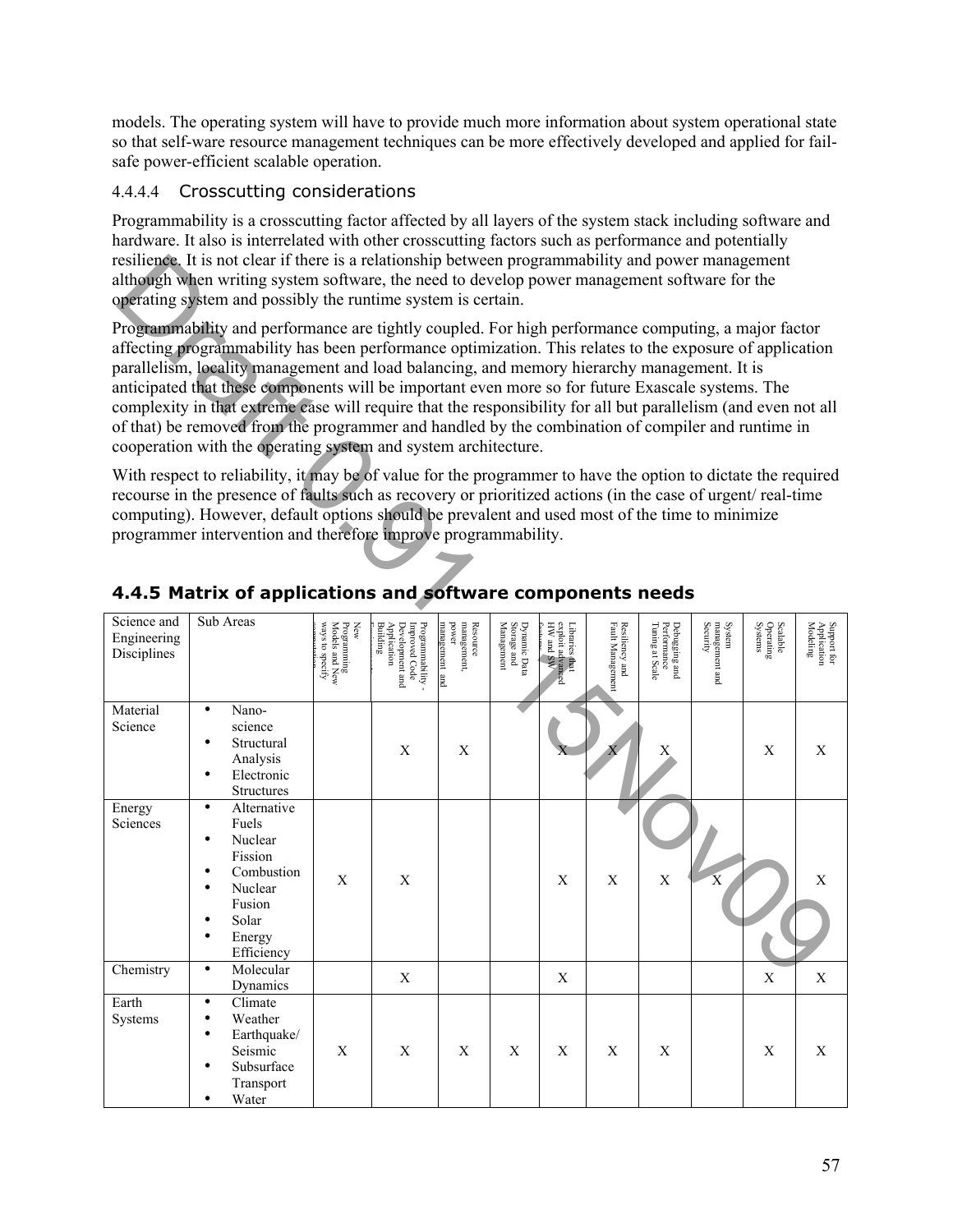models. The operating system will have to provide much more information about system operational state so that self-ware resource management techniques can be more effectively developed and applied for fail-safe power-efficient scalable operation.

#### 4.4.4.4 Crosscutting considerations

Programmability is a crosscutting factor affected by all layers of the system stack including software and hardware. It also is interrelated with other crosscutting factors such as performance and potentially resilience. It is not clear if there is a relationship between programmability and power management although when writing system software, the need to develop power management software for the operating system and possibly the runtime system is certain.

Programmability and performance are tightly coupled. For high performance computing, a major factor affecting programmability has been performance optimization. This relates to the exposure of application parallelism, locality management and load balancing, and memory hierarchy management. It is anticipated that these components will be important even more so for future Exascale systems. The complexity in that extreme case will require that the responsibility for all but parallelism (and even not all of that) be removed from the programmer and handled by the combination of compiler and runtime in cooperation with the operating system and system architecture.

With respect to reliability, it may be of value for the programmer to have the option to dictate the required recourse in the presence of faults such as recovery or prioritized actions (in the case of urgent/ real-time computing). However, default options should be prevalent and used most of the time to minimize programmer intervention and therefore improve programmability.

### 4.4.5 Matrix of applications and software components needs

| Science and Engineering Disciplines | Sub Areas | New Programming Models and New ways to specify computation | Programmability - Improved Code Development and Application Building | Resource management, power management and | Dynamic Data Storage and Management | Libraries that exploit advanced HW and SW features | Resiliency and Fault Management | Debugging and Performance Tuning at Scale | System management and Security | Scalable Operating Systems | Support for Application Modeling |
|---|---|---|---|---|---|---|---|---|---|---|---|
| Material Science | • Nano-science<br>• Structural Analysis<br>• Electronic Structures | | X | X | | X | X | X | | X | X |
| Energy Sciences | • Alternative Fuels<br>• Nuclear Fission<br>• Combustion<br>• Nuclear Fusion<br>• Solar<br>• Energy Efficiency | X | X | | | X | X | X | X | | X |
| Chemistry | • Molecular Dynamics | | X | | | X | | | | X | X |
| Earth Systems | • Climate<br>• Weather<br>• Earthquake/ Seismic<br>• Subsurface Transport<br>• Water | X | X | X | X | X | X | X | | X | X |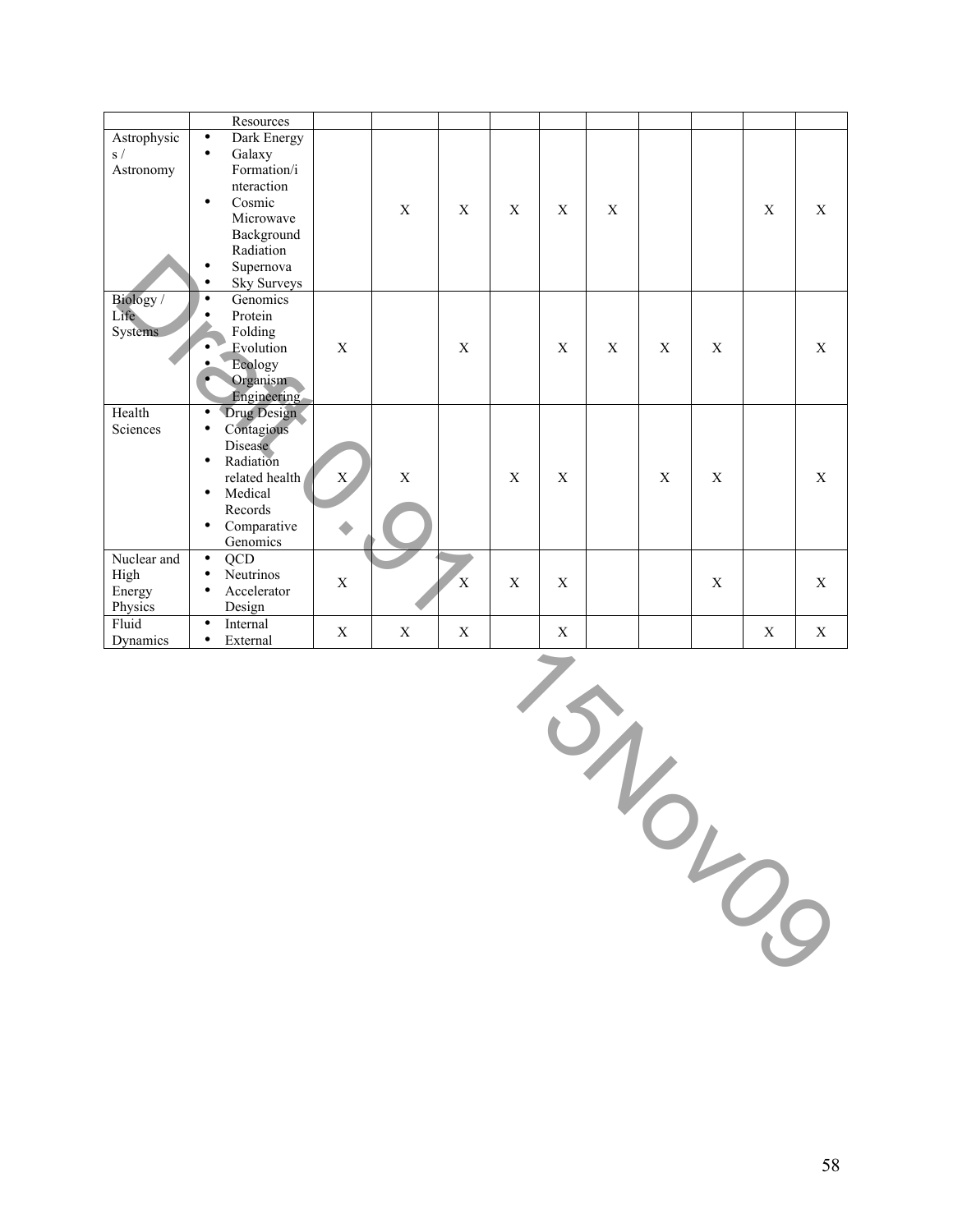| | Resources | | | | | | | | | | |
|---|---|---|---|---|---|---|---|---|---|---|---|
| Astrophysics / Astronomy | • Dark Energy<br>• Galaxy Formation/interaction<br>• Cosmic Microwave Background Radiation<br>• Supernova<br>• Sky Surveys | | X | X | X | X | X | | | X | X |
| Biology / Life Systems | • Genomics<br>• Protein Folding<br>• Evolution<br>• Ecology<br>• Organism Engineering | X | | X | | X | X | X | X | | X |
| Health Sciences | • Drug Design<br>• Contagious Disease<br>• Radiation related health<br>• Medical Records<br>• Comparative Genomics | X | X | | X | X | | X | X | | X |
| Nuclear and High Energy Physics | • QCD<br>• Neutrinos<br>• Accelerator Design | X | | X | X | X | | | X | | X |
| Fluid Dynamics | • Internal<br>• External | X | X | X | | X | | | | X | X |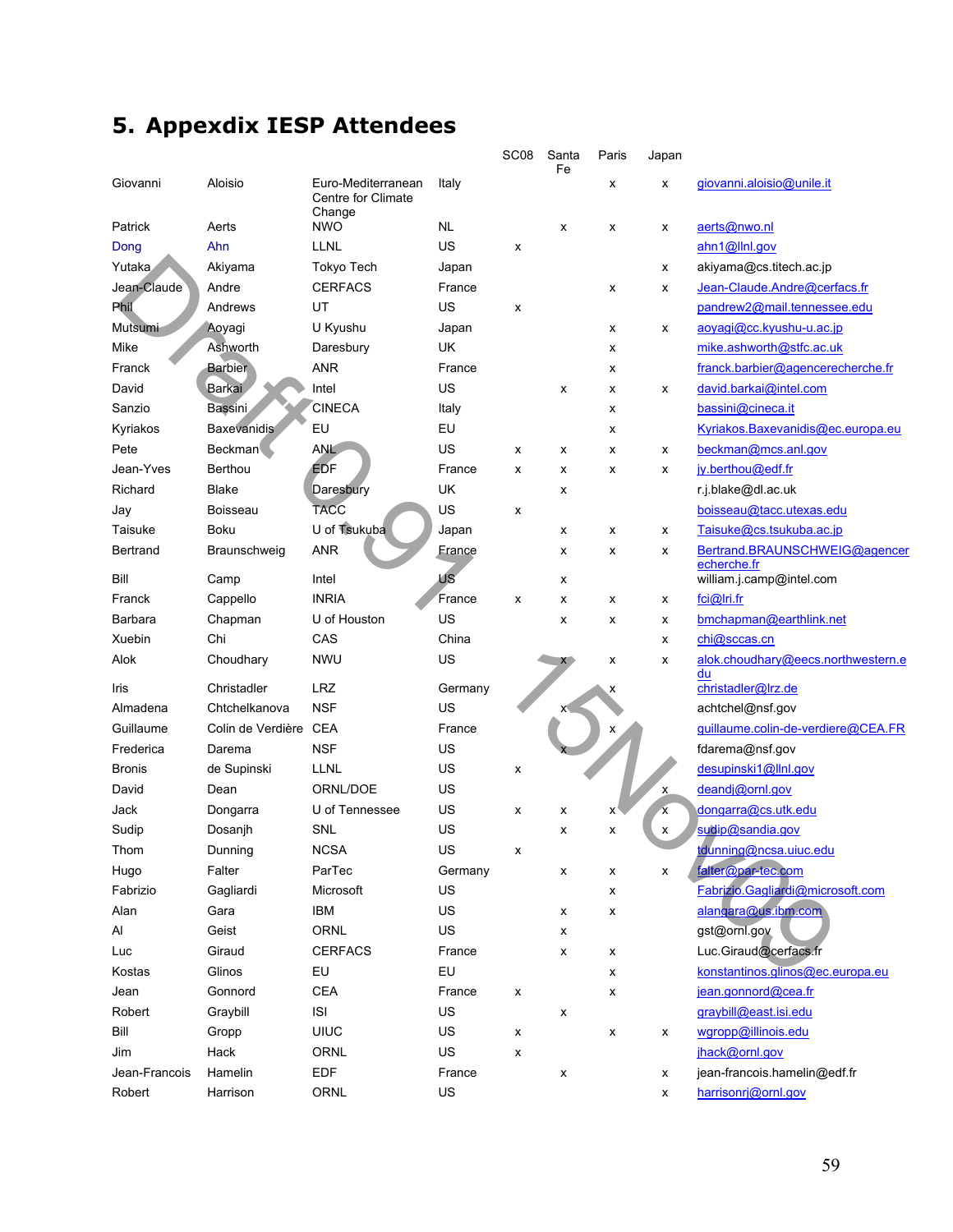# 5. Appexdix IESP Attendees

| | | | | SC08 | Santa Fe | Paris | Japan | |
|---|---|---|---|---|---|---|---|---|
| Giovanni | Aloisio | Euro-Mediterranean Centre for Climate Change | Italy | | | x | x | giovanni.aloisio@unile.it |
| Patrick | Aerts | NWO | NL | | x | x | x | aerts@nwo.nl |
| Dong | Ahn | LLNL | US | x | | | | ahn1@llnl.gov |
| Yutaka | Akiyama | Tokyo Tech | Japan | | | | x | akiyama@cs.titech.ac.jp |
| Jean-Claude | Andre | CERFACS | France | | | x | x | Jean-Claude.Andre@cerfacs.fr |
| Phil | Andrews | UT | US | x | | | | pandrew2@mail.tennessee.edu |
| Mutsumi | Aoyagi | U Kyushu | Japan | | | x | x | aoyagi@cc.kyushu-u.ac.jp |
| Mike | Ashworth | Daresbury | UK | | | x | | mike.ashworth@stfc.ac.uk |
| Franck | Barbier | ANR | France | | | x | | franck.barbier@agencerecherche.fr |
| David | Barkai | Intel | US | | x | x | x | david.barkai@intel.com |
| Sanzio | Bassini | CINECA | Italy | | | x | | bassini@cineca.it |
| Kyriakos | Baxevanidis | EU | EU | | | x | | Kyriakos.Baxevanidis@ec.europa.eu |
| Pete | Beckman | ANL | US | x | x | x | x | beckman@mcs.anl.gov |
| Jean-Yves | Berthou | EDF | France | x | x | x | x | jy.berthou@edf.fr |
| Richard | Blake | Daresbury | UK | | x | | | r.j.blake@dl.ac.uk |
| Jay | Boisseau | TACC | US | x | | | | boisseau@tacc.utexas.edu |
| Taisuke | Boku | U of Tsukuba | Japan | | x | x | x | Taisuke@cs.tsukuba.ac.jp |
| Bertrand | Braunschweig | ANR | France | | x | x | x | Bertrand.BRAUNSCHWEIG@agencerecherche.fr |
| Bill | Camp | Intel | US | | x | | | william.j.camp@intel.com |
| Franck | Cappello | INRIA | France | x | x | x | x | fci@lri.fr |
| Barbara | Chapman | U of Houston | US | | x | x | x | bmchapman@earthlink.net |
| Xuebin | Chi | CAS | China | | | | x | chi@sccas.cn |
| Alok | Choudhary | NWU | US | | x | x | x | alok.choudhary@eecs.northwestern.edu |
| Iris | Christadler | LRZ | Germany | | | x | | christadler@lrz.de |
| Almadena | Chtchelkanova | NSF | US | | x | | | achtchel@nsf.gov |
| Guillaume | Colin de Verdière | CEA | France | | | x | | guillaume.colin-de-verdiere@CEA.FR |
| Frederica | Darema | NSF | US | | x | | | fdarema@nsf.gov |
| Bronis | de Supinski | LLNL | US | x | | | | desupinski1@llnl.gov |
| David | Dean | ORNL/DOE | US | | | | x | deandj@ornl.gov |
| Jack | Dongarra | U of Tennessee | US | x | x | x | x | dongarra@cs.utk.edu |
| Sudip | Dosanjh | SNL | US | | x | x | x | sudip@sandia.gov |
| Thom | Dunning | NCSA | US | x | | | | tdunning@ncsa.uiuc.edu |
| Hugo | Falter | ParTec | Germany | | x | x | x | falter@par-tec.com |
| Fabrizio | Gagliardi | Microsoft | US | | | x | | Fabrizio.Gagliardi@microsoft.com |
| Alan | Gara | IBM | US | | x | x | | alangara@us.ibm.com |
| Al | Geist | ORNL | US | | x | | | gst@ornl.gov |
| Luc | Giraud | CERFACS | France | | x | x | | Luc.Giraud@cerfacs.fr |
| Kostas | Glinos | EU | EU | | | x | | konstantinos.glinos@ec.europa.eu |
| Jean | Gonnord | CEA | France | x | | x | | jean.gonnord@cea.fr |
| Robert | Graybill | ISI | US | | x | | | graybill@east.isi.edu |
| Bill | Gropp | UIUC | US | x | | x | x | wgropp@illinois.edu |
| Jim | Hack | ORNL | US | x | | | | jhack@ornl.gov |
| Jean-Francois | Hamelin | EDF | France | | x | | x | jean-francois.hamelin@edf.fr |
| Robert | Harrison | ORNL | US | | | | x | harrisonrj@ornl.gov |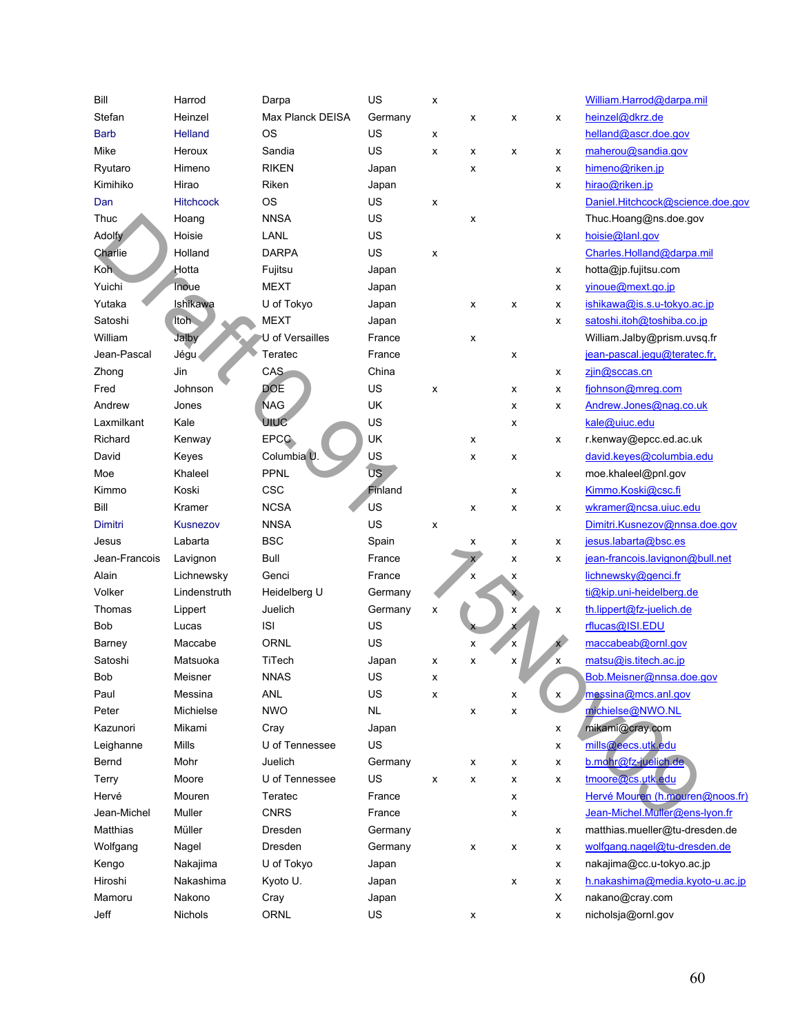| | | | | | | | | |
|---|---|---|---|---|---|---|---|---|
| Bill | Harrod | Darpa | US | x | | | | William.Harrod@darpa.mil |
| Stefan | Heinzel | Max Planck DEISA | Germany | | x | x | x | heinzel@dkrz.de |
| Barb | Helland | OS | US | x | | | | helland@ascr.doe.gov |
| Mike | Heroux | Sandia | US | x | x | x | x | maherou@sandia.gov |
| Ryutaro | Himeno | RIKEN | Japan | | x | | x | himeno@riken.jp |
| Kimihiko | Hirao | Riken | Japan | | | | x | hirao@riken.jp |
| Dan | Hitchcock | OS | US | x | | | | Daniel.Hitchcock@science.doe.gov |
| Thuc | Hoang | NNSA | US | | x | | | Thuc.Hoang@ns.doe.gov |
| Adolfy | Hoisie | LANL | US | | | | x | hoisie@lanl.gov |
| Charlie | Holland | DARPA | US | x | | | | Charles.Holland@darpa.mil |
| Koh | Hotta | Fujitsu | Japan | | | | x | hotta@jp.fujitsu.com |
| Yuichi | Inoue | MEXT | Japan | | | | x | yinoue@mext.go.jp |
| Yutaka | Ishikawa | U of Tokyo | Japan | | x | x | x | ishikawa@is.s.u-tokyo.ac.jp |
| Satoshi | Itoh | MEXT | Japan | | | | x | satoshi.itoh@toshiba.co.jp |
| William | Jalby | U of Versailles | France | | x | | | William.Jalby@prism.uvsq.fr |
| Jean-Pascal | Jégu | Teratec | France | | | x | | jean-pascal.jegu@teratec.fr, |
| Zhong | Jin | CAS | China | | | | x | zjin@sccas.cn |
| Fred | Johnson | DOE | US | x | | x | x | fjohnson@mreg.com |
| Andrew | Jones | NAG | UK | | | x | x | Andrew.Jones@nag.co.uk |
| Laxmilkant | Kale | UIUC | US | | | x | | kale@uiuc.edu |
| Richard | Kenway | EPCC | UK | | x | | x | r.kenway@epcc.ed.ac.uk |
| David | Keyes | Columbia U. | US | | x | x | | david.keyes@columbia.edu |
| Moe | Khaleel | PPNL | US | | | | x | moe.khaleel@pnl.gov |
| Kimmo | Koski | CSC | Finland | | | x | | Kimmo.Koski@csc.fi |
| Bill | Kramer | NCSA | US | | x | x | x | wkramer@ncsa.uiuc.edu |
| Dimitri | Kusnezov | NNSA | US | x | | | | Dimitri.Kusnezov@nnsa.doe.gov |
| Jesus | Labarta | BSC | Spain | | x | x | x | jesus.labarta@bsc.es |
| Jean-Francois | Lavignon | Bull | France | | x | x | x | jean-francois.lavignon@bull.net |
| Alain | Lichnewsky | Genci | France | | x | x | | lichnewsky@genci.fr |
| Volker | Lindenstruth | Heidelberg U | Germany | | | x | | ti@kip.uni-heidelberg.de |
| Thomas | Lippert | Juelich | Germany | x | | x | x | th.lippert@fz-juelich.de |
| Bob | Lucas | ISI | US | | x | x | | rflucas@ISI.EDU |
| Barney | Maccabe | ORNL | US | | x | x | x | maccabeab@ornl.gov |
| Satoshi | Matsuoka | TiTech | Japan | x | x | x | x | matsu@is.titech.ac.jp |
| Bob | Meisner | NNAS | US | x | | | | Bob.Meisner@nnsa.doe.gov |
| Paul | Messina | ANL | US | x | | x | x | messina@mcs.anl.gov |
| Peter | Michielse | NWO | NL | | x | x | | michielse@NWO.NL |
| Kazunori | Mikami | Cray | Japan | | | | x | mikami@cray.com |
| Leighanne | Mills | U of Tennessee | US | | | | x | mills@eecs.utk.edu |
| Bernd | Mohr | Juelich | Germany | | x | x | x | b.mohr@fz-juelich.de |
| Terry | Moore | U of Tennessee | US | x | x | x | x | tmoore@cs.utk.edu |
| Hervé | Mouren | Teratec | France | | | x | | Hervé Mouren (h.mouren@noos.fr) |
| Jean-Michel | Muller | CNRS | France | | | x | | Jean-Michel.Muller@ens-lyon.fr |
| Matthias | Müller | Dresden | Germany | | | | x | matthias.mueller@tu-dresden.de |
| Wolfgang | Nagel | Dresden | Germany | | x | x | x | wolfgang.nagel@tu-dresden.de |
| Kengo | Nakajima | U of Tokyo | Japan | | | | x | nakajima@cc.u-tokyo.ac.jp |
| Hiroshi | Nakashima | Kyoto U. | Japan | | | x | x | h.nakashima@media.kyoto-u.ac.jp |
| Mamoru | Nakono | Cray | Japan | | | | X | nakano@cray.com |
| Jeff | Nichols | ORNL | US | | x | | x | nicholsja@ornl.gov |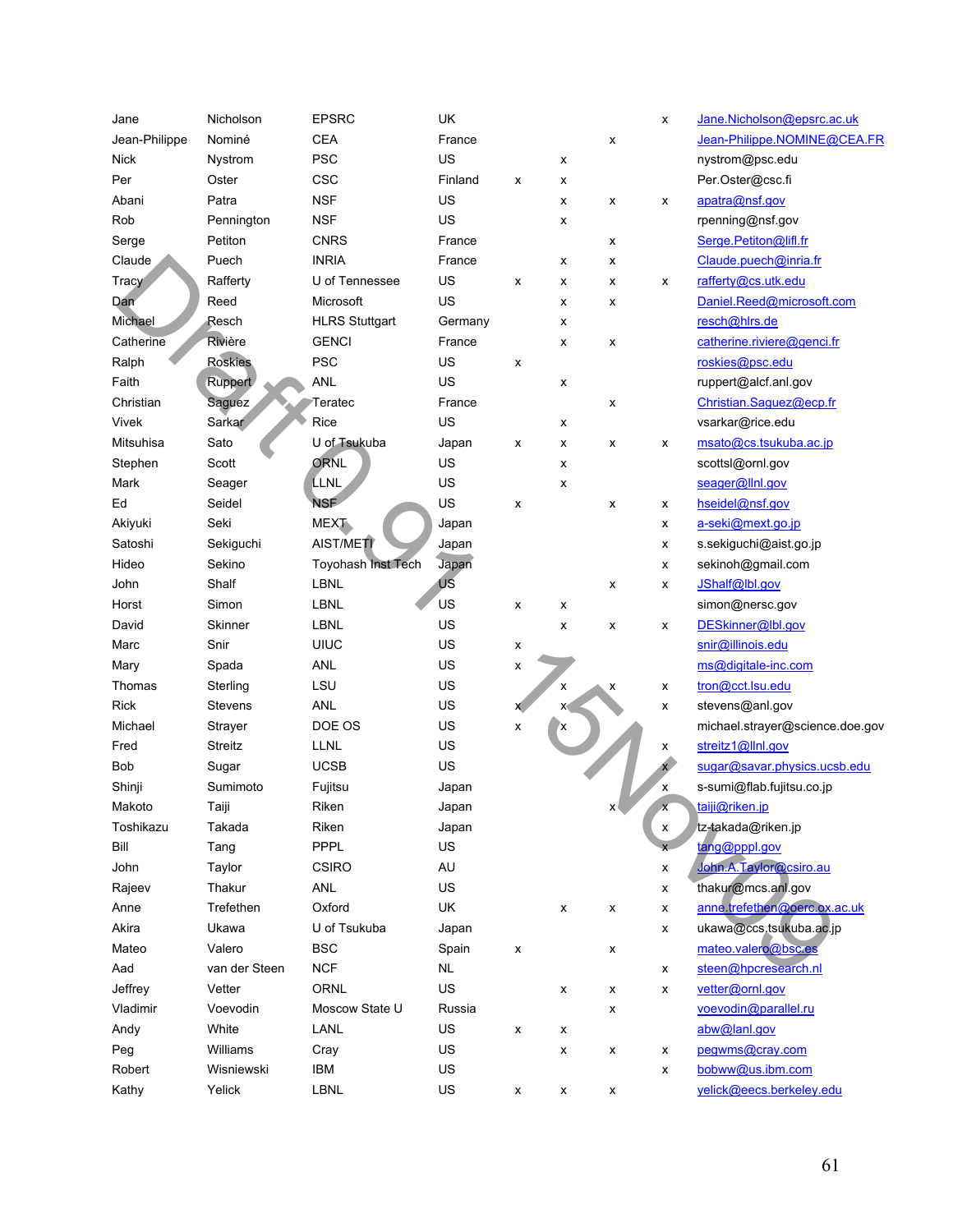| | | | | | | | | |
|---|---|---|---|---|---|---|---|---|
| Jane | Nicholson | EPSRC | UK | | | | x | Jane.Nicholson@epsrc.ac.uk |
| Jean-Philippe | Nominé | CEA | France | | | x | | Jean-Philippe.NOMINE@CEA.FR |
| Nick | Nystrom | PSC | US | | x | | | nystrom@psc.edu |
| Per | Oster | CSC | Finland | x | x | | | Per.Oster@csc.fi |
| Abani | Patra | NSF | US | | x | x | x | apatra@nsf.gov |
| Rob | Pennington | NSF | US | | x | | | rpenning@nsf.gov |
| Serge | Petiton | CNRS | France | | | x | | Serge.Petiton@lifl.fr |
| Claude | Puech | INRIA | France | | x | x | | Claude.puech@inria.fr |
| Tracy | Rafferty | U of Tennessee | US | x | x | x | x | rafferty@cs.utk.edu |
| Dan | Reed | Microsoft | US | | x | x | | Daniel.Reed@microsoft.com |
| Michael | Resch | HLRS Stuttgart | Germany | | x | | | resch@hlrs.de |
| Catherine | Rivière | GENCI | France | | x | x | | catherine.riviere@genci.fr |
| Ralph | Roskies | PSC | US | x | | | | roskies@psc.edu |
| Faith | Ruppert | ANL | US | | x | | | ruppert@alcf.anl.gov |
| Christian | Saguez | Teratec | France | | | x | | Christian.Saguez@ecp.fr |
| Vivek | Sarkar | Rice | US | | x | | | vsarkar@rice.edu |
| Mitsuhisa | Sato | U of Tsukuba | Japan | x | x | x | x | msato@cs.tsukuba.ac.jp |
| Stephen | Scott | ORNL | US | | x | | | scottsl@ornl.gov |
| Mark | Seager | LLNL | US | | x | | | seager@llnl.gov |
| Ed | Seidel | NSF | US | x | | x | x | hseidel@nsf.gov |
| Akiyuki | Seki | MEXT | Japan | | | | x | a-seki@mext.go.jp |
| Satoshi | Sekiguchi | AIST/METI | Japan | | | | x | s.sekiguchi@aist.go.jp |
| Hideo | Sekino | Toyohash Inst Tech | Japan | | | | x | sekinoh@gmail.com |
| John | Shalf | LBNL | US | | | x | x | JShalf@lbl.gov |
| Horst | Simon | LBNL | US | x | x | | | simon@nersc.gov |
| David | Skinner | LBNL | US | | x | x | x | DESkinner@lbl.gov |
| Marc | Snir | UIUC | US | x | | | | snir@illinois.edu |
| Mary | Spada | ANL | US | x | | | | ms@digitale-inc.com |
| Thomas | Sterling | LSU | US | | x | x | x | tron@cct.lsu.edu |
| Rick | Stevens | ANL | US | x | x | | x | stevens@anl.gov |
| Michael | Strayer | DOE OS | US | x | x | | | michael.strayer@science.doe.gov |
| Fred | Streitz | LLNL | US | | | | x | streitz1@llnl.gov |
| Bob | Sugar | UCSB | US | | | | x | sugar@savar.physics.ucsb.edu |
| Shinji | Sumimoto | Fujitsu | Japan | | | | x | s-sumi@flab.fujitsu.co.jp |
| Makoto | Taiji | Riken | Japan | | | x | x | taiji@riken.jp |
| Toshikazu | Takada | Riken | Japan | | | | x | tz-takada@riken.jp |
| Bill | Tang | PPPL | US | | | | x | tang@pppl.gov |
| John | Taylor | CSIRO | AU | | | | x | John.A.Taylor@csiro.au |
| Rajeev | Thakur | ANL | US | | | | x | thakur@mcs.anl.gov |
| Anne | Trefethen | Oxford | UK | | x | x | x | anne.trefethen@oerc.ox.ac.uk |
| Akira | Ukawa | U of Tsukuba | Japan | | | | x | ukawa@ccs.tsukuba.ac.jp |
| Mateo | Valero | BSC | Spain | x | | x | | mateo.valero@bsc.es |
| Aad | van der Steen | NCF | NL | | | | x | steen@hpcresearch.nl |
| Jeffrey | Vetter | ORNL | US | | x | x | x | vetter@ornl.gov |
| Vladimir | Voevodin | Moscow State U | Russia | | | x | | voevodin@parallel.ru |
| Andy | White | LANL | US | x | x | | | abw@lanl.gov |
| Peg | Williams | Cray | US | | x | x | x | pegwms@cray.com |
| Robert | Wisniewski | IBM | US | | | | x | bobww@us.ibm.com |
| Kathy | Yelick | LBNL | US | x | x | x | | yelick@eecs.berkeley.edu |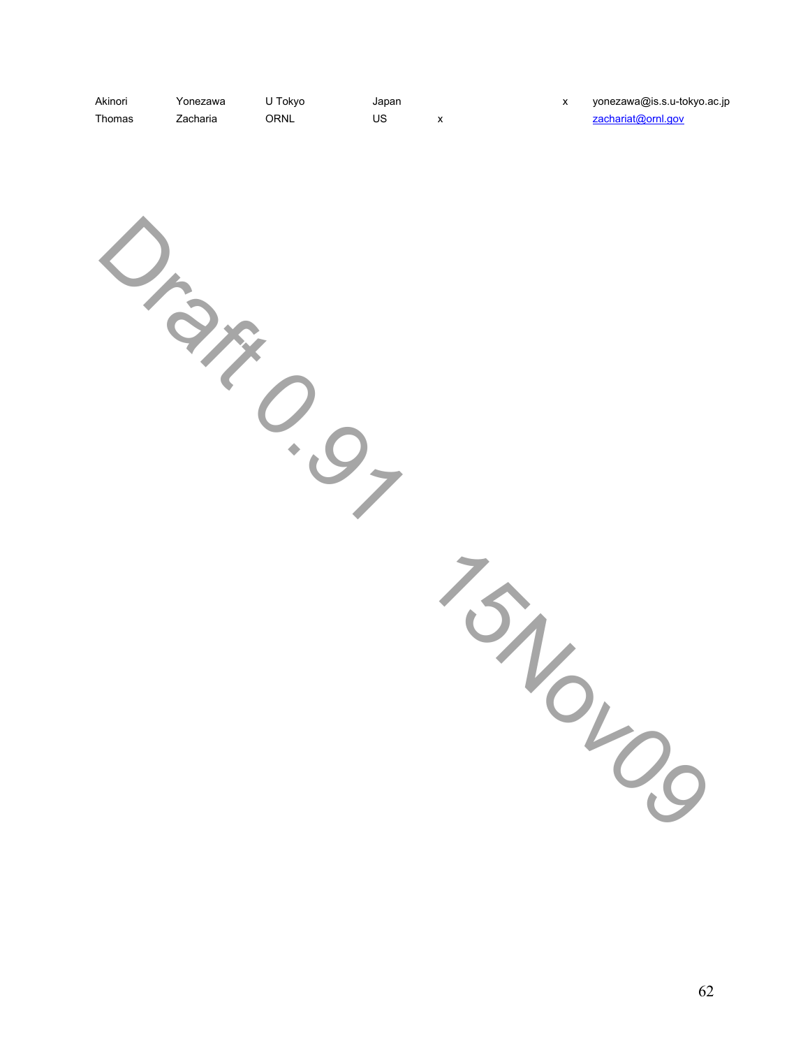| | | | | | | |
|---|---|---|---|---|---|---|
| Akinori | Yonezawa | U Tokyo | Japan | | x | yonezawa@is.s.u-tokyo.ac.jp |
| Thomas | Zacharia | ORNL | US | x | | zachariat@ornl.gov |

Draft 0.91 15Nov09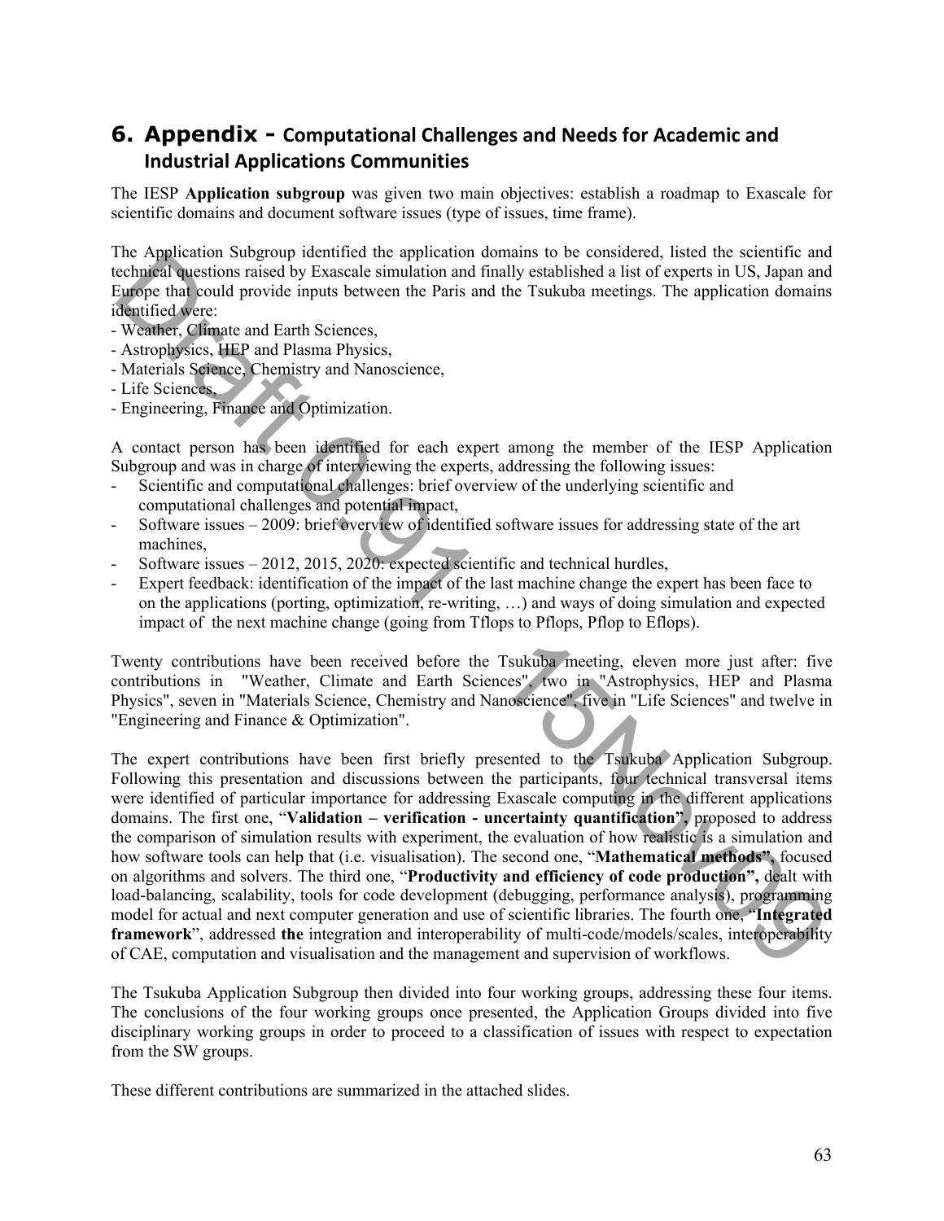# 6. Appendix - Computational Challenges and Needs for Academic and Industrial Applications Communities

The IESP **Application subgroup** was given two main objectives: establish a roadmap to Exascale for scientific domains and document software issues (type of issues, time frame).

The Application Subgroup identified the application domains to be considered, listed the scientific and technical questions raised by Exascale simulation and finally established a list of experts in US, Japan and Europe that could provide inputs between the Paris and the Tsukuba meetings. The application domains identified were:

- Weather, Climate and Earth Sciences,
- Astrophysics, HEP and Plasma Physics,
- Materials Science, Chemistry and Nanoscience,
- Life Sciences,
- Engineering, Finance and Optimization.

A contact person has been identified for each expert among the member of the IESP Application Subgroup and was in charge of interviewing the experts, addressing the following issues:

- Scientific and computational challenges: brief overview of the underlying scientific and computational challenges and potential impact,
- Software issues – 2009: brief overview of identified software issues for addressing state of the art machines,
- Software issues – 2012, 2015, 2020: expected scientific and technical hurdles,
- Expert feedback: identification of the impact of the last machine change the expert has been face to on the applications (porting, optimization, re-writing, …) and ways of doing simulation and expected impact of the next machine change (going from Tflops to Pflops, Pflop to Eflops).

Twenty contributions have been received before the Tsukuba meeting, eleven more just after: five contributions in "Weather, Climate and Earth Sciences", two in "Astrophysics, HEP and Plasma Physics", seven in "Materials Science, Chemistry and Nanoscience", five in "Life Sciences" and twelve in "Engineering and Finance & Optimization".

The expert contributions have been first briefly presented to the Tsukuba Application Subgroup. Following this presentation and discussions between the participants, four technical transversal items were identified of particular importance for addressing Exascale computing in the different applications domains. The first one, "**Validation – verification - uncertainty quantification"**, proposed to address the comparison of simulation results with experiment, the evaluation of how realistic is a simulation and how software tools can help that (i.e. visualisation). The second one, "**Mathematical methods"**, focused on algorithms and solvers. The third one, "**Productivity and efficiency of code production",** dealt with load-balancing, scalability, tools for code development (debugging, performance analysis), programming model for actual and next computer generation and use of scientific libraries. The fourth one, "**Integrated framework**", addressed **the** integration and interoperability of multi-code/models/scales, interoperability of CAE, computation and visualisation and the management and supervision of workflows.

The Tsukuba Application Subgroup then divided into four working groups, addressing these four items. The conclusions of the four working groups once presented, the Application Groups divided into five disciplinary working groups in order to proceed to a classification of issues with respect to expectation from the SW groups.

These different contributions are summarized in the attached slides.